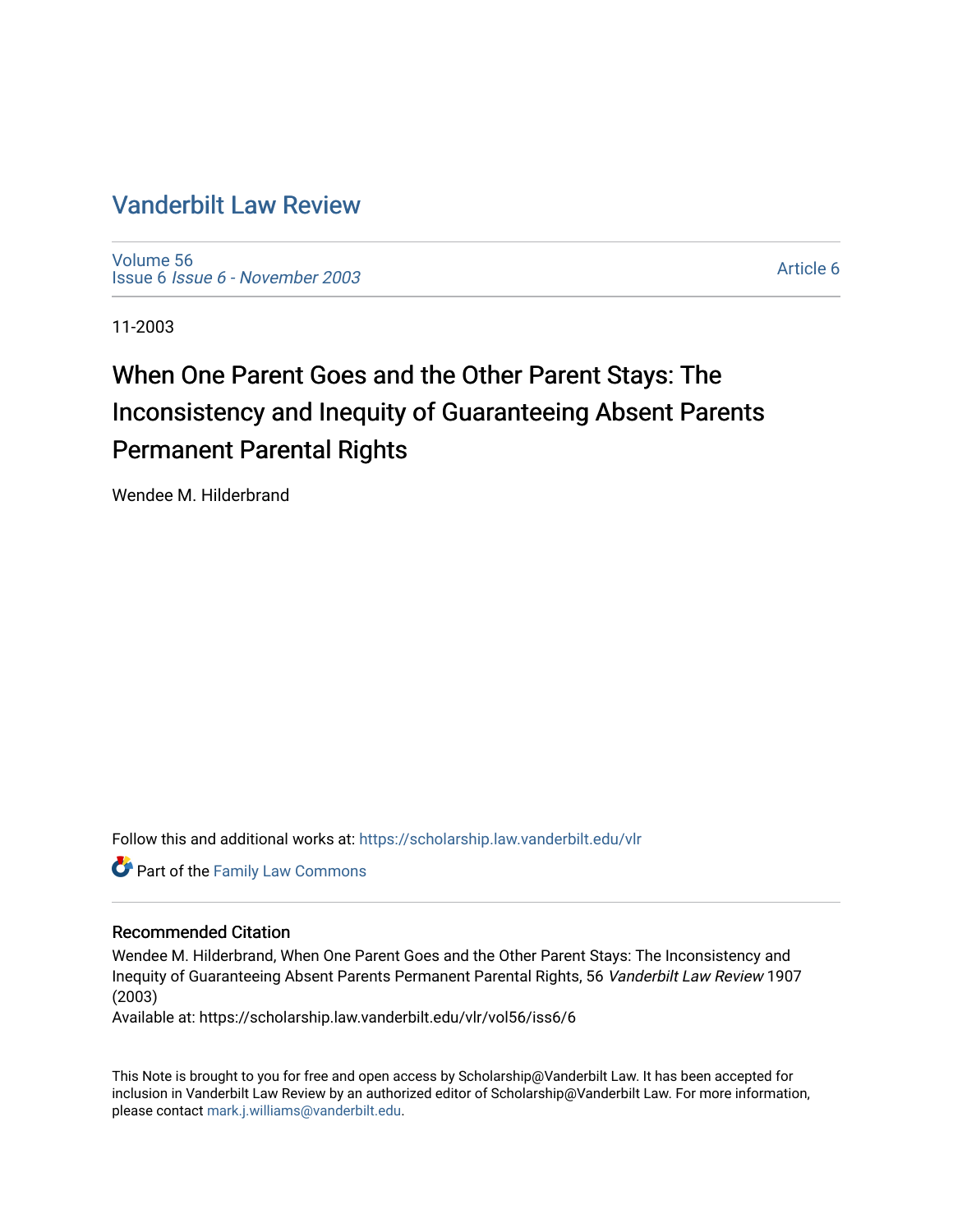# Vanderbilt Law Review

Volume 56
Issue 6 *Issue 6 - November 2003*

Article 6

11-2003

## When One Parent Goes and the Other Parent Stays: The Inconsistency and Inequity of Guaranteeing Absent Parents Permanent Parental Rights

Wendee M. Hilderbrand

Follow this and additional works at: https://scholarship.law.vanderbilt.edu/vlr

Part of the Family Law Commons

### Recommended Citation

Wendee M. Hilderbrand, When One Parent Goes and the Other Parent Stays: The Inconsistency and Inequity of Guaranteeing Absent Parents Permanent Parental Rights, 56 *Vanderbilt Law Review* 1907 (2003)
Available at: https://scholarship.law.vanderbilt.edu/vlr/vol56/iss6/6

This Note is brought to you for free and open access by Scholarship@Vanderbilt Law. It has been accepted for inclusion in Vanderbilt Law Review by an authorized editor of Scholarship@Vanderbilt Law. For more information, please contact mark.j.williams@vanderbilt.edu.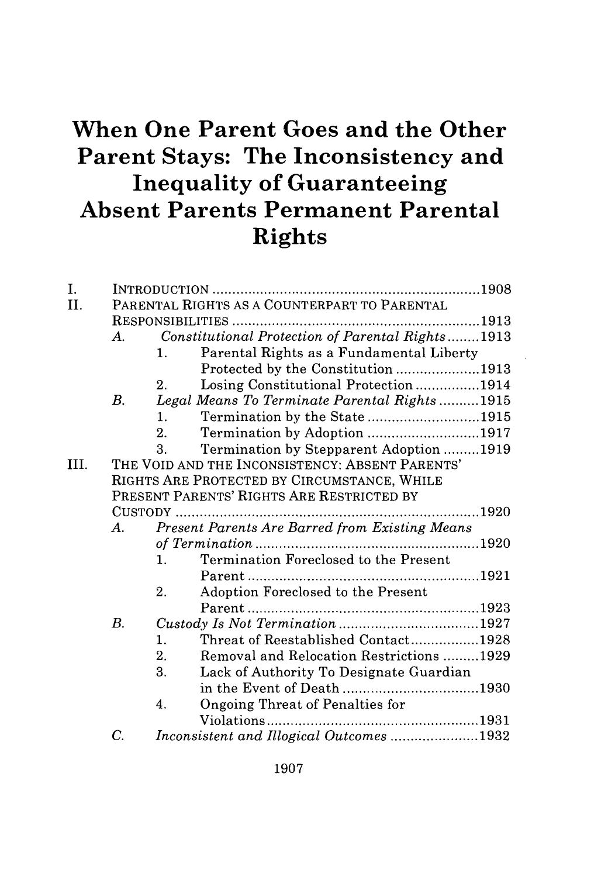# When One Parent Goes and the Other Parent Stays: The Inconsistency and Inequality of Guaranteeing Absent Parents Permanent Parental Rights

I. INTRODUCTION ..... 1908

II. PARENTAL RIGHTS AS A COUNTERPART TO PARENTAL RESPONSIBILITIES ..... 1913

- A. *Constitutional Protection of Parental Rights* ..... 1913
  1. Parental Rights as a Fundamental Liberty Protected by the Constitution ..... 1913
  2. Losing Constitutional Protection ..... 1914
- B. *Legal Means To Terminate Parental Rights* ..... 1915
  1. Termination by the State ..... 1915
  2. Termination by Adoption ..... 1917
  3. Termination by Stepparent Adoption ..... 1919

III. THE VOID AND THE INCONSISTENCY: ABSENT PARENTS' RIGHTS ARE PROTECTED BY CIRCUMSTANCE, WHILE PRESENT PARENTS' RIGHTS ARE RESTRICTED BY CUSTODY ..... 1920

- A. *Present Parents Are Barred from Existing Means of Termination* ..... 1920
  1. Termination Foreclosed to the Present Parent ..... 1921
  2. Adoption Foreclosed to the Present Parent ..... 1923
- B. *Custody Is Not Termination* ..... 1927
  1. Threat of Reestablished Contact ..... 1928
  2. Removal and Relocation Restrictions ..... 1929
  3. Lack of Authority To Designate Guardian in the Event of Death ..... 1930
  4. Ongoing Threat of Penalties for Violations ..... 1931
- C. *Inconsistent and Illogical Outcomes* ..... 1932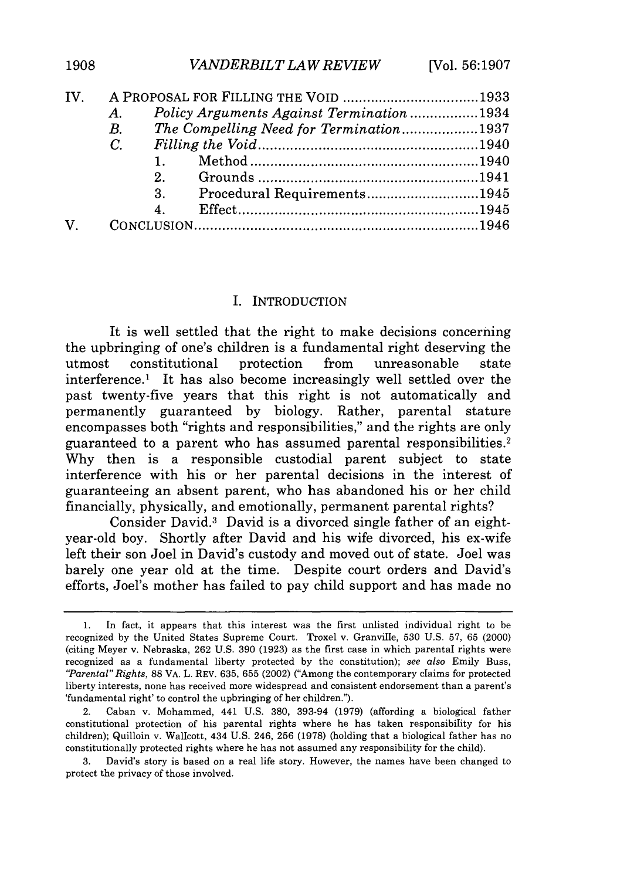| | | | |
|---|---|---|---|
| IV. | A PROPOSAL FOR FILLING THE VOID | | 1933 |
| | *A.* | *Policy Arguments Against Termination* | 1934 |
| | *B.* | *The Compelling Need for Termination* | 1937 |
| | *C.* | *Filling the Void* | 1940 |
| | | 1. Method | 1940 |
| | | 2. Grounds | 1941 |
| | | 3. Procedural Requirements | 1945 |
| | | 4. Effect | 1945 |
| V. | CONCLUSION | | 1946 |

## I. INTRODUCTION

It is well settled that the right to make decisions concerning the upbringing of one's children is a fundamental right deserving the utmost constitutional protection from unreasonable state interference.[1] It has also become increasingly well settled over the past twenty-five years that this right is not automatically and permanently guaranteed by biology. Rather, parental stature encompasses both "rights and responsibilities," and the rights are only guaranteed to a parent who has assumed parental responsibilities.[2] Why then is a responsible custodial parent subject to state interference with his or her parental decisions in the interest of guaranteeing an absent parent, who has abandoned his or her child financially, physically, and emotionally, permanent parental rights?

Consider David.[3] David is a divorced single father of an eight-year-old boy. Shortly after David and his wife divorced, his ex-wife left their son Joel in David's custody and moved out of state. Joel was barely one year old at the time. Despite court orders and David's efforts, Joel's mother has failed to pay child support and has made no

---

1. In fact, it appears that this interest was the first unlisted individual right to be recognized by the United States Supreme Court. Troxel v. Granville, 530 U.S. 57, 65 (2000) (citing Meyer v. Nebraska, 262 U.S. 390 (1923) as the first case in which parental rights were recognized as a fundamental liberty protected by the constitution); *see also* Emily Buss, *"Parental" Rights*, 88 VA. L. REV. 635, 655 (2002) ("Among the contemporary claims for protected liberty interests, none has received more widespread and consistent endorsement than a parent's 'fundamental right' to control the upbringing of her children.").

2. Caban v. Mohammed, 441 U.S. 380, 393-94 (1979) (affording a biological father constitutional protection of his parental rights where he has taken responsibility for his children); Quilloin v. Wallcott, 434 U.S. 246, 256 (1978) (holding that a biological father has no constitutionally protected rights where he has not assumed any responsibility for the child).

3. David's story is based on a real life story. However, the names have been changed to protect the privacy of those involved.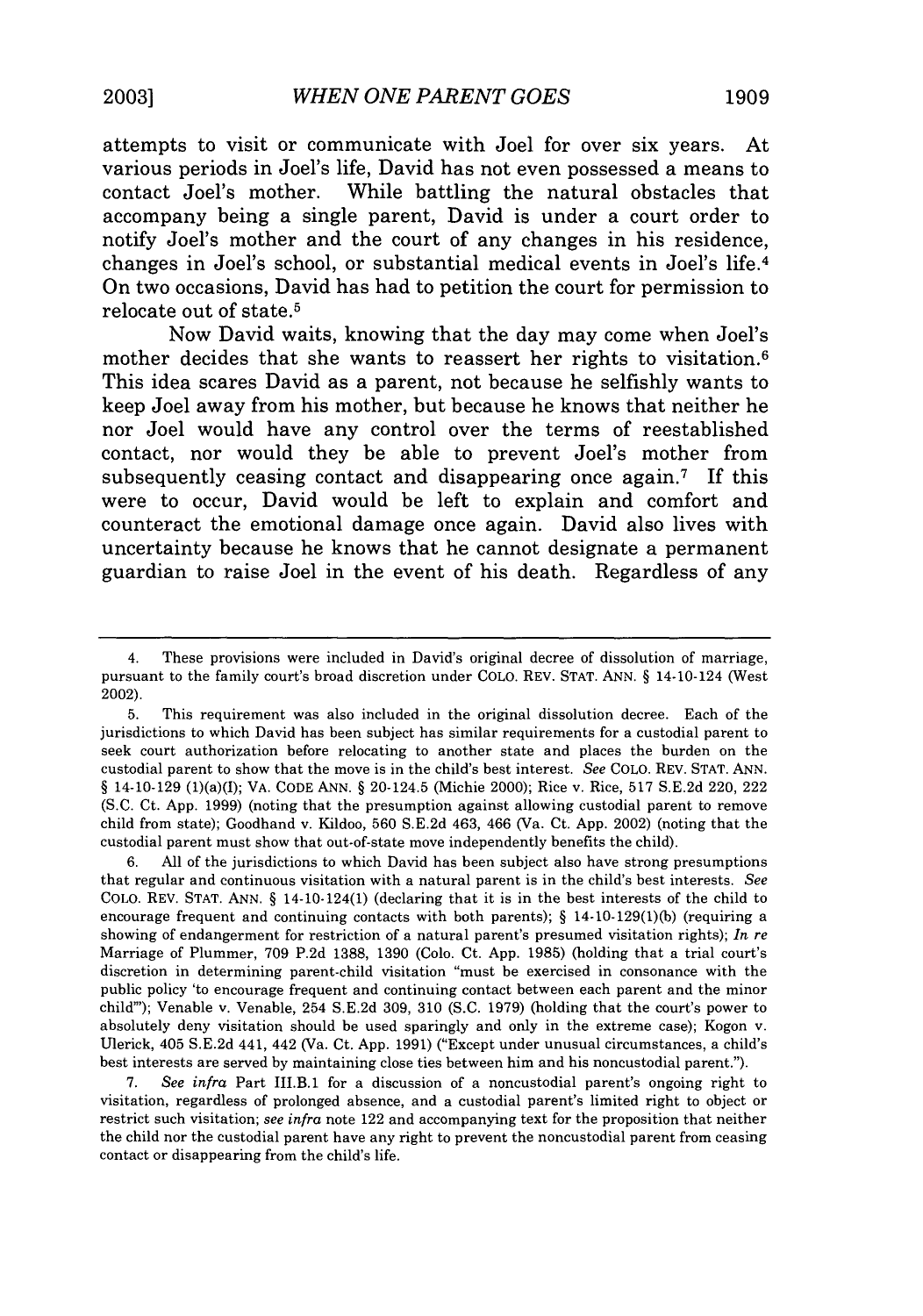attempts to visit or communicate with Joel for over six years. At various periods in Joel's life, David has not even possessed a means to contact Joel's mother. While battling the natural obstacles that accompany being a single parent, David is under a court order to notify Joel's mother and the court of any changes in his residence, changes in Joel's school, or substantial medical events in Joel's life.[4] On two occasions, David has had to petition the court for permission to relocate out of state.[5]

Now David waits, knowing that the day may come when Joel's mother decides that she wants to reassert her rights to visitation.[6] This idea scares David as a parent, not because he selfishly wants to keep Joel away from his mother, but because he knows that neither he nor Joel would have any control over the terms of reestablished contact, nor would they be able to prevent Joel's mother from subsequently ceasing contact and disappearing once again.[7] If this were to occur, David would be left to explain and comfort and counteract the emotional damage once again. David also lives with uncertainty because he knows that he cannot designate a permanent guardian to raise Joel in the event of his death. Regardless of any

---

4. These provisions were included in David's original decree of dissolution of marriage, pursuant to the family court's broad discretion under COLO. REV. STAT. ANN. § 14-10-124 (West 2002).

5. This requirement was also included in the original dissolution decree. Each of the jurisdictions to which David has been subject has similar requirements for a custodial parent to seek court authorization before relocating to another state and places the burden on the custodial parent to show that the move is in the child's best interest. *See* COLO. REV. STAT. ANN. § 14-10-129 (1)(a)(I); VA. CODE ANN. § 20-124.5 (Michie 2000); Rice v. Rice, 517 S.E.2d 220, 222 (S.C. Ct. App. 1999) (noting that the presumption against allowing custodial parent to remove child from state); Goodhand v. Kildoo, 560 S.E.2d 463, 466 (Va. Ct. App. 2002) (noting that the custodial parent must show that out-of-state move independently benefits the child).

6. All of the jurisdictions to which David has been subject also have strong presumptions that regular and continuous visitation with a natural parent is in the child's best interests. *See* COLO. REV. STAT. ANN. § 14-10-124(1) (declaring that it is in the best interests of the child to encourage frequent and continuing contacts with both parents); § 14-10-129(1)(b) (requiring a showing of endangerment for restriction of a natural parent's presumed visitation rights); *In re* Marriage of Plummer, 709 P.2d 1388, 1390 (Colo. Ct. App. 1985) (holding that a trial court's discretion in determining parent-child visitation "must be exercised in consonance with the public policy 'to encourage frequent and continuing contact between each parent and the minor child'"); Venable v. Venable, 254 S.E.2d 309, 310 (S.C. 1979) (holding that the court's power to absolutely deny visitation should be used sparingly and only in the extreme case); Kogon v. Ulerick, 405 S.E.2d 441, 442 (Va. Ct. App. 1991) ("Except under unusual circumstances, a child's best interests are served by maintaining close ties between him and his noncustodial parent.").

7. *See infra* Part III.B.1 for a discussion of a noncustodial parent's ongoing right to visitation, regardless of prolonged absence, and a custodial parent's limited right to object or restrict such visitation; *see infra* note 122 and accompanying text for the proposition that neither the child nor the custodial parent have any right to prevent the noncustodial parent from ceasing contact or disappearing from the child's life.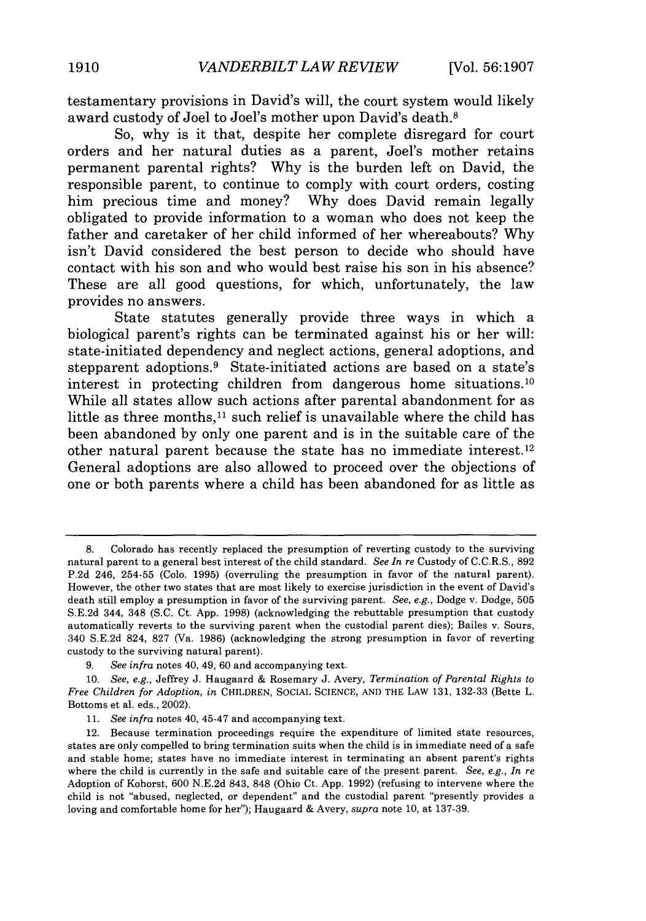testamentary provisions in David's will, the court system would likely award custody of Joel to Joel's mother upon David's death.[8]

So, why is it that, despite her complete disregard for court orders and her natural duties as a parent, Joel's mother retains permanent parental rights? Why is the burden left on David, the responsible parent, to continue to comply with court orders, costing him precious time and money? Why does David remain legally obligated to provide information to a woman who does not keep the father and caretaker of her child informed of her whereabouts? Why isn't David considered the best person to decide who should have contact with his son and who would best raise his son in his absence? These are all good questions, for which, unfortunately, the law provides no answers.

State statutes generally provide three ways in which a biological parent's rights can be terminated against his or her will: state-initiated dependency and neglect actions, general adoptions, and stepparent adoptions.[9] State-initiated actions are based on a state's interest in protecting children from dangerous home situations.[10] While all states allow such actions after parental abandonment for as little as three months,[11] such relief is unavailable where the child has been abandoned by only one parent and is in the suitable care of the other natural parent because the state has no immediate interest.[12] General adoptions are also allowed to proceed over the objections of one or both parents where a child has been abandoned for as little as

---

8. Colorado has recently replaced the presumption of reverting custody to the surviving natural parent to a general best interest of the child standard. *See In re* Custody of C.C.R.S., 892 P.2d 246, 254-55 (Colo. 1995) (overruling the presumption in favor of the natural parent). However, the other two states that are most likely to exercise jurisdiction in the event of David's death still employ a presumption in favor of the surviving parent. *See, e.g.*, Dodge v. Dodge, 505 S.E.2d 344, 348 (S.C. Ct. App. 1998) (acknowledging the rebuttable presumption that custody automatically reverts to the surviving parent when the custodial parent dies); Bailes v. Sours, 340 S.E.2d 824, 827 (Va. 1986) (acknowledging the strong presumption in favor of reverting custody to the surviving natural parent).

9. *See infra* notes 40, 49, 60 and accompanying text.

10. *See, e.g.*, Jeffrey J. Haugaard & Rosemary J. Avery, *Termination of Parental Rights to Free Children for Adoption*, *in* CHILDREN, SOCIAL SCIENCE, AND THE LAW 131, 132-33 (Bette L. Bottoms et al. eds., 2002).

11. *See infra* notes 40, 45-47 and accompanying text.

12. Because termination proceedings require the expenditure of limited state resources, states are only compelled to bring termination suits when the child is in immediate need of a safe and stable home; states have no immediate interest in terminating an absent parent's rights where the child is currently in the safe and suitable care of the present parent. *See, e.g.*, *In re* Adoption of Kohorst, 600 N.E.2d 843, 848 (Ohio Ct. App. 1992) (refusing to intervene where the child is not "abused, neglected, or dependent" and the custodial parent "presently provides a loving and comfortable home for her"); Haugaard & Avery, *supra* note 10, at 137-39.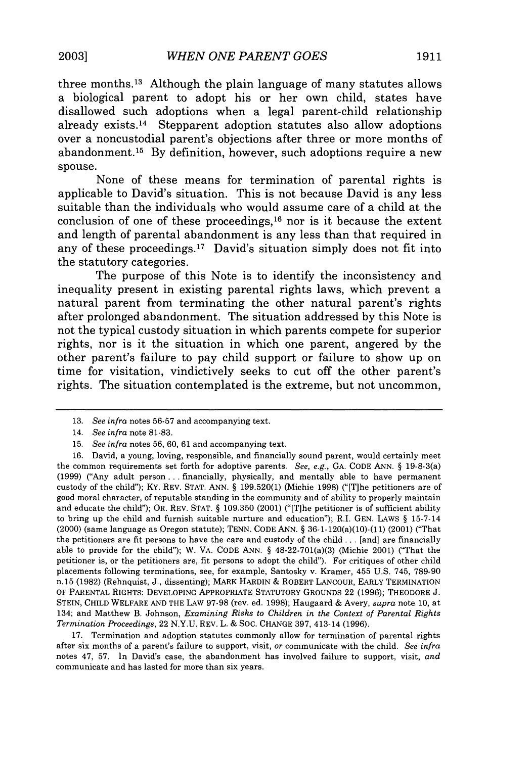three months.[13] Although the plain language of many statutes allows a biological parent to adopt his or her own child, states have disallowed such adoptions when a legal parent-child relationship already exists.[14] Stepparent adoption statutes also allow adoptions over a noncustodial parent's objections after three or more months of abandonment.[15] By definition, however, such adoptions require a new spouse.

None of these means for termination of parental rights is applicable to David's situation. This is not because David is any less suitable than the individuals who would assume care of a child at the conclusion of one of these proceedings,[16] nor is it because the extent and length of parental abandonment is any less than that required in any of these proceedings.[17] David's situation simply does not fit into the statutory categories.

The purpose of this Note is to identify the inconsistency and inequality present in existing parental rights laws, which prevent a natural parent from terminating the other natural parent's rights after prolonged abandonment. The situation addressed by this Note is not the typical custody situation in which parents compete for superior rights, nor is it the situation in which one parent, angered by the other parent's failure to pay child support or failure to show up on time for visitation, vindictively seeks to cut off the other parent's rights. The situation contemplated is the extreme, but not uncommon,

---

13. *See infra* notes 56-57 and accompanying text.

14. *See infra* note 81-83.

15. *See infra* notes 56, 60, 61 and accompanying text.

16. David, a young, loving, responsible, and financially sound parent, would certainly meet the common requirements set forth for adoptive parents. *See, e.g.*, GA. CODE ANN. § 19-8-3(a) (1999) ("Any adult person . . . financially, physically, and mentally able to have permanent custody of the child"); KY. REV. STAT. ANN. § 199.520(1) (Michie 1998) ("[T]he petitioners are of good moral character, of reputable standing in the community and of ability to properly maintain and educate the child"); OR. REV. STAT. § 109.350 (2001) ("[T]he petitioner is of sufficient ability to bring up the child and furnish suitable nurture and education"); R.I. GEN. LAWS § 15-7-14 (2000) (same language as Oregon statute); TENN. CODE ANN. § 36-1-120(a)(10)-(11) (2001) ("That the petitioners are fit persons to have the care and custody of the child . . . [and] are financially able to provide for the child"); W. VA. CODE ANN. § 48-22-701(a)(3) (Michie 2001) ("That the petitioner is, or the petitioners are, fit persons to adopt the child"). For critiques of other child placements following terminations, see, for example, Santosky v. Kramer, 455 U.S. 745, 789-90 n.15 (1982) (Rehnquist, J., dissenting); MARK HARDIN & ROBERT LANCOUR, EARLY TERMINATION OF PARENTAL RIGHTS: DEVELOPING APPROPRIATE STATUTORY GROUNDS 22 (1996); THEODORE J. STEIN, CHILD WELFARE AND THE LAW 97-98 (rev. ed. 1998); Haugaard & Avery, *supra* note 10, at 134; and Matthew B. Johnson, *Examining Risks to Children in the Context of Parental Rights Termination Proceedings*, 22 N.Y.U. REV. L. & SOC. CHANGE 397, 413-14 (1996).

17. Termination and adoption statutes commonly allow for termination of parental rights after six months of a parent's failure to support, visit, *or* communicate with the child. *See infra* notes 47, 57. In David's case, the abandonment has involved failure to support, visit, *and* communicate and has lasted for more than six years.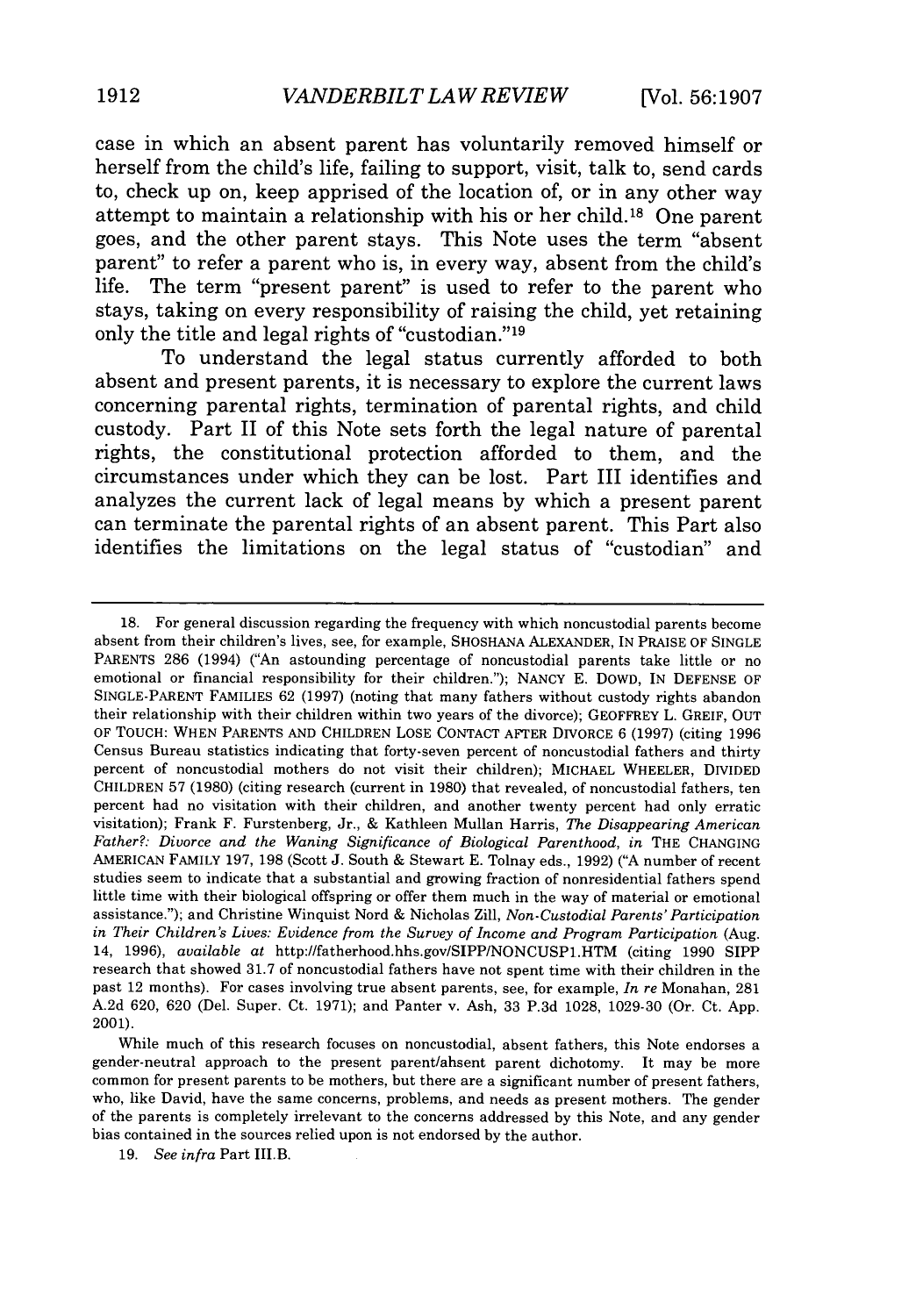case in which an absent parent has voluntarily removed himself or herself from the child's life, failing to support, visit, talk to, send cards to, check up on, keep apprised of the location of, or in any other way attempt to maintain a relationship with his or her child.[18] One parent goes, and the other parent stays. This Note uses the term "absent parent" to refer a parent who is, in every way, absent from the child's life. The term "present parent" is used to refer to the parent who stays, taking on every responsibility of raising the child, yet retaining only the title and legal rights of "custodian."[19]

To understand the legal status currently afforded to both absent and present parents, it is necessary to explore the current laws concerning parental rights, termination of parental rights, and child custody. Part II of this Note sets forth the legal nature of parental rights, the constitutional protection afforded to them, and the circumstances under which they can be lost. Part III identifies and analyzes the current lack of legal means by which a present parent can terminate the parental rights of an absent parent. This Part also identifies the limitations on the legal status of "custodian" and

---

18. For general discussion regarding the frequency with which noncustodial parents become absent from their children's lives, see, for example, SHOSHANA ALEXANDER, IN PRAISE OF SINGLE PARENTS 286 (1994) ("An astounding percentage of noncustodial parents take little or no emotional or financial responsibility for their children."); NANCY E. DOWD, IN DEFENSE OF SINGLE-PARENT FAMILIES 62 (1997) (noting that many fathers without custody rights abandon their relationship with their children within two years of the divorce); GEOFFREY L. GREIF, OUT OF TOUCH: WHEN PARENTS AND CHILDREN LOSE CONTACT AFTER DIVORCE 6 (1997) (citing 1996 Census Bureau statistics indicating that forty-seven percent of noncustodial fathers and thirty percent of noncustodial mothers do not visit their children); MICHAEL WHEELER, DIVIDED CHILDREN 57 (1980) (citing research (current in 1980) that revealed, of noncustodial fathers, ten percent had no visitation with their children, and another twenty percent had only erratic visitation); Frank F. Furstenberg, Jr., & Kathleen Mullan Harris, *The Disappearing American Father?: Divorce and the Waning Significance of Biological Parenthood*, *in* THE CHANGING AMERICAN FAMILY 197, 198 (Scott J. South & Stewart E. Tolnay eds., 1992) ("A number of recent studies seem to indicate that a substantial and growing fraction of nonresidential fathers spend little time with their biological offspring or offer them much in the way of material or emotional assistance."); and Christine Winquist Nord & Nicholas Zill, *Non-Custodial Parents' Participation in Their Children's Lives: Evidence from the Survey of Income and Program Participation* (Aug. 14, 1996), *available at* http://fatherhood.hhs.gov/SIPP/NONCUSP1.HTM (citing 1990 SIPP research that showed 31.7 of noncustodial fathers have not spent time with their children in the past 12 months). For cases involving true absent parents, see, for example, *In re* Monahan, 281 A.2d 620, 620 (Del. Super. Ct. 1971); and Panter v. Ash, 33 P.3d 1028, 1029-30 (Or. Ct. App. 2001).

While much of this research focuses on noncustodial, absent fathers, this Note endorses a gender-neutral approach to the present parent/absent parent dichotomy. It may be more common for present parents to be mothers, but there are a significant number of present fathers, who, like David, have the same concerns, problems, and needs as present mothers. The gender of the parents is completely irrelevant to the concerns addressed by this Note, and any gender bias contained in the sources relied upon is not endorsed by the author.

19. *See infra* Part III.B.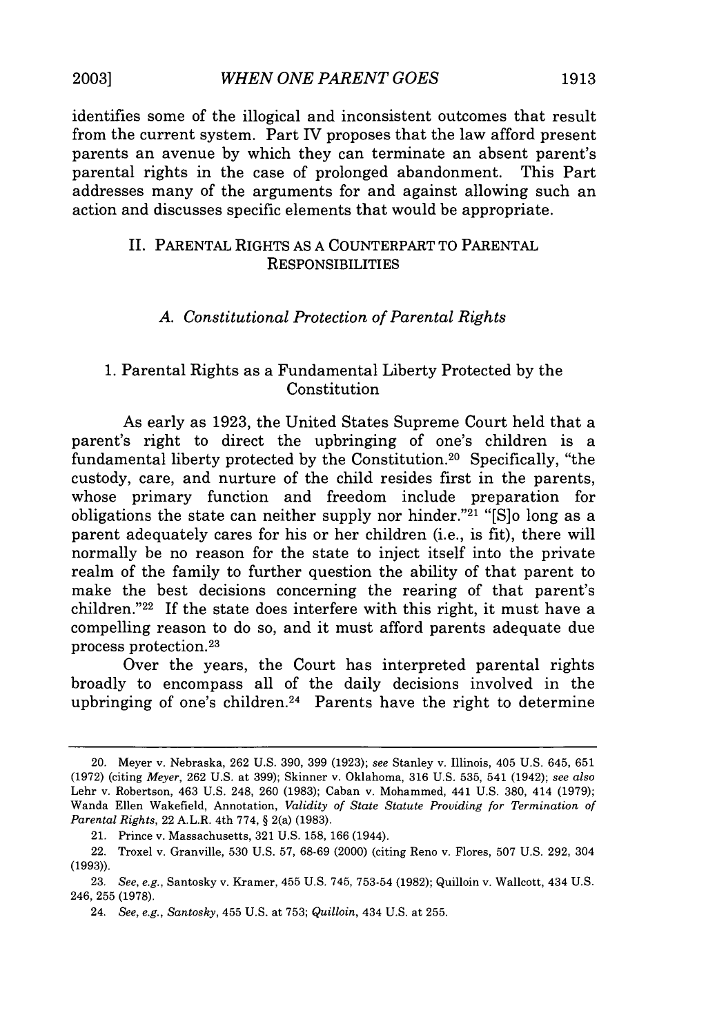identifies some of the illogical and inconsistent outcomes that result from the current system. Part IV proposes that the law afford present parents an avenue by which they can terminate an absent parent's parental rights in the case of prolonged abandonment. This Part addresses many of the arguments for and against allowing such an action and discusses specific elements that would be appropriate.

## II. PARENTAL RIGHTS AS A COUNTERPART TO PARENTAL RESPONSIBILITIES

### *A. Constitutional Protection of Parental Rights*

#### 1. Parental Rights as a Fundamental Liberty Protected by the Constitution

As early as 1923, the United States Supreme Court held that a parent's right to direct the upbringing of one's children is a fundamental liberty protected by the Constitution.[20] Specifically, "the custody, care, and nurture of the child resides first in the parents, whose primary function and freedom include preparation for obligations the state can neither supply nor hinder."[21] "[S]o long as a parent adequately cares for his or her children (i.e., is fit), there will normally be no reason for the state to inject itself into the private realm of the family to further question the ability of that parent to make the best decisions concerning the rearing of that parent's children."[22] If the state does interfere with this right, it must have a compelling reason to do so, and it must afford parents adequate due process protection.[23]

Over the years, the Court has interpreted parental rights broadly to encompass all of the daily decisions involved in the upbringing of one's children.[24] Parents have the right to determine

---

20. Meyer v. Nebraska, 262 U.S. 390, 399 (1923); *see* Stanley v. Illinois, 405 U.S. 645, 651 (1972) (citing *Meyer*, 262 U.S. at 399); Skinner v. Oklahoma, 316 U.S. 535, 541 (1942); *see also* Lehr v. Robertson, 463 U.S. 248, 260 (1983); Caban v. Mohammed, 441 U.S. 380, 414 (1979); Wanda Ellen Wakefield, Annotation, *Validity of State Statute Providing for Termination of Parental Rights*, 22 A.L.R. 4th 774, § 2(a) (1983).

21. Prince v. Massachusetts, 321 U.S. 158, 166 (1944).

22. Troxel v. Granville, 530 U.S. 57, 68-69 (2000) (citing Reno v. Flores, 507 U.S. 292, 304 (1993)).

23. *See, e.g.*, Santosky v. Kramer, 455 U.S. 745, 753-54 (1982); Quilloin v. Wallcott, 434 U.S. 246, 255 (1978).

24. *See, e.g.*, *Santosky*, 455 U.S. at 753; *Quilloin*, 434 U.S. at 255.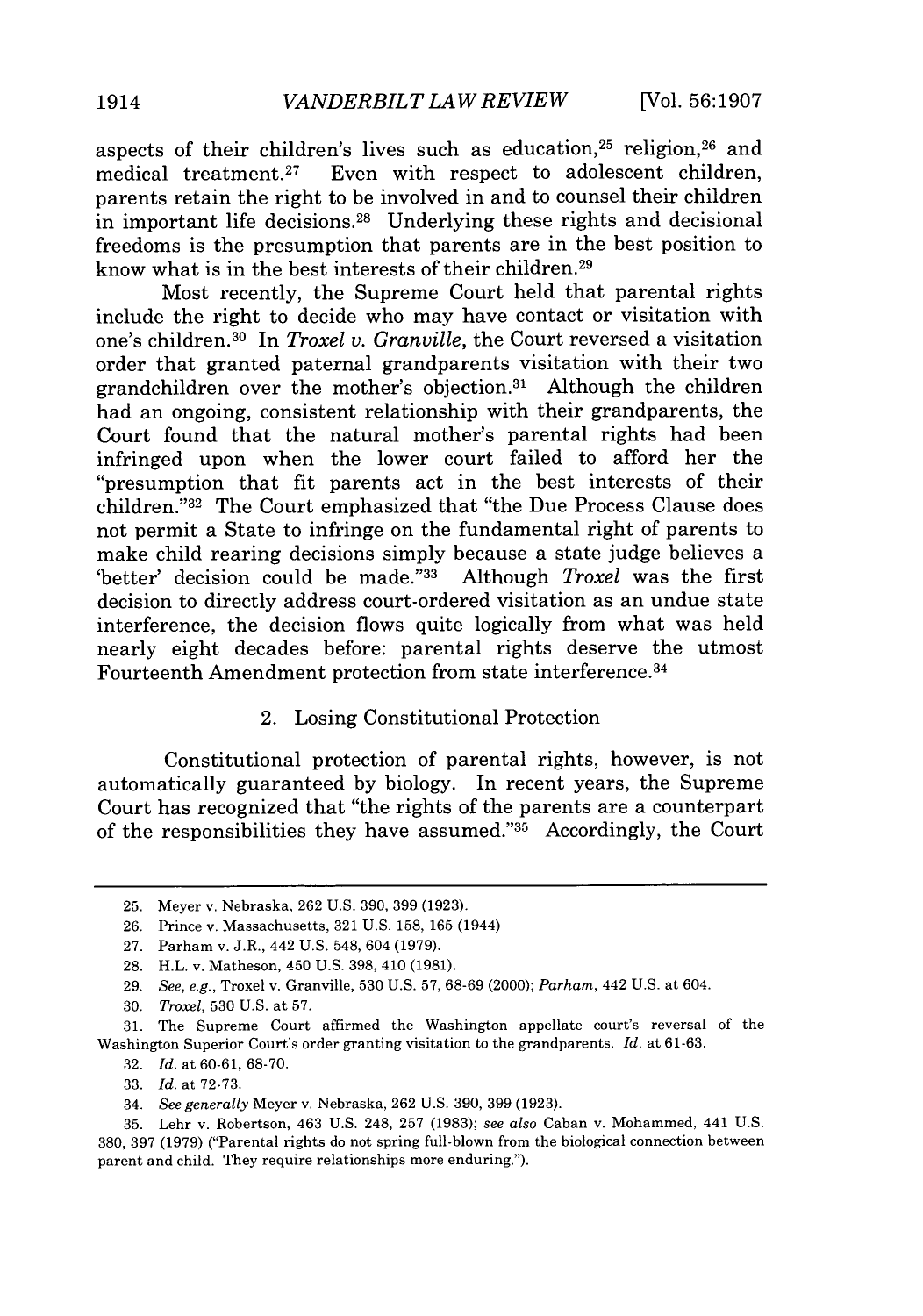aspects of their children's lives such as education,[25] religion,[26] and medical treatment.[27] Even with respect to adolescent children, parents retain the right to be involved in and to counsel their children in important life decisions.[28] Underlying these rights and decisional freedoms is the presumption that parents are in the best position to know what is in the best interests of their children.[29]

Most recently, the Supreme Court held that parental rights include the right to decide who may have contact or visitation with one's children.[30] In *Troxel v. Granville*, the Court reversed a visitation order that granted paternal grandparents visitation with their two grandchildren over the mother's objection.[31] Although the children had an ongoing, consistent relationship with their grandparents, the Court found that the natural mother's parental rights had been infringed upon when the lower court failed to afford her the "presumption that fit parents act in the best interests of their children."[32] The Court emphasized that "the Due Process Clause does not permit a State to infringe on the fundamental right of parents to make child rearing decisions simply because a state judge believes a 'better' decision could be made."[33] Although *Troxel* was the first decision to directly address court-ordered visitation as an undue state interference, the decision flows quite logically from what was held nearly eight decades before: parental rights deserve the utmost Fourteenth Amendment protection from state interference.[34]

### 2. Losing Constitutional Protection

Constitutional protection of parental rights, however, is not automatically guaranteed by biology. In recent years, the Supreme Court has recognized that "the rights of the parents are a counterpart of the responsibilities they have assumed."[35] Accordingly, the Court

---

25. Meyer v. Nebraska, 262 U.S. 390, 399 (1923).

26. Prince v. Massachusetts, 321 U.S. 158, 165 (1944)

27. Parham v. J.R., 442 U.S. 548, 604 (1979).

28. H.L. v. Matheson, 450 U.S. 398, 410 (1981).

29. *See, e.g.*, Troxel v. Granville, 530 U.S. 57, 68-69 (2000); *Parham*, 442 U.S. at 604.

30. *Troxel*, 530 U.S. at 57.

31. The Supreme Court affirmed the Washington appellate court's reversal of the Washington Superior Court's order granting visitation to the grandparents. *Id.* at 61-63.

32. *Id.* at 60-61, 68-70.

33. *Id.* at 72-73.

34. *See generally* Meyer v. Nebraska, 262 U.S. 390, 399 (1923).

35. Lehr v. Robertson, 463 U.S. 248, 257 (1983); *see also* Caban v. Mohammed, 441 U.S. 380, 397 (1979) ("Parental rights do not spring full-blown from the biological connection between parent and child. They require relationships more enduring.").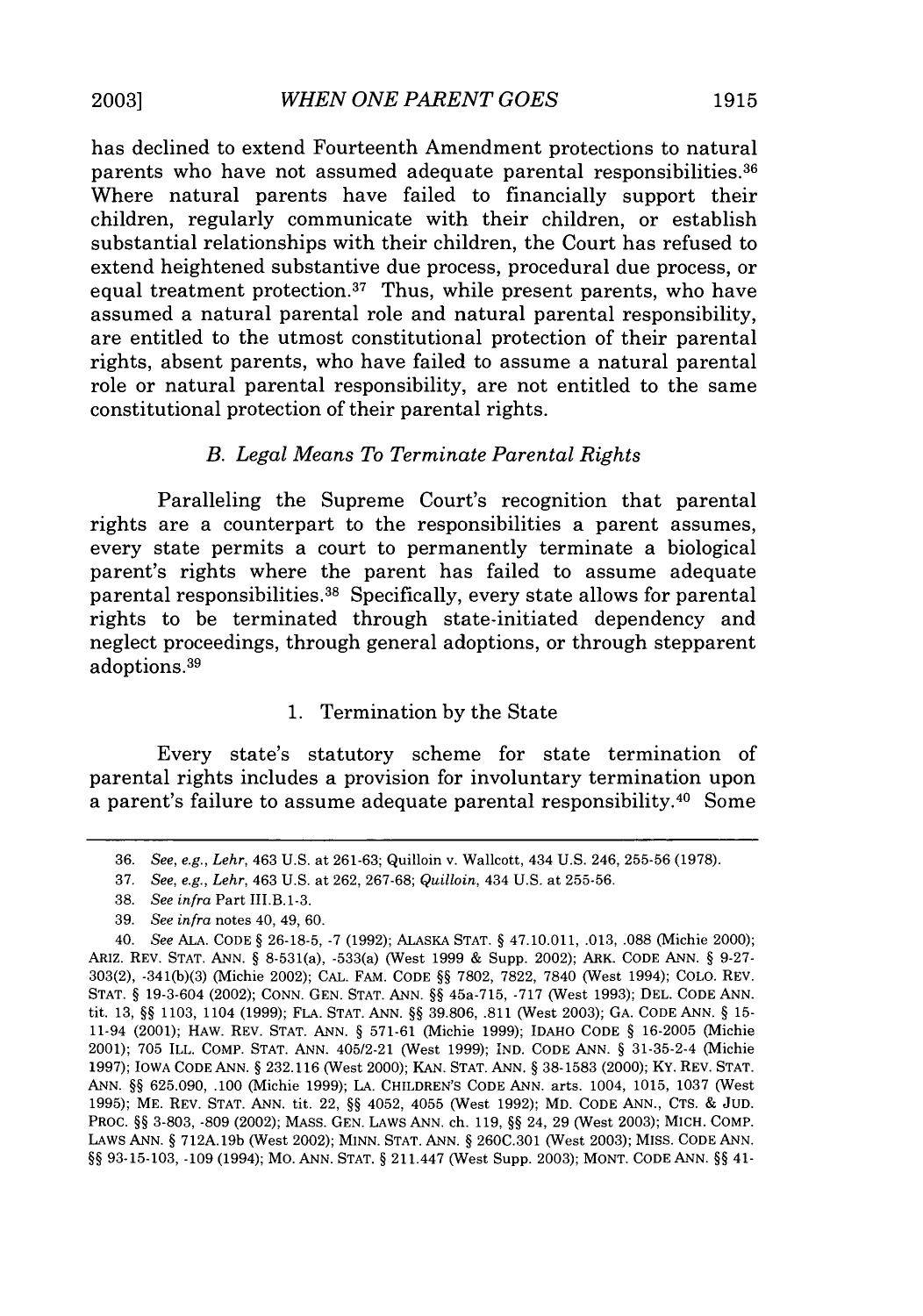has declined to extend Fourteenth Amendment protections to natural parents who have not assumed adequate parental responsibilities.[36] Where natural parents have failed to financially support their children, regularly communicate with their children, or establish substantial relationships with their children, the Court has refused to extend heightened substantive due process, procedural due process, or equal treatment protection.[37] Thus, while present parents, who have assumed a natural parental role and natural parental responsibility, are entitled to the utmost constitutional protection of their parental rights, absent parents, who have failed to assume a natural parental role or natural parental responsibility, are not entitled to the same constitutional protection of their parental rights.

### *B. Legal Means To Terminate Parental Rights*

Paralleling the Supreme Court's recognition that parental rights are a counterpart to the responsibilities a parent assumes, every state permits a court to permanently terminate a biological parent's rights where the parent has failed to assume adequate parental responsibilities.[38] Specifically, every state allows for parental rights to be terminated through state-initiated dependency and neglect proceedings, through general adoptions, or through stepparent adoptions.[39]

#### 1. Termination by the State

Every state's statutory scheme for state termination of parental rights includes a provision for involuntary termination upon a parent's failure to assume adequate parental responsibility.[40] Some

---

36. *See, e.g.*, *Lehr*, 463 U.S. at 261-63; Quilloin v. Wallcott, 434 U.S. 246, 255-56 (1978).

37. *See, e.g.*, *Lehr*, 463 U.S. at 262, 267-68; *Quilloin*, 434 U.S. at 255-56.

38. *See infra* Part III.B.1-3.

39. *See infra* notes 40, 49, 60.

40. *See* ALA. CODE § 26-18-5, -7 (1992); ALASKA STAT. § 47.10.011, .013, .088 (Michie 2000); ARIZ. REV. STAT. ANN. § 8-531(a), -533(a) (West 1999 & Supp. 2002); ARK. CODE ANN. § 9-27-303(2), -341(b)(3) (Michie 2002); CAL. FAM. CODE §§ 7802, 7822, 7840 (West 1994); COLO. REV. STAT. § 19-3-604 (2002); CONN. GEN. STAT. ANN. §§ 45a-715, -717 (West 1993); DEL. CODE ANN. tit. 13, §§ 1103, 1104 (1999); FLA. STAT. ANN. §§ 39.806, .811 (West 2003); GA. CODE ANN. § 15-11-94 (2001); HAW. REV. STAT. ANN. § 571-61 (Michie 1999); IDAHO CODE § 16-2005 (Michie 2001); 705 ILL. COMP. STAT. ANN. 405/2-21 (West 1999); IND. CODE ANN. § 31-35-2-4 (Michie 1997); IOWA CODE ANN. § 232.116 (West 2000); KAN. STAT. ANN. § 38-1583 (2000); KY. REV. STAT. ANN. §§ 625.090, .100 (Michie 1999); LA. CHILDREN'S CODE ANN. arts. 1004, 1015, 1037 (West 1995); ME. REV. STAT. ANN. tit. 22, §§ 4052, 4055 (West 1992); MD. CODE ANN., CTS. & JUD. PROC. §§ 3-803, -809 (2002); MASS. GEN. LAWS ANN. ch. 119, §§ 24, 29 (West 2003); MICH. COMP. LAWS ANN. § 712A.19b (West 2002); MINN. STAT. ANN. § 260C.301 (West 2003); MISS. CODE ANN. §§ 93-15-103, -109 (1994); MO. ANN. STAT. § 211.447 (West Supp. 2003); MONT. CODE ANN. §§ 41-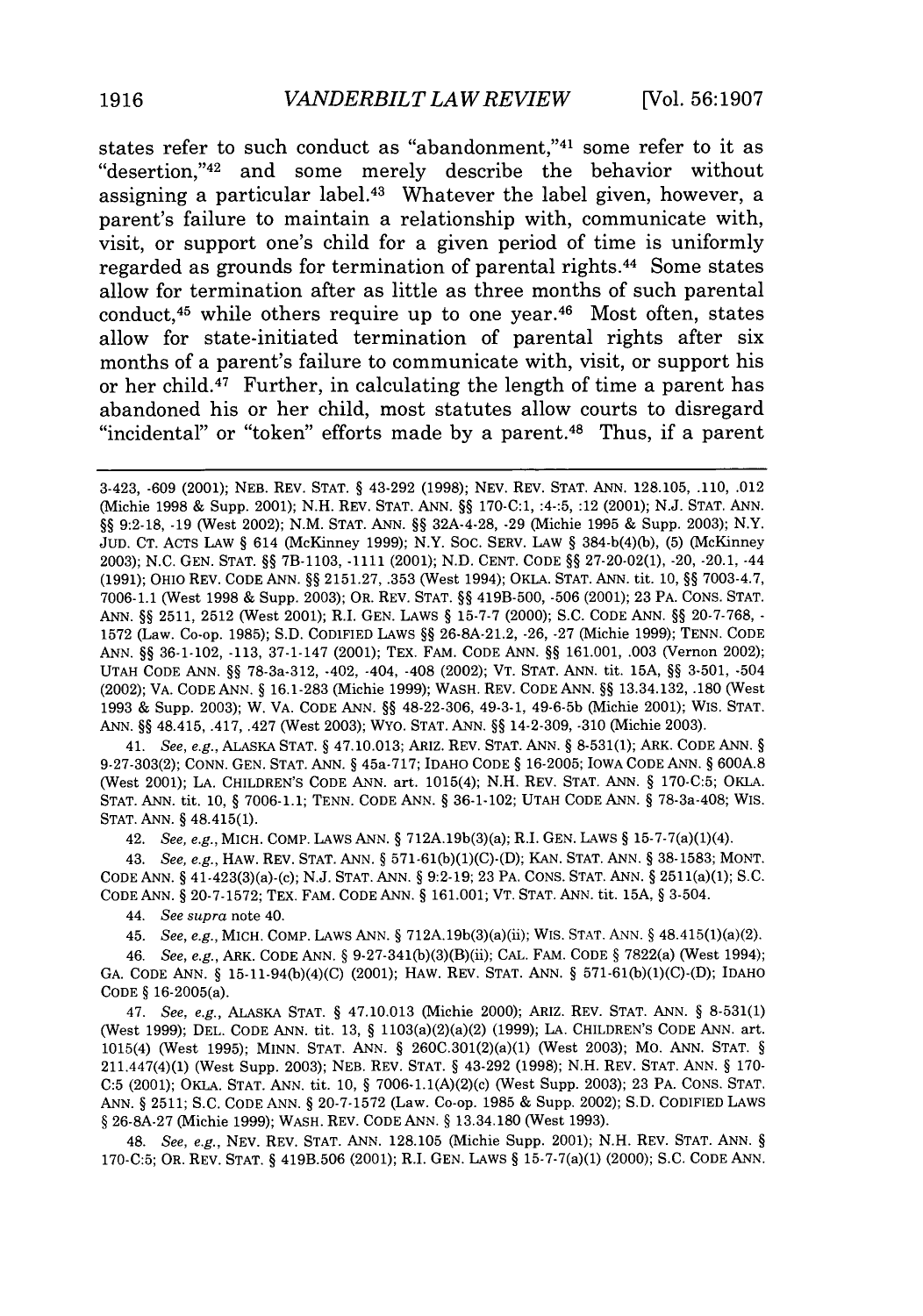states refer to such conduct as "abandonment,"[41] some refer to it as "desertion,"[42] and some merely describe the behavior without assigning a particular label.[43] Whatever the label given, however, a parent's failure to maintain a relationship with, communicate with, visit, or support one's child for a given period of time is uniformly regarded as grounds for termination of parental rights.[44] Some states allow for termination after as little as three months of such parental conduct,[45] while others require up to one year.[46] Most often, states allow for state-initiated termination of parental rights after six months of a parent's failure to communicate with, visit, or support his or her child.[47] Further, in calculating the length of time a parent has abandoned his or her child, most statutes allow courts to disregard "incidental" or "token" efforts made by a parent.[48] Thus, if a parent

---

3-423, -609 (2001); NEB. REV. STAT. § 43-292 (1998); NEV. REV. STAT. ANN. 128.105, .110, .012 (Michie 1998 & Supp. 2001); N.H. REV. STAT. ANN. §§ 170-C:1, :4-:5, :12 (2001); N.J. STAT. ANN. §§ 9:2-18, -19 (West 2002); N.M. STAT. ANN. §§ 32A-4-28, -29 (Michie 1995 & Supp. 2003); N.Y. JUD. CT. ACTS LAW § 614 (McKinney 1999); N.Y. SOC. SERV. LAW § 384-b(4)(b), (5) (McKinney 2003); N.C. GEN. STAT. §§ 7B-1103, -1111 (2001); N.D. CENT. CODE §§ 27-20-02(1), -20, -20.1, -44 (1991); OHIO REV. CODE ANN. §§ 2151.27, .353 (West 1994); OKLA. STAT. ANN. tit. 10, §§ 7003-4.7, 7006-1.1 (West 1998 & Supp. 2003); OR. REV. STAT. §§ 419B-500, -506 (2001); 23 PA. CONS. STAT. ANN. §§ 2511, 2512 (West 2001); R.I. GEN. LAWS § 15-7-7 (2000); S.C. CODE ANN. §§ 20-7-768, -1572 (Law. Co-op. 1985); S.D. CODIFIED LAWS §§ 26-8A-21.2, -26, -27 (Michie 1999); TENN. CODE ANN. §§ 36-1-102, -113, 37-1-147 (2001); TEX. FAM. CODE ANN. §§ 161.001, .003 (Vernon 2002); UTAH CODE ANN. §§ 78-3a-312, -402, -404, -408 (2002); VT. STAT. ANN. tit. 15A, §§ 3-501, -504 (2002); VA. CODE ANN. § 16.1-283 (Michie 1999); WASH. REV. CODE ANN. §§ 13.34.132, .180 (West 1993 & Supp. 2003); W. VA. CODE ANN. §§ 48-22-306, 49-3-1, 49-6-5b (Michie 2001); WIS. STAT. ANN. §§ 48.415, .417, .427 (West 2003); WYO. STAT. ANN. §§ 14-2-309, -310 (Michie 2003).

41. *See, e.g.*, ALASKA STAT. § 47.10.013; ARIZ. REV. STAT. ANN. § 8-531(1); ARK. CODE ANN. § 9-27-303(2); CONN. GEN. STAT. ANN. § 45a-717; IDAHO CODE § 16-2005; IOWA CODE ANN. § 600A.8 (West 2001); LA. CHILDREN'S CODE ANN. art. 1015(4); N.H. REV. STAT. ANN. § 170-C:5; OKLA. STAT. ANN. tit. 10, § 7006-1.1; TENN. CODE ANN. § 36-1-102; UTAH CODE ANN. § 78-3a-408; WIS. STAT. ANN. § 48.415(1).

42. *See, e.g.*, MICH. COMP. LAWS ANN. § 712A.19b(3)(a); R.I. GEN. LAWS § 15-7-7(a)(1)(4).

43. *See, e.g.*, HAW. REV. STAT. ANN. § 571-61(b)(1)(C)-(D); KAN. STAT. ANN. § 38-1583; MONT. CODE ANN. § 41-423(3)(a)-(c); N.J. STAT. ANN. § 9:2-19; 23 PA. CONS. STAT. ANN. § 2511(a)(1); S.C. CODE ANN. § 20-7-1572; TEX. FAM. CODE ANN. § 161.001; VT. STAT. ANN. tit. 15A, § 3-504.

44. *See supra* note 40.

45. *See, e.g.*, MICH. COMP. LAWS ANN. § 712A.19b(3)(a)(ii); WIS. STAT. ANN. § 48.415(1)(a)(2).

46. *See, e.g.*, ARK. CODE ANN. § 9-27-341(b)(3)(B)(ii); CAL. FAM. CODE § 7822(a) (West 1994); GA. CODE ANN. § 15-11-94(b)(4)(C) (2001); HAW. REV. STAT. ANN. § 571-61(b)(1)(C)-(D); IDAHO CODE § 16-2005(a).

47. *See, e.g.*, ALASKA STAT. § 47.10.013 (Michie 2000); ARIZ. REV. STAT. ANN. § 8-531(1) (West 1999); DEL. CODE ANN. tit. 13, § 1103(a)(2)(a)(2) (1999); LA. CHILDREN'S CODE ANN. art. 1015(4) (West 1995); MINN. STAT. ANN. § 260C.301(2)(a)(1) (West 2003); MO. ANN. STAT. § 211.447(4)(1) (West Supp. 2003); NEB. REV. STAT. § 43-292 (1998); N.H. REV. STAT. ANN. § 170-C:5 (2001); OKLA. STAT. ANN. tit. 10, § 7006-1.1(A)(2)(c) (West Supp. 2003); 23 PA. CONS. STAT. ANN. § 2511; S.C. CODE ANN. § 20-7-1572 (Law. Co-op. 1985 & Supp. 2002); S.D. CODIFIED LAWS § 26-8A-27 (Michie 1999); WASH. REV. CODE ANN. § 13.34.180 (West 1993).

48. *See, e.g.*, NEV. REV. STAT. ANN. 128.105 (Michie Supp. 2001); N.H. REV. STAT. ANN. § 170-C:5; OR. REV. STAT. § 419B.506 (2001); R.I. GEN. LAWS § 15-7-7(a)(1) (2000); S.C. CODE ANN.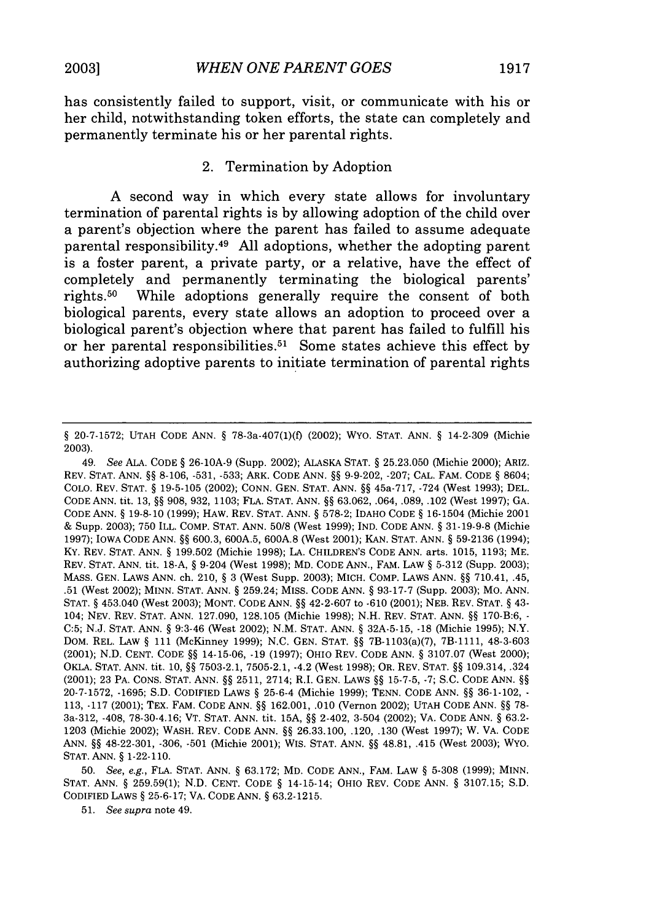has consistently failed to support, visit, or communicate with his or her child, notwithstanding token efforts, the state can completely and permanently terminate his or her parental rights.

### 2. Termination by Adoption

A second way in which every state allows for involuntary termination of parental rights is by allowing adoption of the child over a parent's objection where the parent has failed to assume adequate parental responsibility.[49] All adoptions, whether the adopting parent is a foster parent, a private party, or a relative, have the effect of completely and permanently terminating the biological parents' rights.[50] While adoptions generally require the consent of both biological parents, every state allows an adoption to proceed over a biological parent's objection where that parent has failed to fulfill his or her parental responsibilities.[51] Some states achieve this effect by authorizing adoptive parents to initiate termination of parental rights

---

§ 20-7-1572; UTAH CODE ANN. § 78-3a-407(1)(f) (2002); WYO. STAT. ANN. § 14-2-309 (Michie 2003).

49. *See* ALA. CODE § 26-10A-9 (Supp. 2002); ALASKA STAT. § 25.23.050 (Michie 2000); ARIZ. REV. STAT. ANN. §§ 8-106, -531, -533; ARK. CODE ANN. §§ 9-9-202, -207; CAL. FAM. CODE § 8604; COLO. REV. STAT. § 19-5-105 (2002); CONN. GEN. STAT. ANN. §§ 45a-717, -724 (West 1993); DEL. CODE ANN. tit. 13, §§ 908, 932, 1103; FLA. STAT. ANN. §§ 63.062, .064, .089, .102 (West 1997); GA. CODE ANN. § 19-8-10 (1999); HAW. REV. STAT. ANN. § 578-2; IDAHO CODE § 16-1504 (Michie 2001 & Supp. 2003); 750 ILL. COMP. STAT. ANN. 50/8 (West 1999); IND. CODE ANN. § 31-19-9-8 (Michie 1997); IOWA CODE ANN. §§ 600.3, 600A.5, 600A.8 (West 2001); KAN. STAT. ANN. § 59-2136 (1994); KY. REV. STAT. ANN. § 199.502 (Michie 1998); LA. CHILDREN'S CODE ANN. arts. 1015, 1193; ME. REV. STAT. ANN. tit. 18-A, § 9-204 (West 1998); MD. CODE ANN., FAM. LAW § 5-312 (Supp. 2003); MASS. GEN. LAWS ANN. ch. 210, § 3 (West Supp. 2003); MICH. COMP. LAWS ANN. §§ 710.41, .45, .51 (West 2002); MINN. STAT. ANN. § 259.24; MISS. CODE ANN. § 93-17-7 (Supp. 2003); MO. ANN. STAT. § 453.040 (West 2003); MONT. CODE ANN. §§ 42-2-607 to -610 (2001); NEB. REV. STAT. § 43-104; NEV. REV. STAT. ANN. 127.090, 128.105 (Michie 1998); N.H. REV. STAT. ANN. §§ 170-B:6, -C:5; N.J. STAT. ANN. § 9:3-46 (West 2002); N.M. STAT. ANN. § 32A-5-15, -18 (Michie 1995); N.Y. DOM. REL. LAW § 111 (McKinney 1999); N.C. GEN. STAT. §§ 7B-1103(a)(7), 7B-1111, 48-3-603 (2001); N.D. CENT. CODE §§ 14-15-06, -19 (1997); OHIO REV. CODE ANN. § 3107.07 (West 2000); OKLA. STAT. ANN. tit. 10, §§ 7503-2.1, 7505-2.1, -4.2 (West 1998); OR. REV. STAT. §§ 109.314, .324 (2001); 23 PA. CONS. STAT. ANN. §§ 2511, 2714; R.I. GEN. LAWS §§ 15-7-5, -7; S.C. CODE ANN. §§ 20-7-1572, -1695; S.D. CODIFIED LAWS § 25-6-4 (Michie 1999); TENN. CODE ANN. §§ 36-1-102, -113, -117 (2001); TEX. FAM. CODE ANN. §§ 162.001, .010 (Vernon 2002); UTAH CODE ANN. §§ 78-3a-312, -408, 78-30-4.16; VT. STAT. ANN. tit. 15A, §§ 2-402, 3-504 (2002); VA. CODE ANN. § 63.2-1203 (Michie 2002); WASH. REV. CODE ANN. §§ 26.33.100, .120, .130 (West 1997); W. VA. CODE ANN. §§ 48-22-301, -306, -501 (Michie 2001); WIS. STAT. ANN. §§ 48.81, .415 (West 2003); WYO. STAT. ANN. § 1-22-110.

50. *See, e.g.*, FLA. STAT. ANN. § 63.172; MD. CODE ANN., FAM. LAW § 5-308 (1999); MINN. STAT. ANN. § 259.59(1); N.D. CENT. CODE § 14-15-14; OHIO REV. CODE ANN. § 3107.15; S.D. CODIFIED LAWS § 25-6-17; VA. CODE ANN. § 63.2-1215.

51. *See supra* note 49.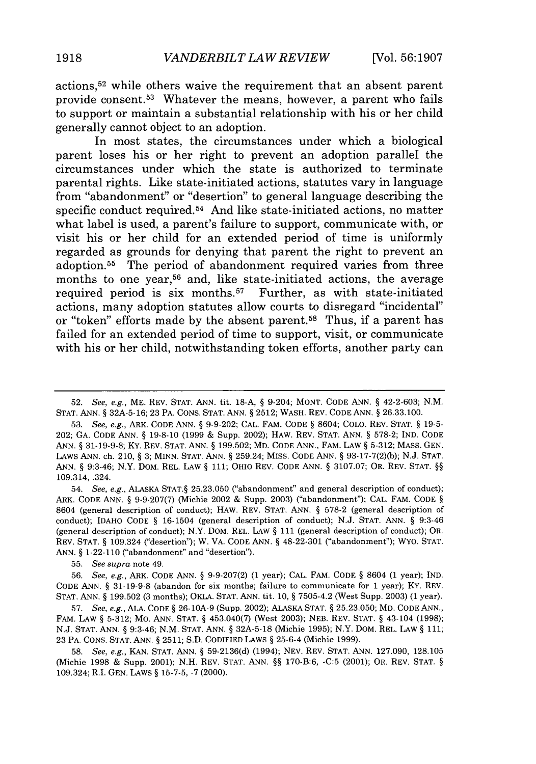actions,[52] while others waive the requirement that an absent parent provide consent.[53] Whatever the means, however, a parent who fails to support or maintain a substantial relationship with his or her child generally cannot object to an adoption.

In most states, the circumstances under which a biological parent loses his or her right to prevent an adoption parallel the circumstances under which the state is authorized to terminate parental rights. Like state-initiated actions, statutes vary in language from "abandonment" or "desertion" to general language describing the specific conduct required.[54] And like state-initiated actions, no matter what label is used, a parent's failure to support, communicate with, or visit his or her child for an extended period of time is uniformly regarded as grounds for denying that parent the right to prevent an adoption.[55] The period of abandonment required varies from three months to one year,[56] and, like state-initiated actions, the average required period is six months.[57] Further, as with state-initiated actions, many adoption statutes allow courts to disregard "incidental" or "token" efforts made by the absent parent.[58] Thus, if a parent has failed for an extended period of time to support, visit, or communicate with his or her child, notwithstanding token efforts, another party can

---

52. *See, e.g.*, ME. REV. STAT. ANN. tit. 18-A, § 9-204; MONT. CODE ANN. § 42-2-603; N.M. STAT. ANN. § 32A-5-16; 23 PA. CONS. STAT. ANN. § 2512; WASH. REV. CODE ANN. § 26.33.100.

53. *See, e.g.*, ARK. CODE ANN. § 9-9-202; CAL. FAM. CODE § 8604; COLO. REV. STAT. § 19-5-202; GA. CODE ANN. § 19-8-10 (1999 & Supp. 2002); HAW. REV. STAT. ANN. § 578-2; IND. CODE ANN. § 31-19-9-8; KY. REV. STAT. ANN. § 199.502; MD. CODE ANN., FAM. LAW § 5-312; MASS. GEN. LAWS ANN. ch. 210, § 3; MINN. STAT. ANN. § 259.24; MISS. CODE ANN. § 93-17-7(2)(b); N.J. STAT. ANN. § 9:3-46; N.Y. DOM. REL. LAW § 111; OHIO REV. CODE ANN. § 3107.07; OR. REV. STAT. §§ 109.314, .324.

54. *See, e.g.*, ALASKA STAT.§ 25.23.050 ("abandonment" and general description of conduct); ARK. CODE ANN. § 9-9-207(7) (Michie 2002 & Supp. 2003) ("abandonment"); CAL. FAM. CODE § 8604 (general description of conduct); HAW. REV. STAT. ANN. § 578-2 (general description of conduct); IDAHO CODE § 16-1504 (general description of conduct); N.J. STAT. ANN. § 9:3-46 (general description of conduct); N.Y. DOM. REL. LAW § 111 (general description of conduct); OR. REV. STAT. § 109.324 ("desertion"); W. VA. CODE ANN. § 48-22-301 ("abandonment"); WYO. STAT. ANN. § 1-22-110 ("abandonment" and "desertion").

55. *See supra* note 49.

56. *See, e.g.*, ARK. CODE ANN. § 9-9-207(2) (1 year); CAL. FAM. CODE § 8604 (1 year); IND. CODE ANN. § 31-19-9-8 (abandon for six months; failure to communicate for 1 year); KY. REV. STAT. ANN. § 199.502 (3 months); OKLA. STAT. ANN. tit. 10, § 7505-4.2 (West Supp. 2003) (1 year).

57. *See, e.g.*, ALA. CODE § 26-10A-9 (Supp. 2002); ALASKA STAT. § 25.23.050; MD. CODE ANN., FAM. LAW § 5-312; MO. ANN. STAT. § 453.040(7) (West 2003); NEB. REV. STAT. § 43-104 (1998); N.J. STAT. ANN. § 9:3-46; N.M. STAT. ANN. § 32A-5-18 (Michie 1995); N.Y. DOM. REL. LAW § 111; 23 PA. CONS. STAT. ANN. § 2511; S.D. CODIFIED LAWS § 25-6-4 (Michie 1999).

58. *See, e.g.*, KAN. STAT. ANN. § 59-2136(d) (1994); NEV. REV. STAT. ANN. 127.090, 128.105 (Michie 1998 & Supp. 2001); N.H. REV. STAT. ANN. §§ 170-B:6, -C:5 (2001); OR. REV. STAT. § 109.324; R.I. GEN. LAWS § 15-7-5, -7 (2000).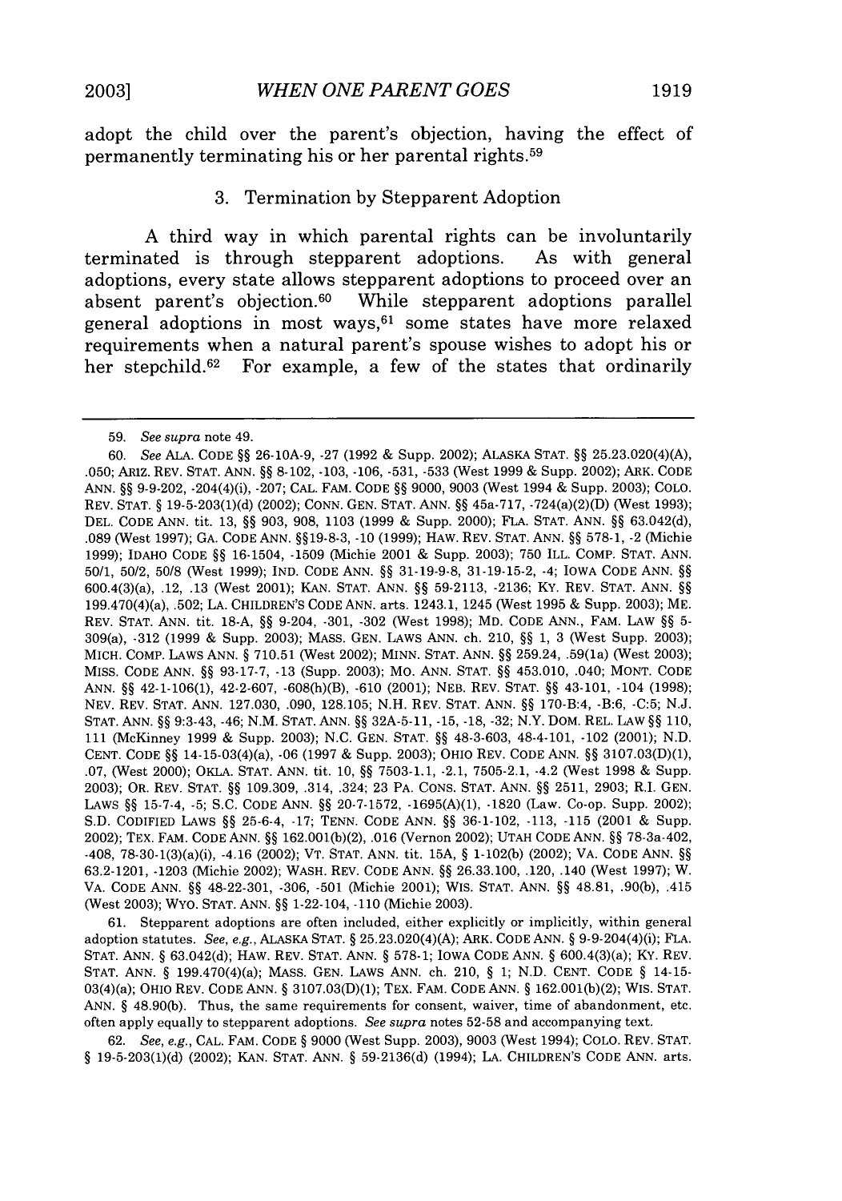adopt the child over the parent's objection, having the effect of permanently terminating his or her parental rights.[59]

### 3. Termination by Stepparent Adoption

A third way in which parental rights can be involuntarily terminated is through stepparent adoptions. As with general adoptions, every state allows stepparent adoptions to proceed over an absent parent's objection.[60] While stepparent adoptions parallel general adoptions in most ways,[61] some states have more relaxed requirements when a natural parent's spouse wishes to adopt his or her stepchild.[62] For example, a few of the states that ordinarily

---

59. *See supra* note 49.

60. *See* ALA. CODE §§ 26-10A-9, -27 (1992 & Supp. 2002); ALASKA STAT. §§ 25.23.020(4)(A), .050; ARIZ. REV. STAT. ANN. §§ 8-102, -103, -106, -531, -533 (West 1999 & Supp. 2002); ARK. CODE ANN. §§ 9-9-202, -204(4)(i), -207; CAL. FAM. CODE §§ 9000, 9003 (West 1994 & Supp. 2003); COLO. REV. STAT. § 19-5-203(1)(d) (2002); CONN. GEN. STAT. ANN. §§ 45a-717, -724(a)(2)(D) (West 1993); DEL. CODE ANN. tit. 13, §§ 903, 908, 1103 (1999 & Supp. 2000); FLA. STAT. ANN. §§ 63.042(d), .089 (West 1997); GA. CODE ANN. §§19-8-3, -10 (1999); HAW. REV. STAT. ANN. §§ 578-1, -2 (Michie 1999); IDAHO CODE §§ 16-1504, -1509 (Michie 2001 & Supp. 2003); 750 ILL. COMP. STAT. ANN. 50/1, 50/2, 50/8 (West 1999); IND. CODE ANN. §§ 31-19-9-8, 31-19-15-2, -4; IOWA CODE ANN. §§ 600.4(3)(a), .12, .13 (West 2001); KAN. STAT. ANN. §§ 59-2113, -2136; KY. REV. STAT. ANN. §§ 199.470(4)(a), .502; LA. CHILDREN'S CODE ANN. arts. 1243.1, 1245 (West 1995 & Supp. 2003); ME. REV. STAT. ANN. tit. 18-A, §§ 9-204, -301, -302 (West 1998); MD. CODE ANN., FAM. LAW §§ 5-309(a), -312 (1999 & Supp. 2003); MASS. GEN. LAWS ANN. ch. 210, §§ 1, 3 (West Supp. 2003); MICH. COMP. LAWS ANN. § 710.51 (West 2002); MINN. STAT. ANN. §§ 259.24, .59(1a) (West 2003); MISS. CODE ANN. §§ 93-17-7, -13 (Supp. 2003); MO. ANN. STAT. §§ 453.010, .040; MONT. CODE ANN. §§ 42-1-106(1), 42-2-607, -608(h)(B), -610 (2001); NEB. REV. STAT. §§ 43-101, -104 (1998); NEV. REV. STAT. ANN. 127.030, .090, 128.105; N.H. REV. STAT. ANN. §§ 170-B:4, -B:6, -C:5; N.J. STAT. ANN. §§ 9:3-43, -46; N.M. STAT. ANN. §§ 32A-5-11, -15, -18, -32; N.Y. DOM. REL. LAW §§ 110, 111 (McKinney 1999 & Supp. 2003); N.C. GEN. STAT. §§ 48-3-603, 48-4-101, -102 (2001); N.D. CENT. CODE §§ 14-15-03(4)(a), -06 (1997 & Supp. 2003); OHIO REV. CODE ANN. §§ 3107.03(D)(1), .07, (West 2000); OKLA. STAT. ANN. tit. 10, §§ 7503-1.1, -2.1, 7505-2.1, -4.2 (West 1998 & Supp. 2003); OR. REV. STAT. §§ 109.309, .314, .324; 23 PA. CONS. STAT. ANN. §§ 2511, 2903; R.I. GEN. LAWS §§ 15-7-4, -5; S.C. CODE ANN. §§ 20-7-1572, -1695(A)(1), -1820 (Law. Co-op. Supp. 2002); S.D. CODIFIED LAWS §§ 25-6-4, -17; TENN. CODE ANN. §§ 36-1-102, -113, -115 (2001 & Supp. 2002); TEX. FAM. CODE ANN. §§ 162.001(b)(2), .016 (Vernon 2002); UTAH CODE ANN. §§ 78-3a-402, -408, 78-30-1(3)(a)(i), -4.16 (2002); VT. STAT. ANN. tit. 15A, § 1-102(b) (2002); VA. CODE ANN. §§ 63.2-1201, -1203 (Michie 2002); WASH. REV. CODE ANN. §§ 26.33.100, .120, .140 (West 1997); W. VA. CODE ANN. §§ 48-22-301, -306, -501 (Michie 2001); WIS. STAT. ANN. §§ 48.81, .90(b), .415 (West 2003); WYO. STAT. ANN. §§ 1-22-104, -110 (Michie 2003).

61. Stepparent adoptions are often included, either explicitly or implicitly, within general adoption statutes. *See, e.g.*, ALASKA STAT. § 25.23.020(4)(A); ARK. CODE ANN. § 9-9-204(4)(i); FLA. STAT. ANN. § 63.042(d); HAW. REV. STAT. ANN. § 578-1; IOWA CODE ANN. § 600.4(3)(a); KY. REV. STAT. ANN. § 199.470(4)(a); MASS. GEN. LAWS ANN. ch. 210, § 1; N.D. CENT. CODE § 14-15-03(4)(a); OHIO REV. CODE ANN. § 3107.03(D)(1); TEX. FAM. CODE ANN. § 162.001(b)(2); WIS. STAT. ANN. § 48.90(b). Thus, the same requirements for consent, waiver, time of abandonment, etc. often apply equally to stepparent adoptions. *See supra* notes 52-58 and accompanying text.

62. *See, e.g.*, CAL. FAM. CODE § 9000 (West Supp. 2003), 9003 (West 1994); COLO. REV. STAT. § 19-5-203(1)(d) (2002); KAN. STAT. ANN. § 59-2136(d) (1994); LA. CHILDREN'S CODE ANN. arts.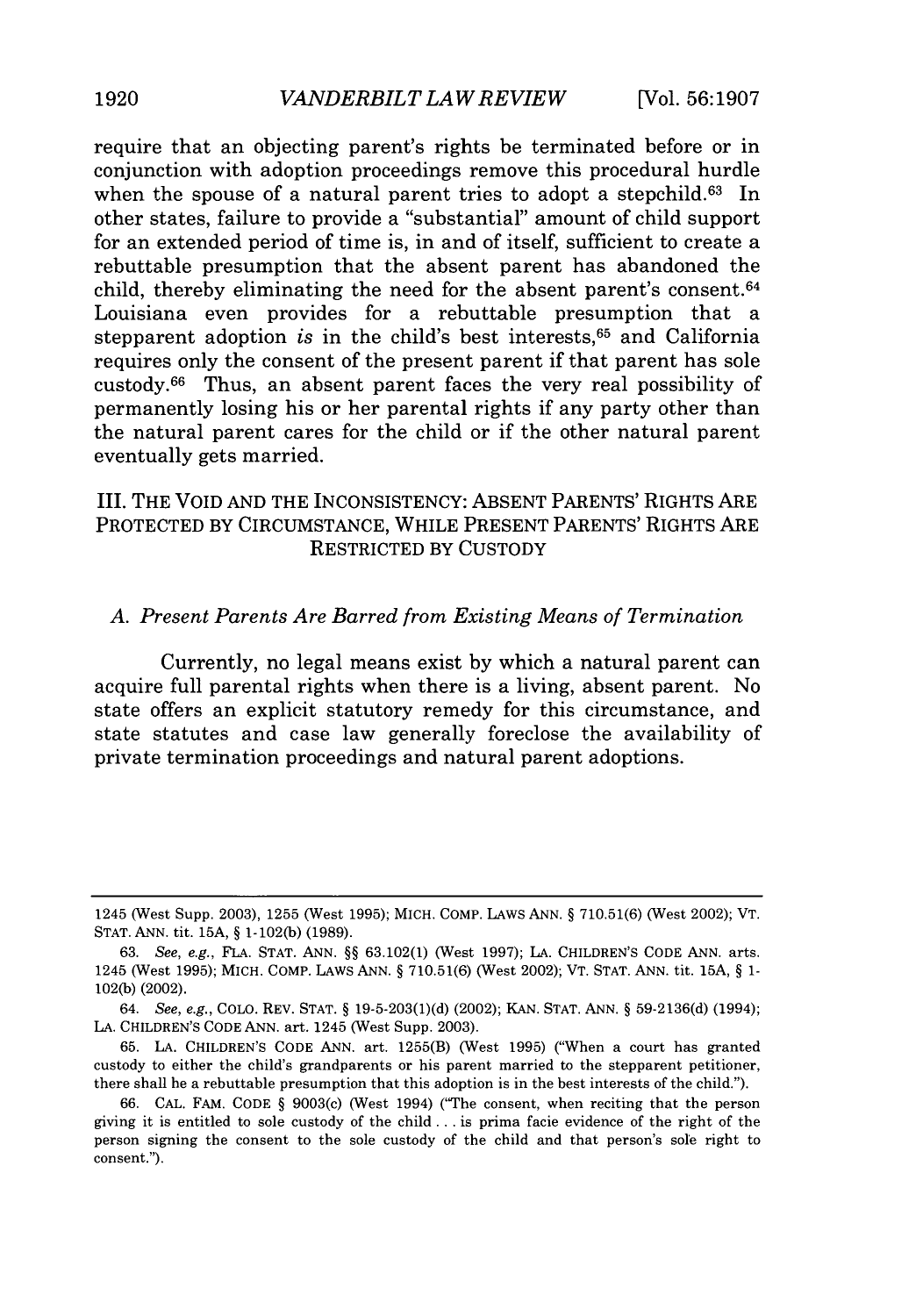require that an objecting parent's rights be terminated before or in conjunction with adoption proceedings remove this procedural hurdle when the spouse of a natural parent tries to adopt a stepchild.[63] In other states, failure to provide a "substantial" amount of child support for an extended period of time is, in and of itself, sufficient to create a rebuttable presumption that the absent parent has abandoned the child, thereby eliminating the need for the absent parent's consent.[64] Louisiana even provides for a rebuttable presumption that a stepparent adoption *is* in the child's best interests,[65] and California requires only the consent of the present parent if that parent has sole custody.[66] Thus, an absent parent faces the very real possibility of permanently losing his or her parental rights if any party other than the natural parent cares for the child or if the other natural parent eventually gets married.

## III. THE VOID AND THE INCONSISTENCY: ABSENT PARENTS' RIGHTS ARE PROTECTED BY CIRCUMSTANCE, WHILE PRESENT PARENTS' RIGHTS ARE RESTRICTED BY CUSTODY

### *A. Present Parents Are Barred from Existing Means of Termination*

Currently, no legal means exist by which a natural parent can acquire full parental rights when there is a living, absent parent. No state offers an explicit statutory remedy for this circumstance, and state statutes and case law generally foreclose the availability of private termination proceedings and natural parent adoptions.

---

1245 (West Supp. 2003), 1255 (West 1995); MICH. COMP. LAWS ANN. § 710.51(6) (West 2002); VT. STAT. ANN. tit. 15A, § 1-102(b) (1989).

63. *See, e.g.*, FLA. STAT. ANN. §§ 63.102(1) (West 1997); LA. CHILDREN'S CODE ANN. arts. 1245 (West 1995); MICH. COMP. LAWS ANN. § 710.51(6) (West 2002); VT. STAT. ANN. tit. 15A, § 1-102(b) (2002).

64. *See, e.g.*, COLO. REV. STAT. § 19-5-203(1)(d) (2002); KAN. STAT. ANN. § 59-2136(d) (1994); LA. CHILDREN'S CODE ANN. art. 1245 (West Supp. 2003).

65. LA. CHILDREN'S CODE ANN. art. 1255(B) (West 1995) ("When a court has granted custody to either the child's grandparents or his parent married to the stepparent petitioner, there shall be a rebuttable presumption that this adoption is in the best interests of the child.").

66. CAL. FAM. CODE § 9003(c) (West 1994) ("The consent, when reciting that the person giving it is entitled to sole custody of the child . . . is prima facie evidence of the right of the person signing the consent to the sole custody of the child and that person's sole right to consent.").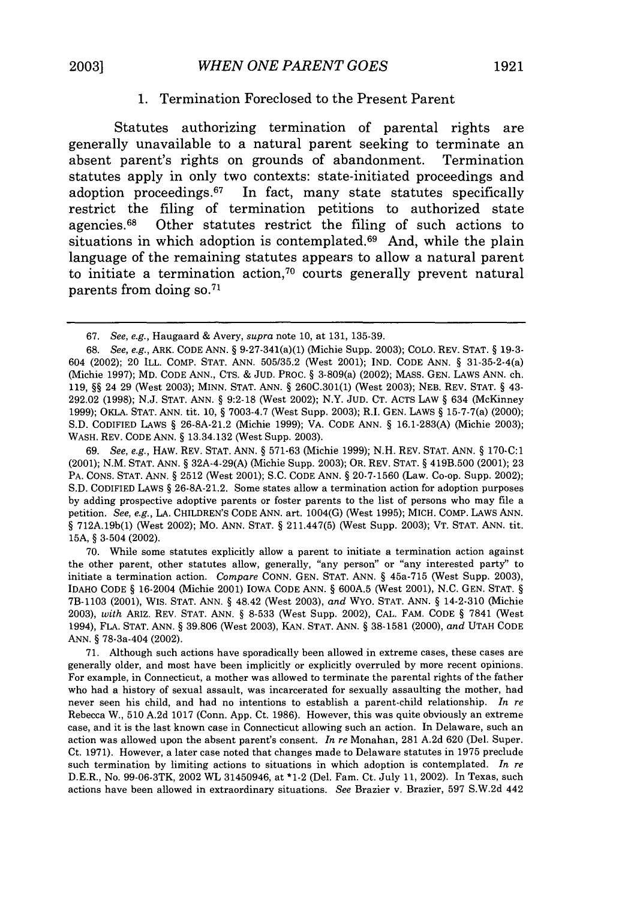### 1. Termination Foreclosed to the Present Parent

Statutes authorizing termination of parental rights are generally unavailable to a natural parent seeking to terminate an absent parent's rights on grounds of abandonment. Termination statutes apply in only two contexts: state-initiated proceedings and adoption proceedings.[67] In fact, many state statutes specifically restrict the filing of termination petitions to authorized state agencies.[68] Other statutes restrict the filing of such actions to situations in which adoption is contemplated.[69] And, while the plain language of the remaining statutes appears to allow a natural parent to initiate a termination action,[70] courts generally prevent natural parents from doing so.[71]

---

67. *See, e.g.*, Haugaard & Avery, *supra* note 10, at 131, 135-39.

68. *See, e.g.*, ARK. CODE ANN. § 9-27-341(a)(1) (Michie Supp. 2003); COLO. REV. STAT. § 19-3-604 (2002); 20 ILL. COMP. STAT. ANN. 505/35.2 (West 2001); IND. CODE ANN. § 31-35-2-4(a) (Michie 1997); MD. CODE ANN., CTS. & JUD. PROC. § 3-809(a) (2002); MASS. GEN. LAWS ANN. ch. 119, §§ 24 29 (West 2003); MINN. STAT. ANN. § 260C.301(1) (West 2003); NEB. REV. STAT. § 43-292.02 (1998); N.J. STAT. ANN. § 9:2-18 (West 2002); N.Y. JUD. CT. ACTS LAW § 634 (McKinney 1999); OKLA. STAT. ANN. tit. 10, § 7003-4.7 (West Supp. 2003); R.I. GEN. LAWS § 15-7-7(a) (2000); S.D. CODIFIED LAWS § 26-8A-21.2 (Michie 1999); VA. CODE ANN. § 16.1-283(A) (Michie 2003); WASH. REV. CODE ANN. § 13.34.132 (West Supp. 2003).

69. *See, e.g.*, HAW. REV. STAT. ANN. § 571-63 (Michie 1999); N.H. REV. STAT. ANN. § 170-C:1 (2001); N.M. STAT. ANN. § 32A-4-29(A) (Michie Supp. 2003); OR. REV. STAT. § 419B.500 (2001); 23 PA. CONS. STAT. ANN. § 2512 (West 2001); S.C. CODE ANN. § 20-7-1560 (Law. Co-op. Supp. 2002); S.D. CODIFIED LAWS § 26-8A-21.2. Some states allow a termination action for adoption purposes by adding prospective adoptive parents or foster parents to the list of persons who may file a petition. *See, e.g.*, LA. CHILDREN'S CODE ANN. art. 1004(G) (West 1995); MICH. COMP. LAWS ANN. § 712A.19b(1) (West 2002); MO. ANN. STAT. § 211.447(5) (West Supp. 2003); VT. STAT. ANN. tit. 15A, § 3-504 (2002).

70. While some statutes explicitly allow a parent to initiate a termination action against the other parent, other statutes allow, generally, "any person" or "any interested party" to initiate a termination action. *Compare* CONN. GEN. STAT. ANN. § 45a-715 (West Supp. 2003), IDAHO CODE § 16-2004 (Michie 2001) IOWA CODE ANN. § 600A.5 (West 2001), N.C. GEN. STAT. § 7B-1103 (2001), WIS. STAT. ANN. § 48.42 (West 2003), *and* WYO. STAT. ANN. § 14-2-310 (Michie 2003), *with* ARIZ. REV. STAT. ANN. § 8-533 (West Supp. 2002), CAL. FAM. CODE § 7841 (West 1994), FLA. STAT. ANN. § 39.806 (West 2003), KAN. STAT. ANN. § 38-1581 (2000), *and* UTAH CODE ANN. § 78-3a-404 (2002).

71. Although such actions have sporadically been allowed in extreme cases, these cases are generally older, and most have been implicitly or explicitly overruled by more recent opinions. For example, in Connecticut, a mother was allowed to terminate the parental rights of the father who had a history of sexual assault, was incarcerated for sexually assaulting the mother, had never seen his child, and had no intentions to establish a parent-child relationship. *In re* Rebecca W., 510 A.2d 1017 (Conn. App. Ct. 1986). However, this was quite obviously an extreme case, and it is the last known case in Connecticut allowing such an action. In Delaware, such an action was allowed upon the absent parent's consent. *In re* Monahan, 281 A.2d 620 (Del. Super. Ct. 1971). However, a later case noted that changes made to Delaware statutes in 1975 preclude such termination by limiting actions to situations in which adoption is contemplated. *In re* D.E.R., No. 99-06-3TK, 2002 WL 31450946, at *1-2 (Del. Fam. Ct. July 11, 2002). In Texas, such actions have been allowed in extraordinary situations. *See* Brazier v. Brazier, 597 S.W.2d 442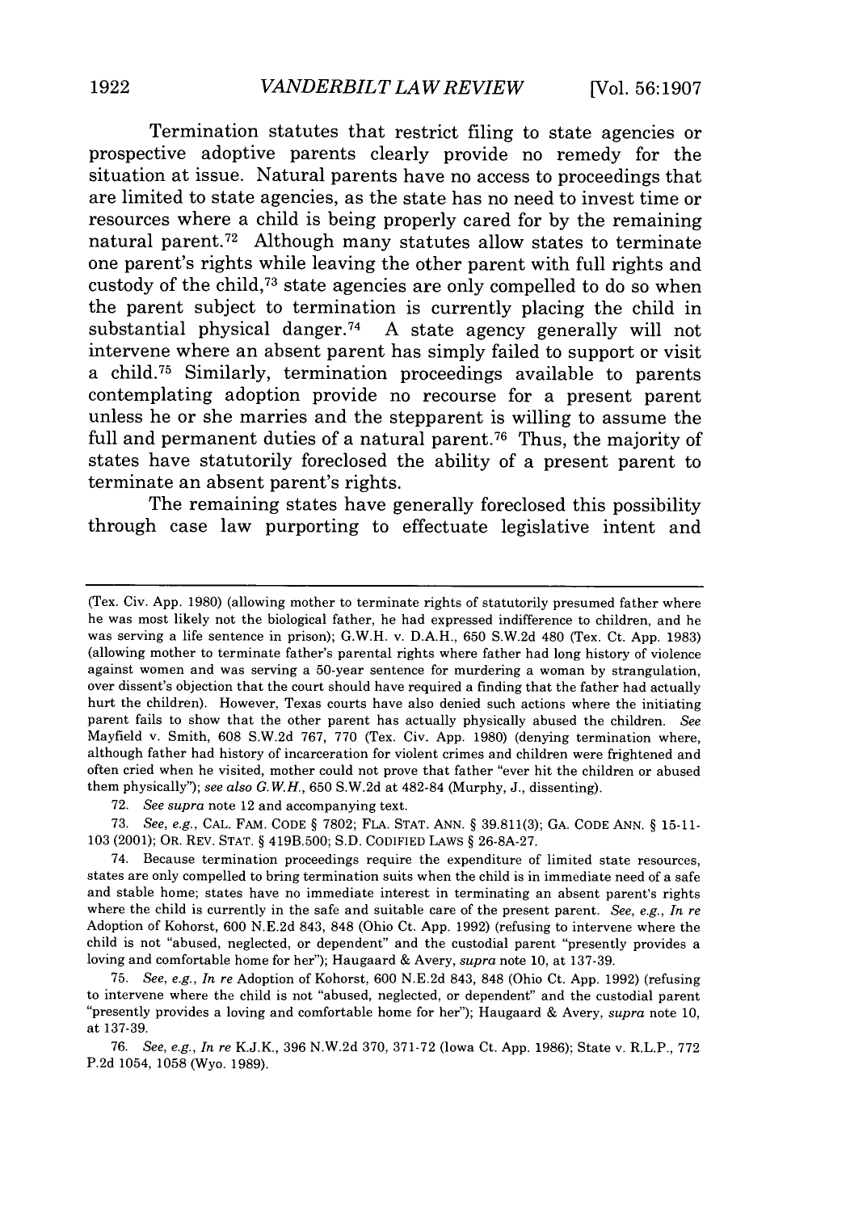Termination statutes that restrict filing to state agencies or prospective adoptive parents clearly provide no remedy for the situation at issue. Natural parents have no access to proceedings that are limited to state agencies, as the state has no need to invest time or resources where a child is being properly cared for by the remaining natural parent.[72] Although many statutes allow states to terminate one parent's rights while leaving the other parent with full rights and custody of the child,[73] state agencies are only compelled to do so when the parent subject to termination is currently placing the child in substantial physical danger.[74] A state agency generally will not intervene where an absent parent has simply failed to support or visit a child.[75] Similarly, termination proceedings available to parents contemplating adoption provide no recourse for a present parent unless he or she marries and the stepparent is willing to assume the full and permanent duties of a natural parent.[76] Thus, the majority of states have statutorily foreclosed the ability of a present parent to terminate an absent parent's rights.

The remaining states have generally foreclosed this possibility through case law purporting to effectuate legislative intent and

---

(Tex. Civ. App. 1980) (allowing mother to terminate rights of statutorily presumed father where he was most likely not the biological father, he had expressed indifference to children, and he was serving a life sentence in prison); G.W.H. v. D.A.H., 650 S.W.2d 480 (Tex. Ct. App. 1983) (allowing mother to terminate father's parental rights where father had long history of violence against women and was serving a 50-year sentence for murdering a woman by strangulation, over dissent's objection that the court should have required a finding that the father had actually hurt the children). However, Texas courts have also denied such actions where the initiating parent fails to show that the other parent has actually physically abused the children. *See* Mayfield v. Smith, 608 S.W.2d 767, 770 (Tex. Civ. App. 1980) (denying termination where, although father had history of incarceration for violent crimes and children were frightened and often cried when he visited, mother could not prove that father "ever hit the children or abused them physically"); *see also G.W.H.*, 650 S.W.2d at 482-84 (Murphy, J., dissenting).

72. *See supra* note 12 and accompanying text.

73. *See, e.g.*, CAL. FAM. CODE § 7802; FLA. STAT. ANN. § 39.811(3); GA. CODE ANN. § 15-11-103 (2001); OR. REV. STAT. § 419B.500; S.D. CODIFIED LAWS § 26-8A-27.

74. Because termination proceedings require the expenditure of limited state resources, states are only compelled to bring termination suits when the child is in immediate need of a safe and stable home; states have no immediate interest in terminating an absent parent's rights where the child is currently in the safe and suitable care of the present parent. *See, e.g.*, *In re* Adoption of Kohorst, 600 N.E.2d 843, 848 (Ohio Ct. App. 1992) (refusing to intervene where the child is not "abused, neglected, or dependent" and the custodial parent "presently provides a loving and comfortable home for her"); Haugaard & Avery, *supra* note 10, at 137-39.

75. *See, e.g.*, *In re* Adoption of Kohorst, 600 N.E.2d 843, 848 (Ohio Ct. App. 1992) (refusing to intervene where the child is not "abused, neglected, or dependent" and the custodial parent "presently provides a loving and comfortable home for her"); Haugaard & Avery, *supra* note 10, at 137-39.

76. *See, e.g.*, *In re* K.J.K., 396 N.W.2d 370, 371-72 (Iowa Ct. App. 1986); State v. R.L.P., 772 P.2d 1054, 1058 (Wyo. 1989).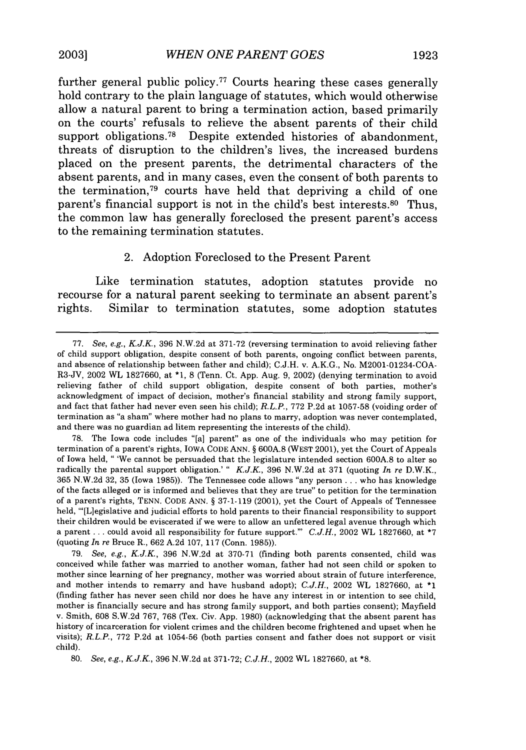further general public policy.[77] Courts hearing these cases generally hold contrary to the plain language of statutes, which would otherwise allow a natural parent to bring a termination action, based primarily on the courts' refusals to relieve the absent parents of their child support obligations.[78] Despite extended histories of abandonment, threats of disruption to the children's lives, the increased burdens placed on the present parents, the detrimental characters of the absent parents, and in many cases, even the consent of both parents to the termination,[79] courts have held that depriving a child of one parent's financial support is not in the child's best interests.[80] Thus, the common law has generally foreclosed the present parent's access to the remaining termination statutes.

### 2. Adoption Foreclosed to the Present Parent

Like termination statutes, adoption statutes provide no recourse for a natural parent seeking to terminate an absent parent's rights. Similar to termination statutes, some adoption statutes

---

77. *See, e.g.*, *K.J.K.*, 396 N.W.2d at 371-72 (reversing termination to avoid relieving father of child support obligation, despite consent of both parents, ongoing conflict between parents, and absence of relationship between father and child); C.J.H. v. A.K.G., No. M2001-01234-COA-R3-JV, 2002 WL 1827660, at *1, 8 (Tenn. Ct. App. Aug. 9, 2002) (denying termination to avoid relieving father of child support obligation, despite consent of both parties, mother's acknowledgment of impact of decision, mother's financial stability and strong family support, and fact that father had never even seen his child); *R.L.P.*, 772 P.2d at 1057-58 (voiding order of termination as "a sham" where mother had no plans to marry, adoption was never contemplated, and there was no guardian ad litem representing the interests of the child).

78. The Iowa code includes "[a] parent" as one of the individuals who may petition for termination of a parent's rights, IOWA CODE ANN. § 600A.8 (WEST 2001), yet the Court of Appeals of Iowa held, " 'We cannot be persuaded that the legislature intended section 600A.8 to alter so radically the parental support obligation.' " *K.J.K.*, 396 N.W.2d at 371 (quoting *In re* D.W.K., 365 N.W.2d 32, 35 (Iowa 1985)). The Tennessee code allows "any person . . . who has knowledge of the facts alleged or is informed and believes that they are true" to petition for the termination of a parent's rights, TENN. CODE ANN. § 37-1-119 (2001), yet the Court of Appeals of Tennessee held, "'[L]egislative and judicial efforts to hold parents to their financial responsibility to support their children would be eviscerated if we were to allow an unfettered legal avenue through which a parent . . . could avoid all responsibility for future support.'" *C.J.H.*, 2002 WL 1827660, at *7 (quoting *In re* Bruce R., 662 A.2d 107, 117 (Conn. 1985)).

79. *See, e.g.*, *K.J.K.*, 396 N.W.2d at 370-71 (finding both parents consented, child was conceived while father was married to another woman, father had not seen child or spoken to mother since learning of her pregnancy, mother was worried about strain of future interference, and mother intends to remarry and have husband adopt); *C.J.H.*, 2002 WL 1827660, at *1 (finding father has never seen child nor does he have any interest in or intention to see child, mother is financially secure and has strong family support, and both parties consent); Mayfield v. Smith, 608 S.W.2d 767, 768 (Tex. Civ. App. 1980) (acknowledging that the absent parent has history of incarceration for violent crimes and the children become frightened and upset when he visits); *R.L.P.*, 772 P.2d at 1054-56 (both parties consent and father does not support or visit child).

80. *See, e.g.*, *K.J.K.*, 396 N.W.2d at 371-72; *C.J.H.*, 2002 WL 1827660, at *8.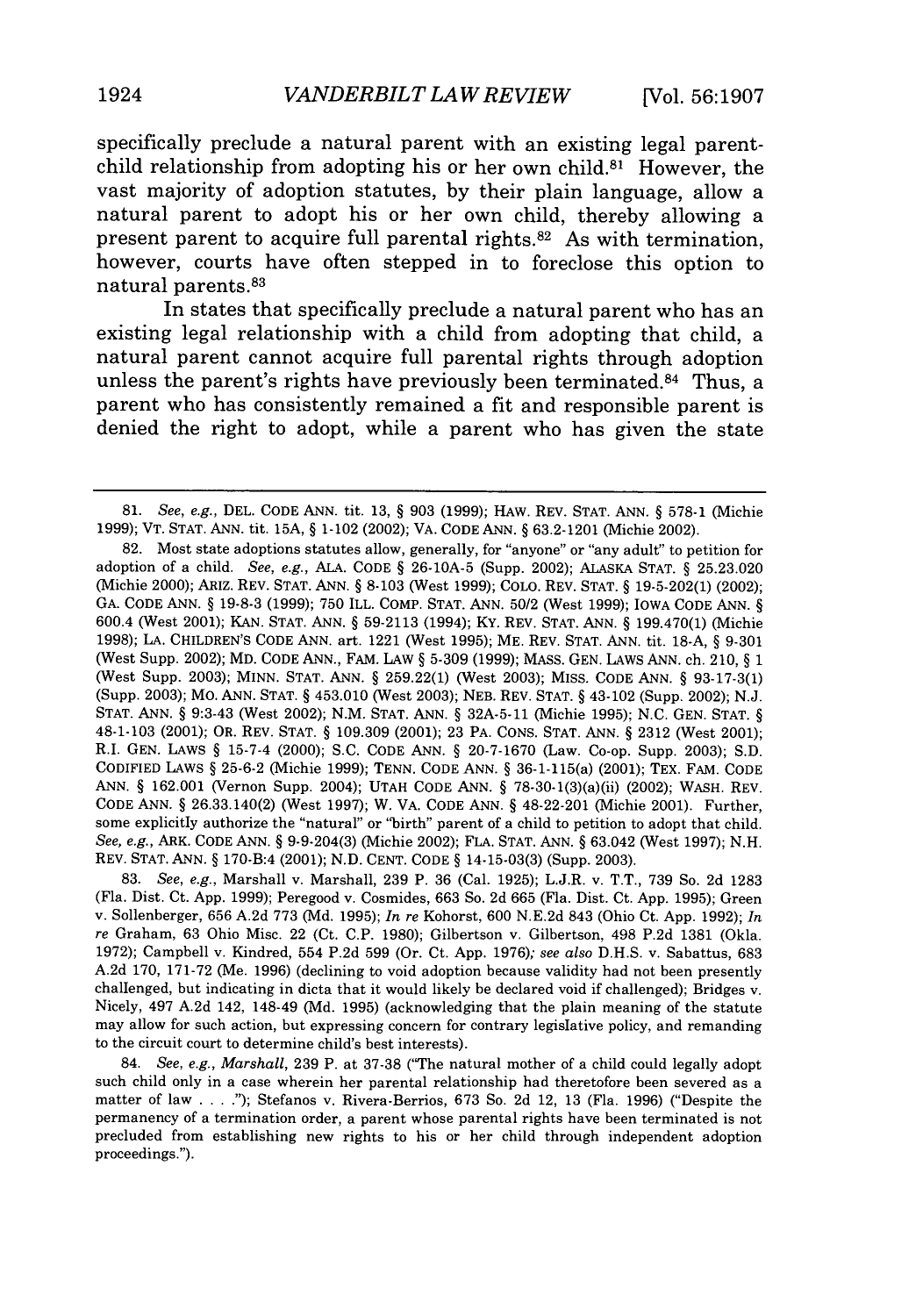specifically preclude a natural parent with an existing legal parent-child relationship from adopting his or her own child.[81] However, the vast majority of adoption statutes, by their plain language, allow a natural parent to adopt his or her own child, thereby allowing a present parent to acquire full parental rights.[82] As with termination, however, courts have often stepped in to foreclose this option to natural parents.[83]

In states that specifically preclude a natural parent who has an existing legal relationship with a child from adopting that child, a natural parent cannot acquire full parental rights through adoption unless the parent's rights have previously been terminated.[84] Thus, a parent who has consistently remained a fit and responsible parent is denied the right to adopt, while a parent who has given the state

---

81. *See, e.g.*, DEL. CODE ANN. tit. 13, § 903 (1999); HAW. REV. STAT. ANN. § 578-1 (Michie 1999); VT. STAT. ANN. tit. 15A, § 1-102 (2002); VA. CODE ANN. § 63.2-1201 (Michie 2002).

82. Most state adoptions statutes allow, generally, for "anyone" or "any adult" to petition for adoption of a child. *See, e.g.*, ALA. CODE § 26-10A-5 (Supp. 2002); ALASKA STAT. § 25.23.020 (Michie 2000); ARIZ. REV. STAT. ANN. § 8-103 (West 1999); COLO. REV. STAT. § 19-5-202(1) (2002); GA. CODE ANN. § 19-8-3 (1999); 750 ILL. COMP. STAT. ANN. 50/2 (West 1999); IOWA CODE ANN. § 600.4 (West 2001); KAN. STAT. ANN. § 59-2113 (1994); KY. REV. STAT. ANN. § 199.470(1) (Michie 1998); LA. CHILDREN'S CODE ANN. art. 1221 (West 1995); ME. REV. STAT. ANN. tit. 18-A, § 9-301 (West Supp. 2002); MD. CODE ANN., FAM. LAW § 5-309 (1999); MASS. GEN. LAWS ANN. ch. 210, § 1 (West Supp. 2003); MINN. STAT. ANN. § 259.22(1) (West 2003); MISS. CODE ANN. § 93-17-3(1) (Supp. 2003); MO. ANN. STAT. § 453.010 (West 2003); NEB. REV. STAT. § 43-102 (Supp. 2002); N.J. STAT. ANN. § 9:3-43 (West 2002); N.M. STAT. ANN. § 32A-5-11 (Michie 1995); N.C. GEN. STAT. § 48-1-103 (2001); OR. REV. STAT. § 109.309 (2001); 23 PA. CONS. STAT. ANN. § 2312 (West 2001); R.I. GEN. LAWS § 15-7-4 (2000); S.C. CODE ANN. § 20-7-1670 (Law. Co-op. Supp. 2003); S.D. CODIFIED LAWS § 25-6-2 (Michie 1999); TENN. CODE ANN. § 36-1-115(a) (2001); TEX. FAM. CODE ANN. § 162.001 (Vernon Supp. 2004); UTAH CODE ANN. § 78-30-1(3)(a)(ii) (2002); WASH. REV. CODE ANN. § 26.33.140(2) (West 1997); W. VA. CODE ANN. § 48-22-201 (Michie 2001). Further, some explicitly authorize the "natural" or "birth" parent of a child to petition to adopt that child. *See, e.g.*, ARK. CODE ANN. § 9-9-204(3) (Michie 2002); FLA. STAT. ANN. § 63.042 (West 1997); N.H. REV. STAT. ANN. § 170-B:4 (2001); N.D. CENT. CODE § 14-15-03(3) (Supp. 2003).

83. *See, e.g.*, Marshall v. Marshall, 239 P. 36 (Cal. 1925); L.J.R. v. T.T., 739 So. 2d 1283 (Fla. Dist. Ct. App. 1999); Peregood v. Cosmides, 663 So. 2d 665 (Fla. Dist. Ct. App. 1995); Green v. Sollenberger, 656 A.2d 773 (Md. 1995); *In re* Kohorst, 600 N.E.2d 843 (Ohio Ct. App. 1992); *In re* Graham, 63 Ohio Misc. 22 (Ct. C.P. 1980); Gilbertson v. Gilbertson, 498 P.2d 1381 (Okla. 1972); Campbell v. Kindred, 554 P.2d 599 (Or. Ct. App. 1976); *see also* D.H.S. v. Sabattus, 683 A.2d 170, 171-72 (Me. 1996) (declining to void adoption because validity had not been presently challenged, but indicating in dicta that it would likely be declared void if challenged); Bridges v. Nicely, 497 A.2d 142, 148-49 (Md. 1995) (acknowledging that the plain meaning of the statute may allow for such action, but expressing concern for contrary legislative policy, and remanding to the circuit court to determine child's best interests).

84. *See, e.g.*, *Marshall*, 239 P. at 37-38 ("The natural mother of a child could legally adopt such child only in a case wherein her parental relationship had theretofore been severed as a matter of law . . . ."); Stefanos v. Rivera-Berrios, 673 So. 2d 12, 13 (Fla. 1996) ("Despite the permanency of a termination order, a parent whose parental rights have been terminated is not precluded from establishing new rights to his or her child through independent adoption proceedings.").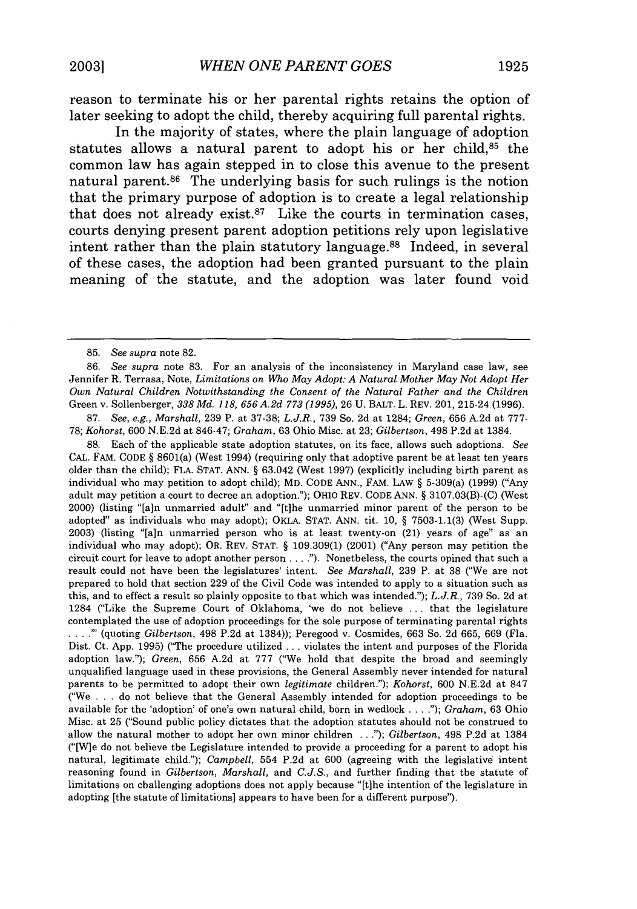reason to terminate his or her parental rights retains the option of later seeking to adopt the child, thereby acquiring full parental rights.

In the majority of states, where the plain language of adoption statutes allows a natural parent to adopt his or her child,[85] the common law has again stepped in to close this avenue to the present natural parent.[86] The underlying basis for such rulings is the notion that the primary purpose of adoption is to create a legal relationship that does not already exist.[87] Like the courts in termination cases, courts denying present parent adoption petitions rely upon legislative intent rather than the plain statutory language.[88] Indeed, in several of these cases, the adoption had been granted pursuant to the plain meaning of the statute, and the adoption was later found void

---

85. *See supra* note 82.

86. *See supra* note 83. For an analysis of the inconsistency in Maryland case law, see Jennifer R. Terrasa, Note, *Limitations on Who May Adopt: A Natural Mother May Not Adopt Her Own Natural Children Notwithstanding the Consent of the Natural Father and the Children* Green v. Sollenberger, *338 Md. 118, 656 A.2d 773 (1995)*, 26 U. BALT. L. REV. 201, 215-24 (1996).

87. *See, e.g.*, *Marshall*, 239 P. at 37-38; *L.J.R.*, 739 So. 2d at 1284; *Green*, 656 A.2d at 777-78; *Kohorst*, 600 N.E.2d at 846-47; *Graham*, 63 Ohio Misc. at 23; *Gilbertson*, 498 P.2d at 1384.

88. Each of the applicable state adoption statutes, on its face, allows such adoptions. *See* CAL. FAM. CODE § 8601(a) (West 1994) (requiring only that adoptive parent be at least ten years older than the child); FLA. STAT. ANN. § 63.042 (West 1997) (explicitly including birth parent as individual who may petition to adopt child); MD. CODE ANN., FAM. LAW § 5-309(a) (1999) ("Any adult may petition a court to decree an adoption."); OHIO REV. CODE ANN. § 3107.03(B)-(C) (West 2000) (listing "[a]n unmarried adult" and "[t]he unmarried minor parent of the person to be adopted" as individuals who may adopt); OKLA. STAT. ANN. tit. 10, § 7503-1.1(3) (West Supp. 2003) (listing "[a]n unmarried person who is at least twenty-on (21) years of age" as an individual who may adopt); OR. REV. STAT. § 109.309(1) (2001) ("Any person may petition the circuit court for leave to adopt another person . . . ."). Nonetheless, the courts opined that such a result could not have been the legislatures' intent. *See Marshall*, 239 P. at 38 ("We are not prepared to hold that section 229 of the Civil Code was intended to apply to a situation such as this, and to effect a result so plainly opposite to that which was intended."); *L.J.R.*, 739 So. 2d at 1284 ("Like the Supreme Court of Oklahoma, 'we do not believe . . . that the legislature contemplated the use of adoption proceedings for the sole purpose of terminating parental rights . . . .'" (quoting *Gilbertson*, 498 P.2d at 1384)); Peregood v. Cosmides, 663 So. 2d 665, 669 (Fla. Dist. Ct. App. 1995) ("The procedure utilized . . . violates the intent and purposes of the Florida adoption law."); *Green*, 656 A.2d at 777 ("We hold that despite the broad and seemingly unqualified language used in these provisions, the General Assembly never intended for natural parents to be permitted to adopt their own *legitimate* children."); *Kohorst*, 600 N.E.2d at 847 ("We . . . do not believe that the General Assembly intended for adoption proceedings to be available for the 'adoption' of one's own natural child, born in wedlock . . . ."); *Graham*, 63 Ohio Misc. at 25 ("Sound public policy dictates that the adoption statutes should not be construed to allow the natural mother to adopt her own minor children . . ."); *Gilbertson*, 498 P.2d at 1384 ("[W]e do not believe the Legislature intended to provide a proceeding for a parent to adopt his natural, legitimate child."); *Campbell*, 554 P.2d at 600 (agreeing with the legislative intent reasoning found in *Gilbertson*, *Marshall*, and *C.J.S.*, and further finding that the statute of limitations on challenging adoptions does not apply because "[t]he intention of the legislature in adopting [the statute of limitations] appears to have been for a different purpose").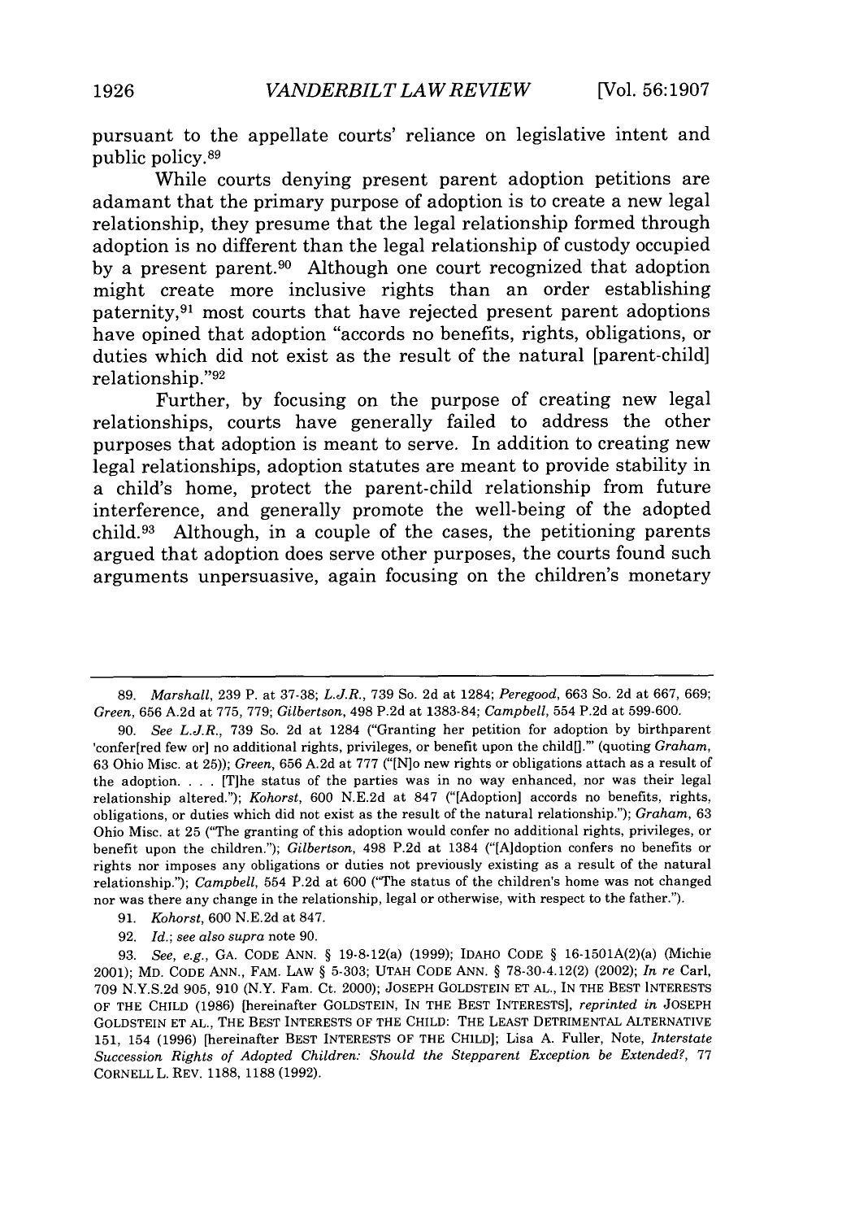pursuant to the appellate courts' reliance on legislative intent and public policy.[89]

While courts denying present parent adoption petitions are adamant that the primary purpose of adoption is to create a new legal relationship, they presume that the legal relationship formed through adoption is no different than the legal relationship of custody occupied by a present parent.[90] Although one court recognized that adoption might create more inclusive rights than an order establishing paternity,[91] most courts that have rejected present parent adoptions have opined that adoption "accords no benefits, rights, obligations, or duties which did not exist as the result of the natural [parent-child] relationship."[92]

Further, by focusing on the purpose of creating new legal relationships, courts have generally failed to address the other purposes that adoption is meant to serve. In addition to creating new legal relationships, adoption statutes are meant to provide stability in a child's home, protect the parent-child relationship from future interference, and generally promote the well-being of the adopted child.[93] Although, in a couple of the cases, the petitioning parents argued that adoption does serve other purposes, the courts found such arguments unpersuasive, again focusing on the children's monetary

---

89. *Marshall*, 239 P. at 37-38; *L.J.R.*, 739 So. 2d at 1284; *Peregood*, 663 So. 2d at 667, 669; *Green*, 656 A.2d at 775, 779; *Gilbertson*, 498 P.2d at 1383-84; *Campbell*, 554 P.2d at 599-600.

90. *See L.J.R.*, 739 So. 2d at 1284 ("Granting her petition for adoption by birthparent 'confer[red few or] no additional rights, privileges, or benefit upon the child[].'" (quoting *Graham*, 63 Ohio Misc. at 25)); *Green*, 656 A.2d at 777 ("[N]o new rights or obligations attach as a result of the adoption. . . . [T]he status of the parties was in no way enhanced, nor was their legal relationship altered."); *Kohorst*, 600 N.E.2d at 847 ("[Adoption] accords no benefits, rights, obligations, or duties which did not exist as the result of the natural relationship."); *Graham*, 63 Ohio Misc. at 25 ("The granting of this adoption would confer no additional rights, privileges, or benefit upon the children."); *Gilbertson*, 498 P.2d at 1384 ("[A]doption confers no benefits or rights nor imposes any obligations or duties not previously existing as a result of the natural relationship."); *Campbell*, 554 P.2d at 600 ("The status of the children's home was not changed nor was there any change in the relationship, legal or otherwise, with respect to the father.").

91. *Kohorst*, 600 N.E.2d at 847.

92. *Id.*; *see also supra* note 90.

93. *See, e.g.*, GA. CODE ANN. § 19-8-12(a) (1999); IDAHO CODE § 16-1501A(2)(a) (Michie 2001); MD. CODE ANN., FAM. LAW § 5-303; UTAH CODE ANN. § 78-30-4.12(2) (2002); *In re* Carl, 709 N.Y.S.2d 905, 910 (N.Y. Fam. Ct. 2000); JOSEPH GOLDSTEIN ET AL., IN THE BEST INTERESTS OF THE CHILD (1986) [hereinafter GOLDSTEIN, IN THE BEST INTERESTS], *reprinted in* JOSEPH GOLDSTEIN ET AL., THE BEST INTERESTS OF THE CHILD: THE LEAST DETRIMENTAL ALTERNATIVE 151, 154 (1996) [hereinafter BEST INTERESTS OF THE CHILD]; Lisa A. Fuller, Note, *Interstate Succession Rights of Adopted Children: Should the Stepparent Exception be Extended?*, 77 CORNELL L. REV. 1188, 1188 (1992).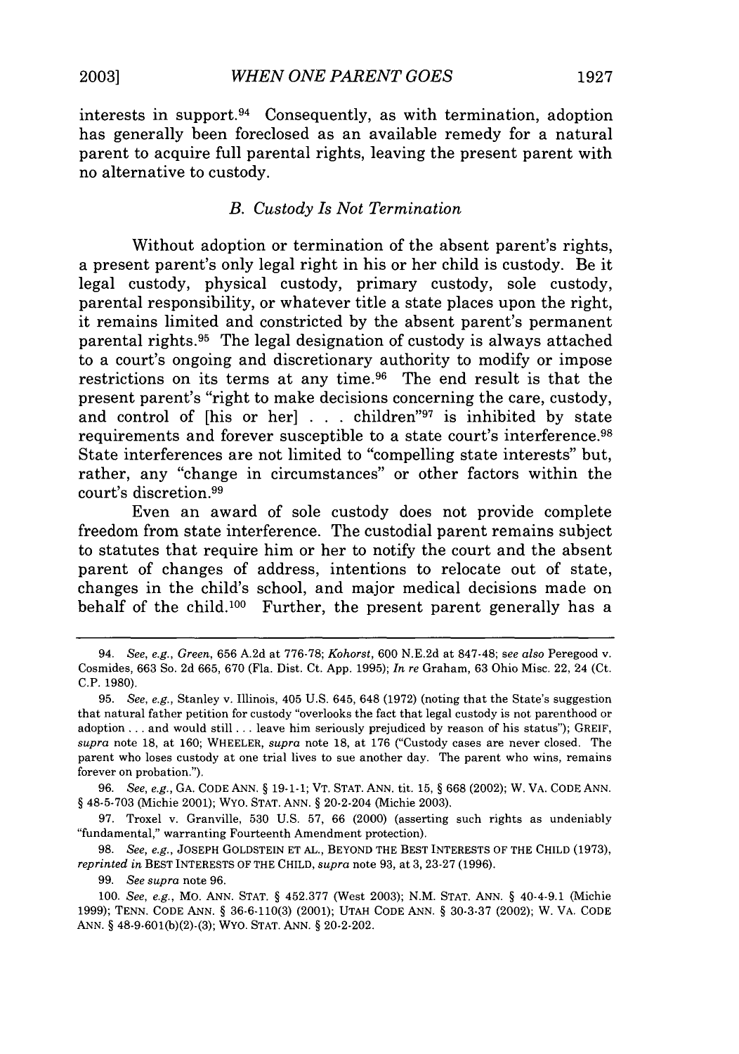interests in support.[94] Consequently, as with termination, adoption has generally been foreclosed as an available remedy for a natural parent to acquire full parental rights, leaving the present parent with no alternative to custody.

### *B. Custody Is Not Termination*

Without adoption or termination of the absent parent's rights, a present parent's only legal right in his or her child is custody. Be it legal custody, physical custody, primary custody, sole custody, parental responsibility, or whatever title a state places upon the right, it remains limited and constricted by the absent parent's permanent parental rights.[95] The legal designation of custody is always attached to a court's ongoing and discretionary authority to modify or impose restrictions on its terms at any time.[96] The end result is that the present parent's "right to make decisions concerning the care, custody, and control of [his or her] . . . children"[97] is inhibited by state requirements and forever susceptible to a state court's interference.[98] State interferences are not limited to "compelling state interests" but, rather, any "change in circumstances" or other factors within the court's discretion.[99]

Even an award of sole custody does not provide complete freedom from state interference. The custodial parent remains subject to statutes that require him or her to notify the court and the absent parent of changes of address, intentions to relocate out of state, changes in the child's school, and major medical decisions made on behalf of the child.[100] Further, the present parent generally has a

---

94. *See, e.g.*, *Green*, 656 A.2d at 776-78; *Kohorst*, 600 N.E.2d at 847-48; *see also* Peregood v. Cosmides, 663 So. 2d 665, 670 (Fla. Dist. Ct. App. 1995); *In re* Graham, 63 Ohio Misc. 22, 24 (Ct. C.P. 1980).

95. *See, e.g.*, Stanley v. Illinois, 405 U.S. 645, 648 (1972) (noting that the State's suggestion that natural father petition for custody "overlooks the fact that legal custody is not parenthood or adoption . . . and would still . . . leave him seriously prejudiced by reason of his status"); GREIF, *supra* note 18, at 160; WHEELER, *supra* note 18, at 176 ("Custody cases are never closed. The parent who loses custody at one trial lives to sue another day. The parent who wins, remains forever on probation.").

96. *See, e.g.*, GA. CODE ANN. § 19-1-1; VT. STAT. ANN. tit. 15, § 668 (2002); W. VA. CODE ANN. § 48-5-703 (Michie 2001); WYO. STAT. ANN. § 20-2-204 (Michie 2003).

97. Troxel v. Granville, 530 U.S. 57, 66 (2000) (asserting such rights as undeniably "fundamental," warranting Fourteenth Amendment protection).

98. *See, e.g.*, JOSEPH GOLDSTEIN ET AL., BEYOND THE BEST INTERESTS OF THE CHILD (1973), *reprinted in* BEST INTERESTS OF THE CHILD, *supra* note 93, at 3, 23-27 (1996).

99. *See supra* note 96.

100. *See, e.g.*, MO. ANN. STAT. § 452.377 (West 2003); N.M. STAT. ANN. § 40-4-9.1 (Michie 1999); TENN. CODE ANN. § 36-6-110(3) (2001); UTAH CODE ANN. § 30-3-37 (2002); W. VA. CODE ANN. § 48-9-601(b)(2)-(3); WYO. STAT. ANN. § 20-2-202.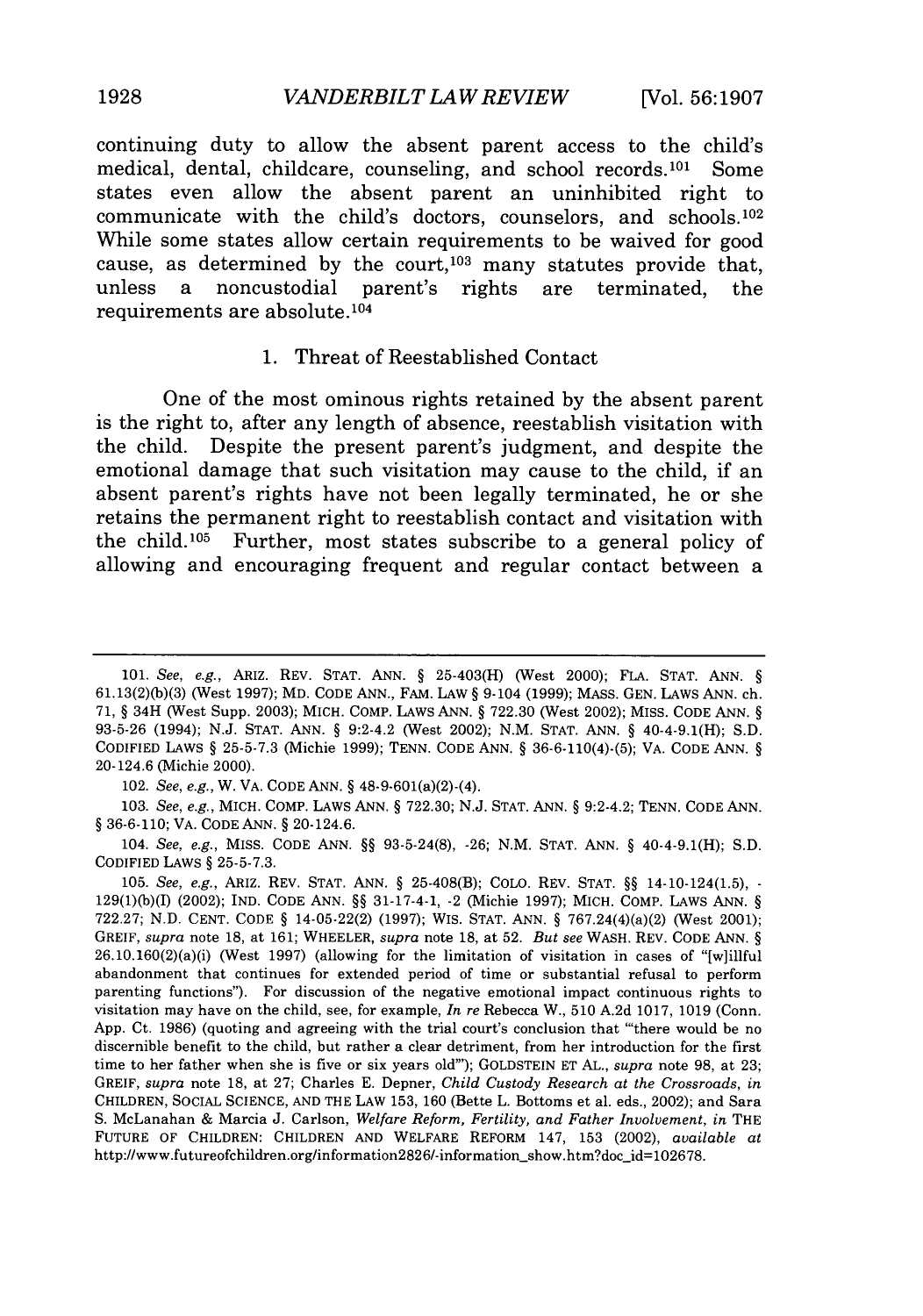continuing duty to allow the absent parent access to the child's medical, dental, childcare, counseling, and school records.[101] Some states even allow the absent parent an uninhibited right to communicate with the child's doctors, counselors, and schools.[102] While some states allow certain requirements to be waived for good cause, as determined by the court,[103] many statutes provide that, unless a noncustodial parent's rights are terminated, the requirements are absolute.[104]

### 1. Threat of Reestablished Contact

One of the most ominous rights retained by the absent parent is the right to, after any length of absence, reestablish visitation with the child. Despite the present parent's judgment, and despite the emotional damage that such visitation may cause to the child, if an absent parent's rights have not been legally terminated, he or she retains the permanent right to reestablish contact and visitation with the child.[105] Further, most states subscribe to a general policy of allowing and encouraging frequent and regular contact between a

---

101. *See, e.g.*, ARIZ. REV. STAT. ANN. § 25-403(H) (West 2000); FLA. STAT. ANN. § 61.13(2)(b)(3) (West 1997); MD. CODE ANN., FAM. LAW § 9-104 (1999); MASS. GEN. LAWS ANN. ch. 71, § 34H (West Supp. 2003); MICH. COMP. LAWS ANN. § 722.30 (West 2002); MISS. CODE ANN. § 93-5-26 (1994); N.J. STAT. ANN. § 9:2-4.2 (West 2002); N.M. STAT. ANN. § 40-4-9.1(H); S.D. CODIFIED LAWS § 25-5-7.3 (Michie 1999); TENN. CODE ANN. § 36-6-110(4)-(5); VA. CODE ANN. § 20-124.6 (Michie 2000).

102. *See, e.g.*, W. VA. CODE ANN. § 48-9-601(a)(2)-(4).

103. *See, e.g.*, MICH. COMP. LAWS ANN. § 722.30; N.J. STAT. ANN. § 9:2-4.2; TENN. CODE ANN. § 36-6-110; VA. CODE ANN. § 20-124.6.

104. *See, e.g.*, MISS. CODE ANN. §§ 93-5-24(8), -26; N.M. STAT. ANN. § 40-4-9.1(H); S.D. CODIFIED LAWS § 25-5-7.3.

105. *See, e.g.*, ARIZ. REV. STAT. ANN. § 25-408(B); COLO. REV. STAT. §§ 14-10-124(1.5), -129(1)(b)(I) (2002); IND. CODE ANN. §§ 31-17-4-1, -2 (Michie 1997); MICH. COMP. LAWS ANN. § 722.27; N.D. CENT. CODE § 14-05-22(2) (1997); WIS. STAT. ANN. § 767.24(4)(a)(2) (West 2001); GREIF, *supra* note 18, at 161; WHEELER, *supra* note 18, at 52. *But see* WASH. REV. CODE ANN. § 26.10.160(2)(a)(i) (West 1997) (allowing for the limitation of visitation in cases of "[w]illful abandonment that continues for extended period of time or substantial refusal to perform parenting functions"). For discussion of the negative emotional impact continuous rights to visitation may have on the child, see, for example, *In re* Rebecca W., 510 A.2d 1017, 1019 (Conn. App. Ct. 1986) (quoting and agreeing with the trial court's conclusion that "'there would be no discernible benefit to the child, but rather a clear detriment, from her introduction for the first time to her father when she is five or six years old'"); GOLDSTEIN ET AL., *supra* note 98, at 23; GREIF, *supra* note 18, at 27; Charles E. Depner, *Child Custody Research at the Crossroads*, *in* CHILDREN, SOCIAL SCIENCE, AND THE LAW 153, 160 (Bette L. Bottoms et al. eds., 2002); and Sara S. McLanahan & Marcia J. Carlson, *Welfare Reform, Fertility, and Father Involvement*, *in* THE FUTURE OF CHILDREN: CHILDREN AND WELFARE REFORM 147, 153 (2002), *available at* http://www.futureofchildren.org/information2826/-information_show.htm?doc_id=102678.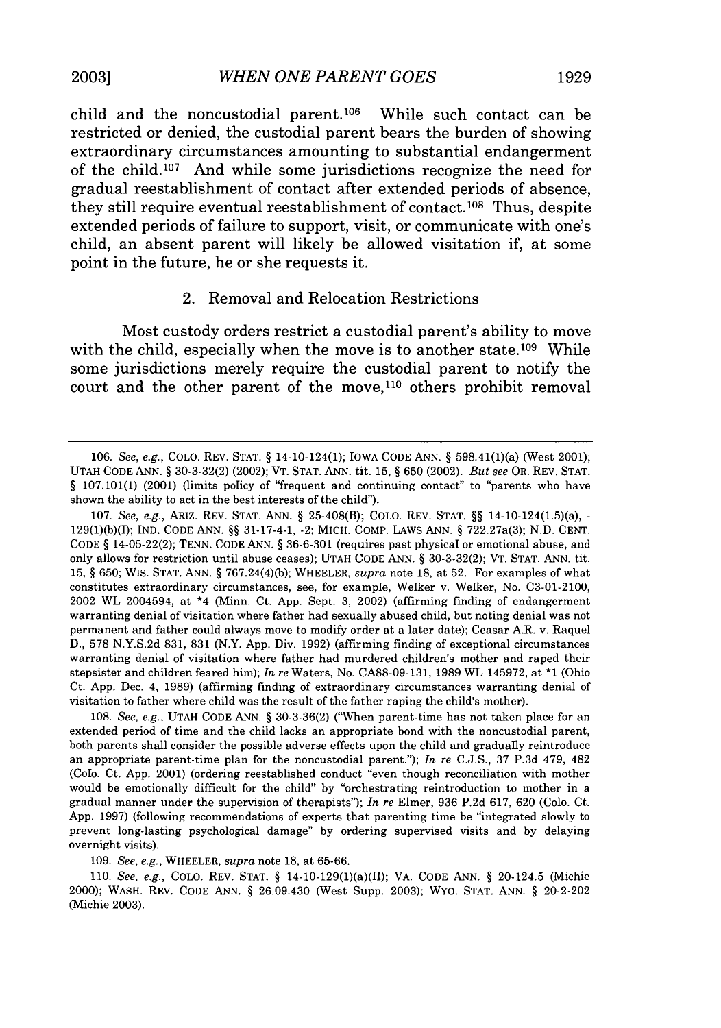child and the noncustodial parent.[106] While such contact can be restricted or denied, the custodial parent bears the burden of showing extraordinary circumstances amounting to substantial endangerment of the child.[107] And while some jurisdictions recognize the need for gradual reestablishment of contact after extended periods of absence, they still require eventual reestablishment of contact.[108] Thus, despite extended periods of failure to support, visit, or communicate with one's child, an absent parent will likely be allowed visitation if, at some point in the future, he or she requests it.

### 2. Removal and Relocation Restrictions

Most custody orders restrict a custodial parent's ability to move with the child, especially when the move is to another state.[109] While some jurisdictions merely require the custodial parent to notify the court and the other parent of the move,[110] others prohibit removal

---

106. *See, e.g.*, COLO. REV. STAT. § 14-10-124(1); IOWA CODE ANN. § 598.41(1)(a) (West 2001); UTAH CODE ANN. § 30-3-32(2) (2002); VT. STAT. ANN. tit. 15, § 650 (2002). *But see* OR. REV. STAT. § 107.101(1) (2001) (limits policy of "frequent and continuing contact" to "parents who have shown the ability to act in the best interests of the child").

107. *See, e.g.*, ARIZ. REV. STAT. ANN. § 25-408(B); COLO. REV. STAT. §§ 14-10-124(1.5)(a), -129(1)(b)(I); IND. CODE ANN. §§ 31-17-4-1, -2; MICH. COMP. LAWS ANN. § 722.27a(3); N.D. CENT. CODE § 14-05-22(2); TENN. CODE ANN. § 36-6-301 (requires past physical or emotional abuse, and only allows for restriction until abuse ceases); UTAH CODE ANN. § 30-3-32(2); VT. STAT. ANN. tit. 15, § 650; WIS. STAT. ANN. § 767.24(4)(b); WHEELER, *supra* note 18, at 52. For examples of what constitutes extraordinary circumstances, see, for example, Welker v. Welker, No. C3-01-2100, 2002 WL 2004594, at *4 (Minn. Ct. App. Sept. 3, 2002) (affirming finding of endangerment warranting denial of visitation where father had sexually abused child, but noting denial was not permanent and father could always move to modify order at a later date); Ceasar A.R. v. Raquel D., 578 N.Y.S.2d 831, 831 (N.Y. App. Div. 1992) (affirming finding of exceptional circumstances warranting denial of visitation where father had murdered children's mother and raped their stepsister and children feared him); *In re* Waters, No. CA88-09-131, 1989 WL 145972, at *1 (Ohio Ct. App. Dec. 4, 1989) (affirming finding of extraordinary circumstances warranting denial of visitation to father where child was the result of the father raping the child's mother).

108. *See, e.g.*, UTAH CODE ANN. § 30-3-36(2) ("When parent-time has not taken place for an extended period of time and the child lacks an appropriate bond with the noncustodial parent, both parents shall consider the possible adverse effects upon the child and gradually reintroduce an appropriate parent-time plan for the noncustodial parent."); *In re* C.J.S., 37 P.3d 479, 482 (Colo. Ct. App. 2001) (ordering reestablished conduct "even though reconciliation with mother would be emotionally difficult for the child" by "orchestrating reintroduction to mother in a gradual manner under the supervision of therapists"); *In re* Elmer, 936 P.2d 617, 620 (Colo. Ct. App. 1997) (following recommendations of experts that parenting time be "integrated slowly to prevent long-lasting psychological damage" by ordering supervised visits and by delaying overnight visits).

109. *See, e.g.*, WHEELER, *supra* note 18, at 65-66.

110. *See, e.g.*, COLO. REV. STAT. § 14-10-129(1)(a)(II); VA. CODE ANN. § 20-124.5 (Michie 2000); WASH. REV. CODE ANN. § 26.09.430 (West Supp. 2003); WYO. STAT. ANN. § 20-2-202 (Michie 2003).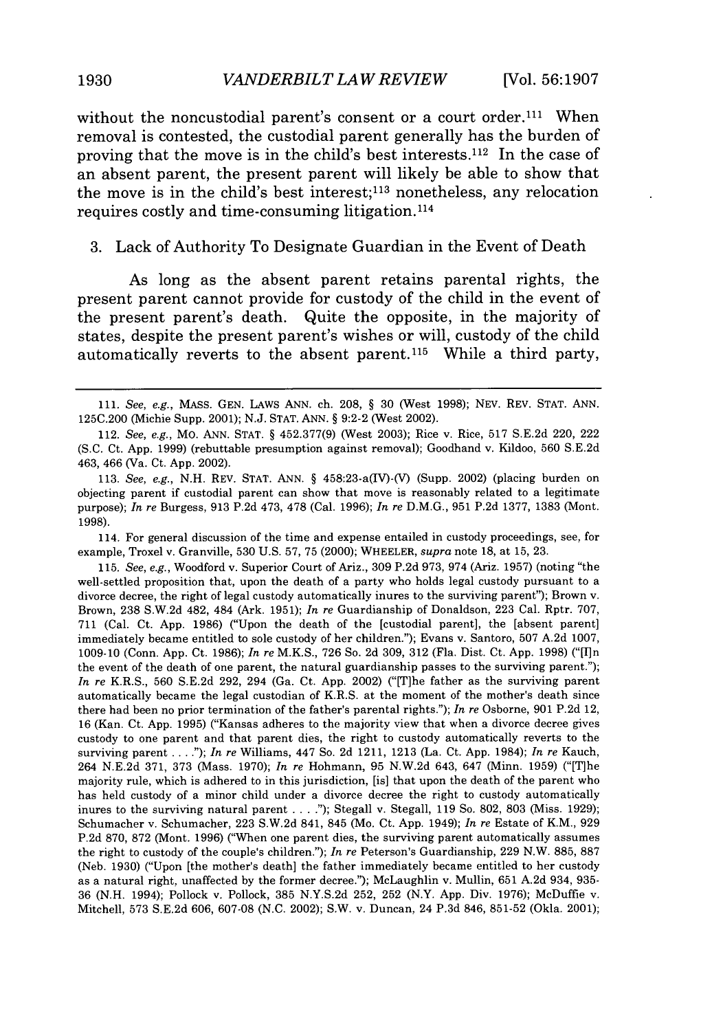without the noncustodial parent's consent or a court order.[111] When removal is contested, the custodial parent generally has the burden of proving that the move is in the child's best interests.[112] In the case of an absent parent, the present parent will likely be able to show that the move is in the child's best interest;[113] nonetheless, any relocation requires costly and time-consuming litigation.[114]

### 3. Lack of Authority To Designate Guardian in the Event of Death

As long as the absent parent retains parental rights, the present parent cannot provide for custody of the child in the event of the present parent's death. Quite the opposite, in the majority of states, despite the present parent's wishes or will, custody of the child automatically reverts to the absent parent.[115] While a third party,

---

111. *See, e.g.*, MASS. GEN. LAWS ANN. ch. 208, § 30 (West 1998); NEV. REV. STAT. ANN. 125C.200 (Michie Supp. 2001); N.J. STAT. ANN. § 9:2-2 (West 2002).

112. *See, e.g.*, MO. ANN. STAT. § 452.377(9) (West 2003); Rice v. Rice, 517 S.E.2d 220, 222 (S.C. Ct. App. 1999) (rebuttable presumption against removal); Goodhand v. Kildoo, 560 S.E.2d 463, 466 (Va. Ct. App. 2002).

113. *See, e.g.*, N.H. REV. STAT. ANN. § 458:23-a(IV)-(V) (Supp. 2002) (placing burden on objecting parent if custodial parent can show that move is reasonably related to a legitimate purpose); *In re* Burgess, 913 P.2d 473, 478 (Cal. 1996); *In re* D.M.G., 951 P.2d 1377, 1383 (Mont. 1998).

114. For general discussion of the time and expense entailed in custody proceedings, see, for example, Troxel v. Granville, 530 U.S. 57, 75 (2000); WHEELER, *supra* note 18, at 15, 23.

115. *See, e.g.*, Woodford v. Superior Court of Ariz., 309 P.2d 973, 974 (Ariz. 1957) (noting "the well-settled proposition that, upon the death of a party who holds legal custody pursuant to a divorce decree, the right of legal custody automatically inures to the surviving parent"); Brown v. Brown, 238 S.W.2d 482, 484 (Ark. 1951); *In re* Guardianship of Donaldson, 223 Cal. Rptr. 707, 711 (Cal. Ct. App. 1986) ("Upon the death of the [custodial parent], the [absent parent] immediately became entitled to sole custody of her children."); Evans v. Santoro, 507 A.2d 1007, 1009-10 (Conn. App. Ct. 1986); *In re* M.K.S., 726 So. 2d 309, 312 (Fla. Dist. Ct. App. 1998) ("[I]n the event of the death of one parent, the natural guardianship passes to the surviving parent."); *In re* K.R.S., 560 S.E.2d 292, 294 (Ga. Ct. App. 2002) ("[T]he father as the surviving parent automatically became the legal custodian of K.R.S. at the moment of the mother's death since there had been no prior termination of the father's parental rights."); *In re* Osborne, 901 P.2d 12, 16 (Kan. Ct. App. 1995) ("Kansas adheres to the majority view that when a divorce decree gives custody to one parent and that parent dies, the right to custody automatically reverts to the surviving parent . . . ."); *In re* Williams, 447 So. 2d 1211, 1213 (La. Ct. App. 1984); *In re* Kauch, 264 N.E.2d 371, 373 (Mass. 1970); *In re* Hohmann, 95 N.W.2d 643, 647 (Minn. 1959) ("[T]he majority rule, which is adhered to in this jurisdiction, [is] that upon the death of the parent who has held custody of a minor child under a divorce decree the right to custody automatically inures to the surviving natural parent . . . ."); Stegall v. Stegall, 119 So. 802, 803 (Miss. 1929); Schumacher v. Schumacher, 223 S.W.2d 841, 845 (Mo. Ct. App. 1949); *In re* Estate of K.M., 929 P.2d 870, 872 (Mont. 1996) ("When one parent dies, the surviving parent automatically assumes the right to custody of the couple's children."); *In re* Peterson's Guardianship, 229 N.W. 885, 887 (Neb. 1930) ("Upon [the mother's death] the father immediately became entitled to her custody as a natural right, unaffected by the former decree."); McLaughlin v. Mullin, 651 A.2d 934, 935-36 (N.H. 1994); Pollock v. Pollock, 385 N.Y.S.2d 252, 252 (N.Y. App. Div. 1976); McDuffie v. Mitchell, 573 S.E.2d 606, 607-08 (N.C. 2002); S.W. v. Duncan, 24 P.3d 846, 851-52 (Okla. 2001);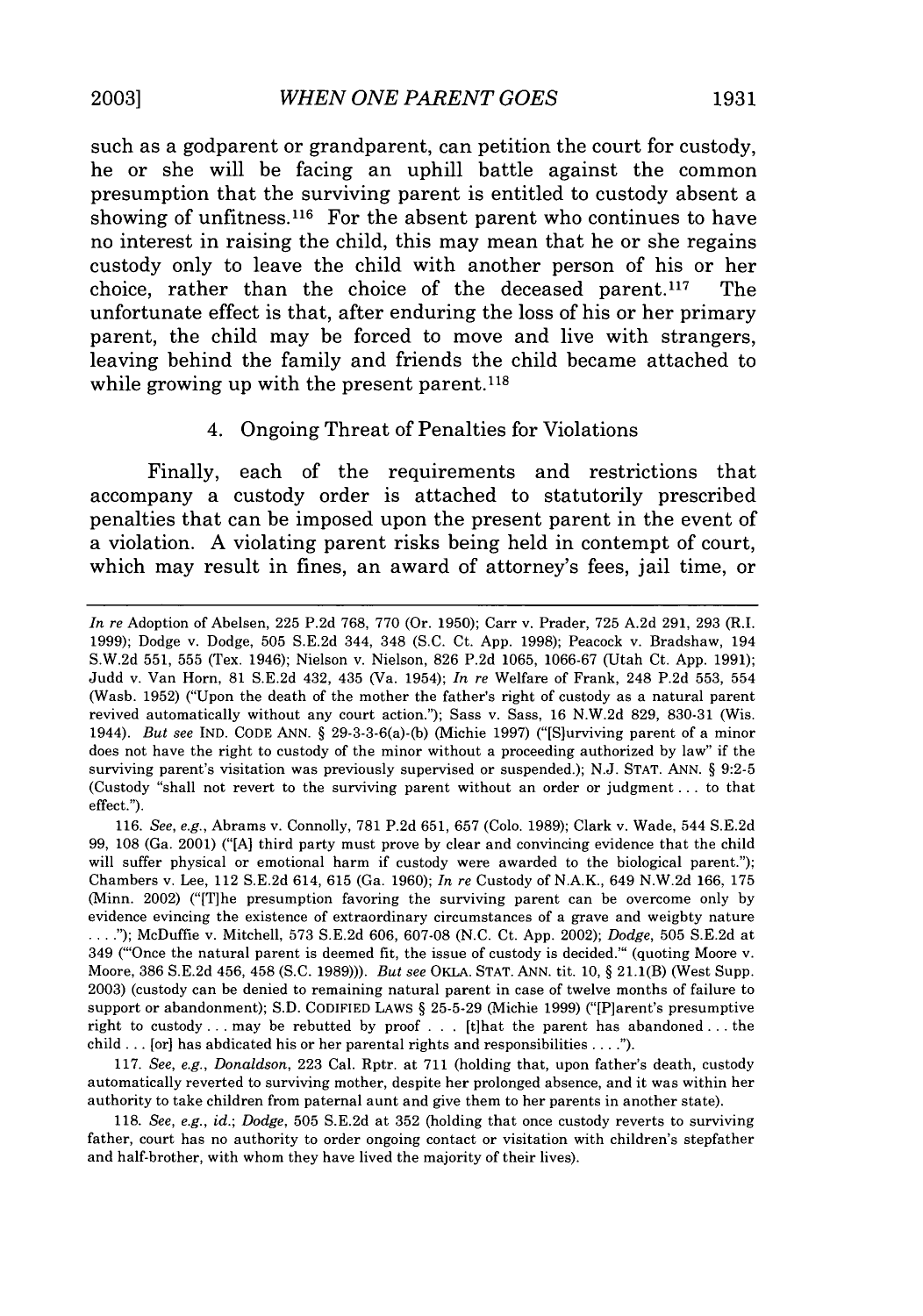such as a godparent or grandparent, can petition the court for custody, he or she will be facing an uphill battle against the common presumption that the surviving parent is entitled to custody absent a showing of unfitness.[116] For the absent parent who continues to have no interest in raising the child, this may mean that he or she regains custody only to leave the child with another person of his or her choice, rather than the choice of the deceased parent.[117] The unfortunate effect is that, after enduring the loss of his or her primary parent, the child may be forced to move and live with strangers, leaving behind the family and friends the child became attached to while growing up with the present parent.[118]

#### 4. Ongoing Threat of Penalties for Violations

Finally, each of the requirements and restrictions that accompany a custody order is attached to statutorily prescribed penalties that can be imposed upon the present parent in the event of a violation. A violating parent risks being held in contempt of court, which may result in fines, an award of attorney's fees, jail time, or

---

*In re* Adoption of Abelsen, 225 P.2d 768, 770 (Or. 1950); Carr v. Prader, 725 A.2d 291, 293 (R.I. 1999); Dodge v. Dodge, 505 S.E.2d 344, 348 (S.C. Ct. App. 1998); Peacock v. Bradshaw, 194 S.W.2d 551, 555 (Tex. 1946); Nielson v. Nielson, 826 P.2d 1065, 1066-67 (Utah Ct. App. 1991); Judd v. Van Horn, 81 S.E.2d 432, 435 (Va. 1954); *In re* Welfare of Frank, 248 P.2d 553, 554 (Wash. 1952) ("Upon the death of the mother the father's right of custody as a natural parent revived automatically without any court action."); Sass v. Sass, 16 N.W.2d 829, 830-31 (Wis. 1944). *But see* IND. CODE ANN. § 29-3-3-6(a)-(b) (Michie 1997) ("[S]urviving parent of a minor does not have the right to custody of the minor without a proceeding authorized by law" if the surviving parent's visitation was previously supervised or suspended.); N.J. STAT. ANN. § 9:2-5 (Custody "shall not revert to the surviving parent without an order or judgment . . . to that effect.").

116. *See, e.g.*, Abrams v. Connolly, 781 P.2d 651, 657 (Colo. 1989); Clark v. Wade, 544 S.E.2d 99, 108 (Ga. 2001) ("[A] third party must prove by clear and convincing evidence that the child will suffer physical or emotional harm if custody were awarded to the biological parent."); Chambers v. Lee, 112 S.E.2d 614, 615 (Ga. 1960); *In re* Custody of N.A.K., 649 N.W.2d 166, 175 (Minn. 2002) ("[T]he presumption favoring the surviving parent can be overcome only by evidence evincing the existence of extraordinary circumstances of a grave and weighty nature . . . ."); McDuffie v. Mitchell, 573 S.E.2d 606, 607-08 (N.C. Ct. App. 2002); *Dodge*, 505 S.E.2d at 349 ("'Once the natural parent is deemed fit, the issue of custody is decided.'" (quoting Moore v. Moore, 386 S.E.2d 456, 458 (S.C. 1989))). *But see* OKLA. STAT. ANN. tit. 10, § 21.1(B) (West Supp. 2003) (custody can be denied to remaining natural parent in case of twelve months of failure to support or abandonment); S.D. CODIFIED LAWS § 25-5-29 (Michie 1999) ("[P]arent's presumptive right to custody . . . may be rebutted by proof . . . [t]hat the parent has abandoned . . . the child . . . [or] has abdicated his or her parental rights and responsibilities . . . .").

117. *See, e.g.*, *Donaldson*, 223 Cal. Rptr. at 711 (holding that, upon father's death, custody automatically reverted to surviving mother, despite her prolonged absence, and it was within her authority to take children from paternal aunt and give them to her parents in another state).

118. *See, e.g.*, *id.*; *Dodge*, 505 S.E.2d at 352 (holding that once custody reverts to surviving father, court has no authority to order ongoing contact or visitation with children's stepfather and half-brother, with whom they have lived the majority of their lives).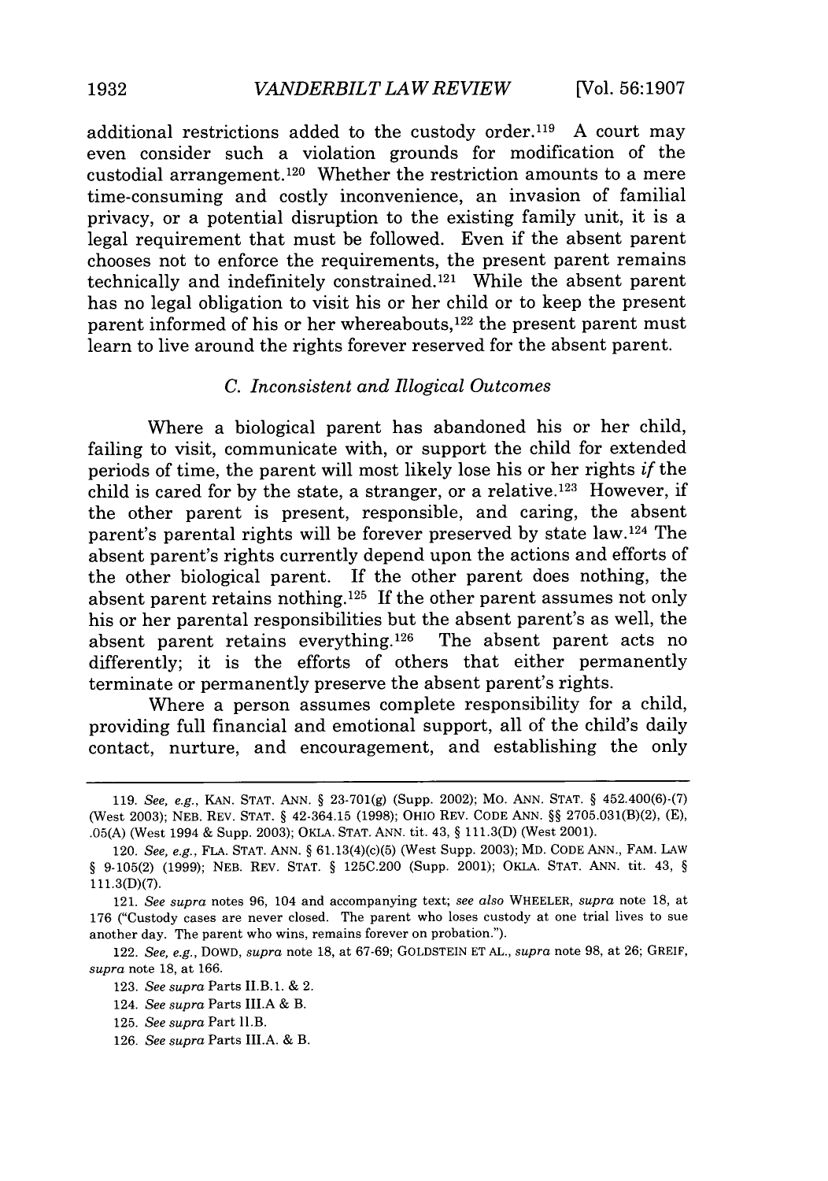additional restrictions added to the custody order.[119] A court may even consider such a violation grounds for modification of the custodial arrangement.[120] Whether the restriction amounts to a mere time-consuming and costly inconvenience, an invasion of familial privacy, or a potential disruption to the existing family unit, it is a legal requirement that must be followed. Even if the absent parent chooses not to enforce the requirements, the present parent remains technically and indefinitely constrained.[121] While the absent parent has no legal obligation to visit his or her child or to keep the present parent informed of his or her whereabouts,[122] the present parent must learn to live around the rights forever reserved for the absent parent.

### *C. Inconsistent and Illogical Outcomes*

Where a biological parent has abandoned his or her child, failing to visit, communicate with, or support the child for extended periods of time, the parent will most likely lose his or her rights *if* the child is cared for by the state, a stranger, or a relative.[123] However, if the other parent is present, responsible, and caring, the absent parent's parental rights will be forever preserved by state law.[124] The absent parent's rights currently depend upon the actions and efforts of the other biological parent. If the other parent does nothing, the absent parent retains nothing.[125] If the other parent assumes not only his or her parental responsibilities but the absent parent's as well, the absent parent retains everything.[126] The absent parent acts no differently; it is the efforts of others that either permanently terminate or permanently preserve the absent parent's rights.

Where a person assumes complete responsibility for a child, providing full financial and emotional support, all of the child's daily contact, nurture, and encouragement, and establishing the only

---

119. *See, e.g.*, KAN. STAT. ANN. § 23-701(g) (Supp. 2002); MO. ANN. STAT. § 452.400(6)-(7) (West 2003); NEB. REV. STAT. § 42-364.15 (1998); OHIO REV. CODE ANN. §§ 2705.031(B)(2), (E), .05(A) (West 1994 & Supp. 2003); OKLA. STAT. ANN. tit. 43, § 111.3(D) (West 2001).

120. *See, e.g.*, FLA. STAT. ANN. § 61.13(4)(c)(5) (West Supp. 2003); MD. CODE ANN., FAM. LAW § 9-105(2) (1999); NEB. REV. STAT. § 125C.200 (Supp. 2001); OKLA. STAT. ANN. tit. 43, § 111.3(D)(7).

121. *See supra* notes 96, 104 and accompanying text; *see also* WHEELER, *supra* note 18, at 176 ("Custody cases are never closed. The parent who loses custody at one trial lives to sue another day. The parent who wins, remains forever on probation.").

122. *See, e.g.*, DOWD, *supra* note 18, at 67-69; GOLDSTEIN ET AL., *supra* note 98, at 26; GREIF, *supra* note 18, at 166.

123. *See supra* Parts II.B.1. & 2.

124. *See supra* Parts III.A & B.

125. *See supra* Part II.B.

126. *See supra* Parts III.A. & B.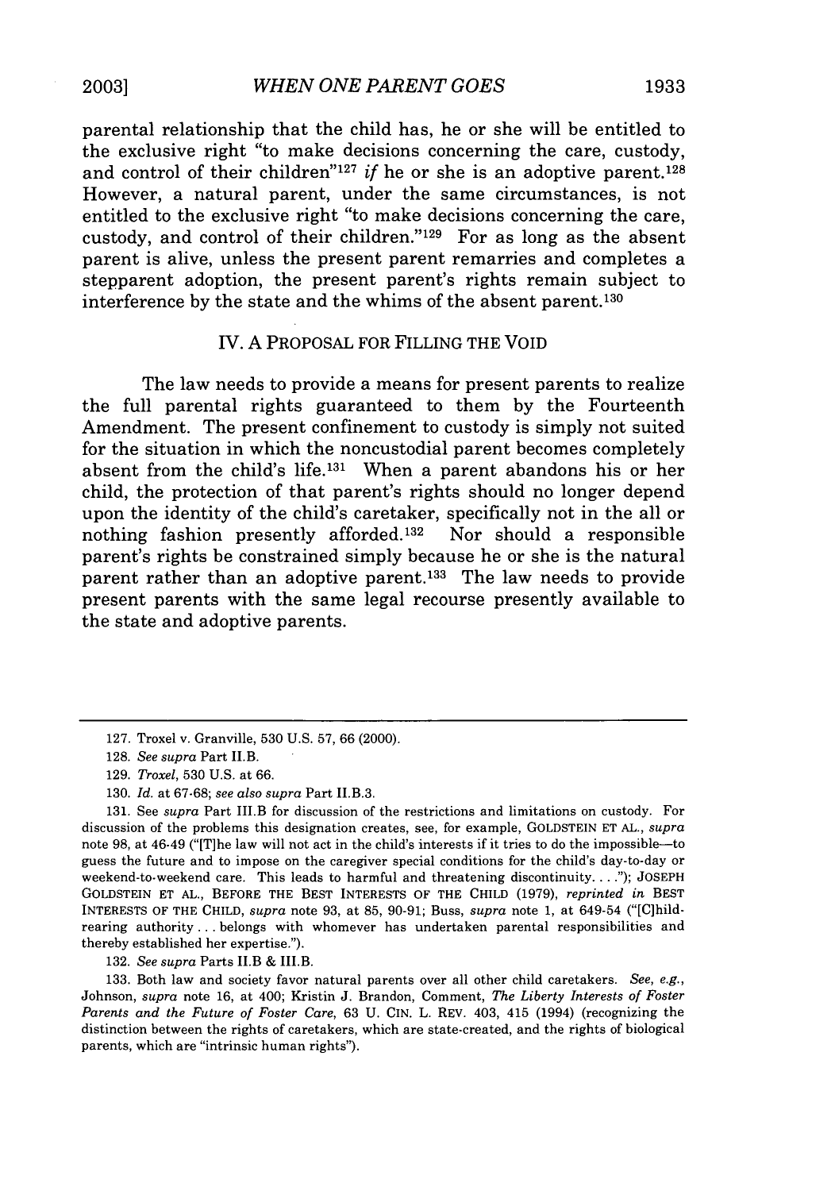parental relationship that the child has, he or she will be entitled to the exclusive right "to make decisions concerning the care, custody, and control of their children"[127] *if* he or she is an adoptive parent.[128] However, a natural parent, under the same circumstances, is not entitled to the exclusive right "to make decisions concerning the care, custody, and control of their children."[129] For as long as the absent parent is alive, unless the present parent remarries and completes a stepparent adoption, the present parent's rights remain subject to interference by the state and the whims of the absent parent.[130]

## IV. A PROPOSAL FOR FILLING THE VOID

The law needs to provide a means for present parents to realize the full parental rights guaranteed to them by the Fourteenth Amendment. The present confinement to custody is simply not suited for the situation in which the noncustodial parent becomes completely absent from the child's life.[131] When a parent abandons his or her child, the protection of that parent's rights should no longer depend upon the identity of the child's caretaker, specifically not in the all or nothing fashion presently afforded.[132] Nor should a responsible parent's rights be constrained simply because he or she is the natural parent rather than an adoptive parent.[133] The law needs to provide present parents with the same legal recourse presently available to the state and adoptive parents.

---

127. Troxel v. Granville, 530 U.S. 57, 66 (2000).

128. *See supra* Part II.B.

129. *Troxel*, 530 U.S. at 66.

130. *Id.* at 67-68; *see also supra* Part II.B.3.

131. See *supra* Part III.B for discussion of the restrictions and limitations on custody. For discussion of the problems this designation creates, see, for example, GOLDSTEIN ET AL., *supra* note 98, at 46-49 ("[T]he law will not act in the child's interests if it tries to do the impossible—to guess the future and to impose on the caregiver special conditions for the child's day-to-day or weekend-to-weekend care. This leads to harmful and threatening discontinuity. . . ."); JOSEPH GOLDSTEIN ET AL., BEFORE THE BEST INTERESTS OF THE CHILD (1979), *reprinted in* BEST INTERESTS OF THE CHILD, *supra* note 93, at 85, 90-91; Buss, *supra* note 1, at 649-54 ("[C]hild-rearing authority . . . belongs with whomever has undertaken parental responsibilities and thereby established her expertise.").

132. *See supra* Parts II.B & III.B.

133. Both law and society favor natural parents over all other child caretakers. *See, e.g.*, Johnson, *supra* note 16, at 400; Kristin J. Brandon, Comment, *The Liberty Interests of Foster Parents and the Future of Foster Care*, 63 U. CIN. L. REV. 403, 415 (1994) (recognizing the distinction between the rights of caretakers, which are state-created, and the rights of biological parents, which are "intrinsic human rights").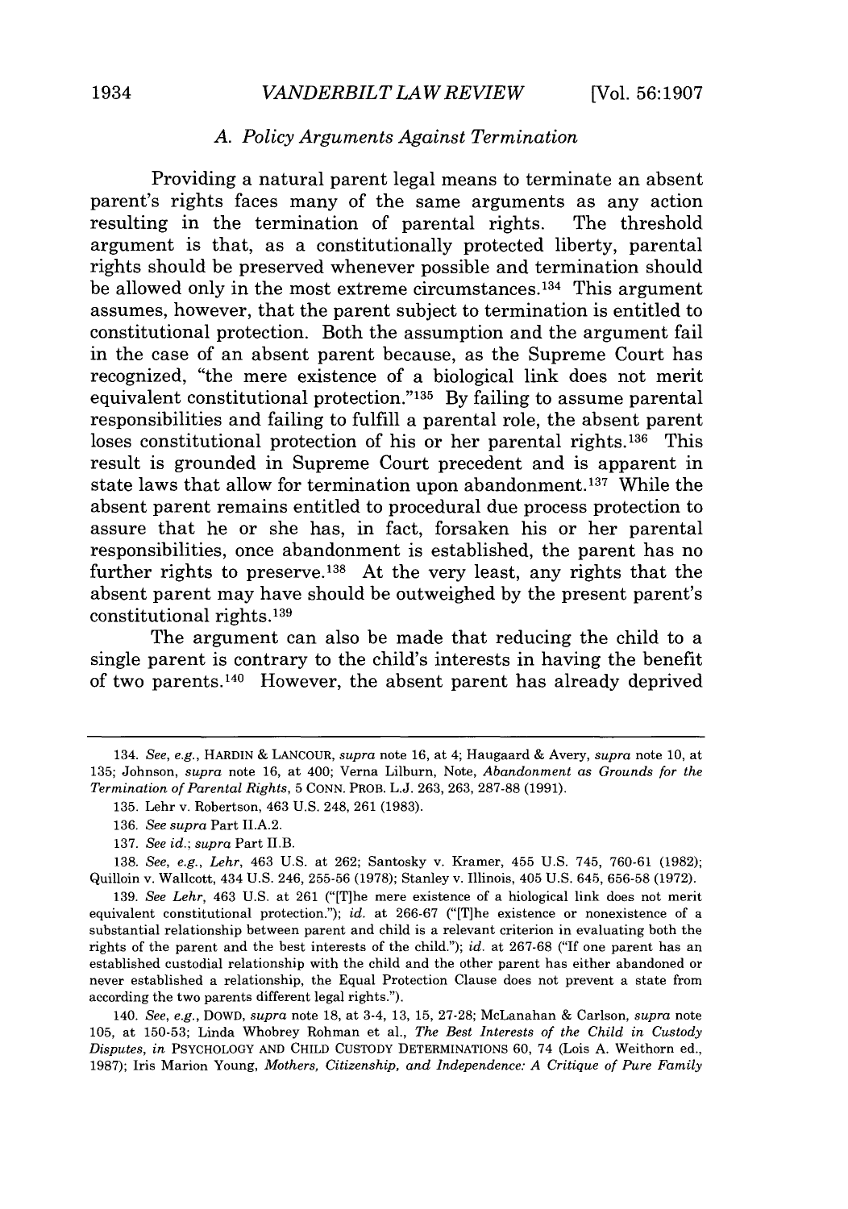### *A. Policy Arguments Against Termination*

Providing a natural parent legal means to terminate an absent parent's rights faces many of the same arguments as any action resulting in the termination of parental rights. The threshold argument is that, as a constitutionally protected liberty, parental rights should be preserved whenever possible and termination should be allowed only in the most extreme circumstances.[134] This argument assumes, however, that the parent subject to termination is entitled to constitutional protection. Both the assumption and the argument fail in the case of an absent parent because, as the Supreme Court has recognized, "the mere existence of a biological link does not merit equivalent constitutional protection."[135] By failing to assume parental responsibilities and failing to fulfill a parental role, the absent parent loses constitutional protection of his or her parental rights.[136] This result is grounded in Supreme Court precedent and is apparent in state laws that allow for termination upon abandonment.[137] While the absent parent remains entitled to procedural due process protection to assure that he or she has, in fact, forsaken his or her parental responsibilities, once abandonment is established, the parent has no further rights to preserve.[138] At the very least, any rights that the absent parent may have should be outweighed by the present parent's constitutional rights.[139]

The argument can also be made that reducing the child to a single parent is contrary to the child's interests in having the benefit of two parents.[140] However, the absent parent has already deprived

---

134. *See, e.g.*, HARDIN & LANCOUR, *supra* note 16, at 4; Haugaard & Avery, *supra* note 10, at 135; Johnson, *supra* note 16, at 400; Verna Lilburn, Note, *Abandonment as Grounds for the Termination of Parental Rights*, 5 CONN. PROB. L.J. 263, 263, 287-88 (1991).

135. Lehr v. Robertson, 463 U.S. 248, 261 (1983).

136. *See supra* Part II.A.2.

137. *See id.*; *supra* Part II.B.

138. *See, e.g.*, *Lehr*, 463 U.S. at 262; Santosky v. Kramer, 455 U.S. 745, 760-61 (1982); Quilloin v. Wallcott, 434 U.S. 246, 255-56 (1978); Stanley v. Illinois, 405 U.S. 645, 656-58 (1972).

139. *See Lehr*, 463 U.S. at 261 ("[T]he mere existence of a biological link does not merit equivalent constitutional protection."); *id.* at 266-67 ("[T]he existence or nonexistence of a substantial relationship between parent and child is a relevant criterion in evaluating both the rights of the parent and the best interests of the child."); *id.* at 267-68 ("If one parent has an established custodial relationship with the child and the other parent has either abandoned or never established a relationship, the Equal Protection Clause does not prevent a state from according the two parents different legal rights.").

140. *See, e.g.*, DOWD, *supra* note 18, at 3-4, 13, 15, 27-28; McLanahan & Carlson, *supra* note 105, at 150-53; Linda Whobrey Rohman et al., *The Best Interests of the Child in Custody Disputes*, *in* PSYCHOLOGY AND CHILD CUSTODY DETERMINATIONS 60, 74 (Lois A. Weithorn ed., 1987); Iris Marion Young, *Mothers, Citizenship, and Independence: A Critique of Pure Family*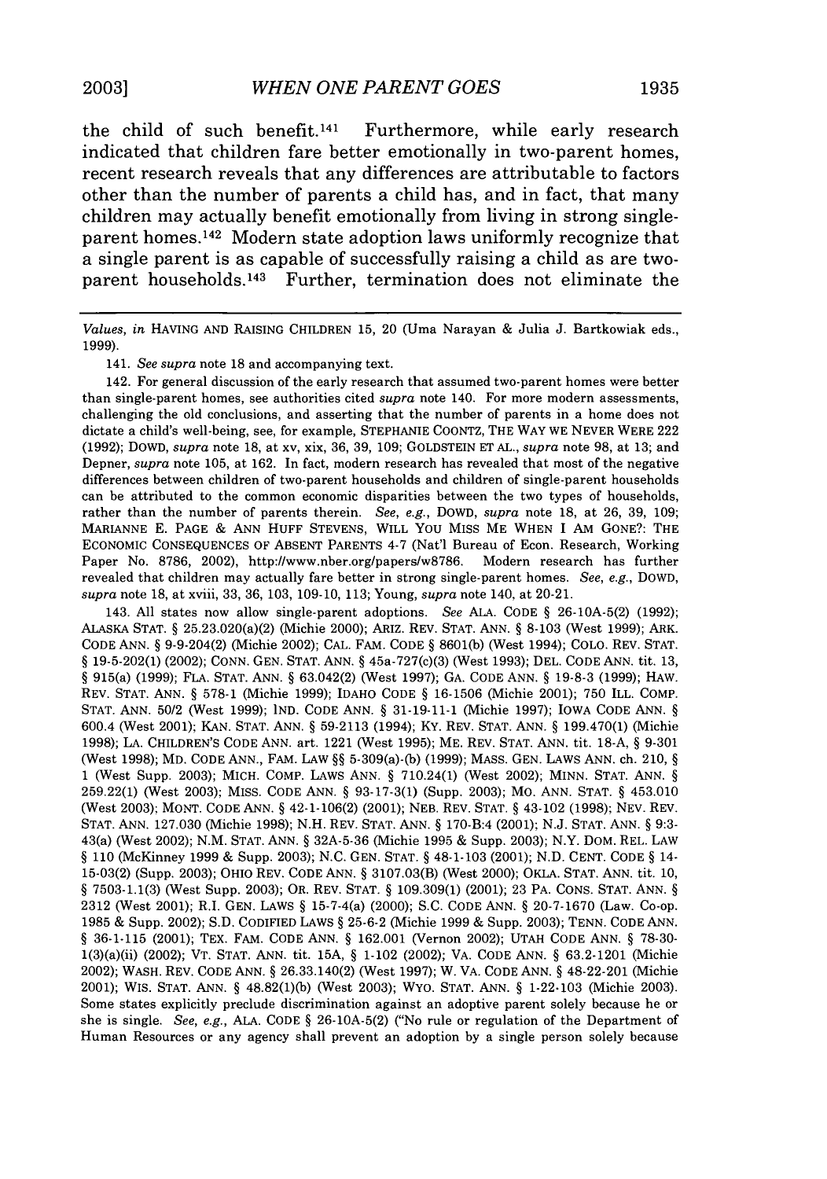the child of such benefit.[141] Furthermore, while early research indicated that children fare better emotionally in two-parent homes, recent research reveals that any differences are attributable to factors other than the number of parents a child has, and in fact, that many children may actually benefit emotionally from living in strong single-parent homes.[142] Modern state adoption laws uniformly recognize that a single parent is as capable of successfully raising a child as are two-parent households.[143] Further, termination does not eliminate the

---

*Values*, *in* HAVING AND RAISING CHILDREN 15, 20 (Uma Narayan & Julia J. Bartkowiak eds., 1999).

141. *See supra* note 18 and accompanying text.

142. For general discussion of the early research that assumed two-parent homes were better than single-parent homes, see authorities cited *supra* note 140. For more modern assessments, challenging the old conclusions, and asserting that the number of parents in a home does not dictate a child's well-being, see, for example, STEPHANIE COONTZ, THE WAY WE NEVER WERE 222 (1992); DOWD, *supra* note 18, at xv, xix, 36, 39, 109; GOLDSTEIN ET AL., *supra* note 98, at 13; and Depner, *supra* note 105, at 162. In fact, modern research has revealed that most of the negative differences between children of two-parent households and children of single-parent households can be attributed to the common economic disparities between the two types of households, rather than the number of parents therein. *See, e.g.*, DOWD, *supra* note 18, at 26, 39, 109; MARIANNE E. PAGE & ANN HUFF STEVENS, WILL YOU MISS ME WHEN I AM GONE?: THE ECONOMIC CONSEQUENCES OF ABSENT PARENTS 4-7 (Nat'l Bureau of Econ. Research, Working Paper No. 8786, 2002), http://www.nber.org/papers/w8786. Modern research has further revealed that children may actually fare better in strong single-parent homes. *See, e.g.*, DOWD, *supra* note 18, at xviii, 33, 36, 103, 109-10, 113; Young, *supra* note 140, at 20-21.

143. All states now allow single-parent adoptions. *See* ALA. CODE § 26-10A-5(2) (1992); ALASKA STAT. § 25.23.020(a)(2) (Michie 2000); ARIZ. REV. STAT. ANN. § 8-103 (West 1999); ARK. CODE ANN. § 9-9-204(2) (Michie 2002); CAL. FAM. CODE § 8601(b) (West 1994); COLO. REV. STAT. § 19-5-202(1) (2002); CONN. GEN. STAT. ANN. § 45a-727(c)(3) (West 1993); DEL. CODE ANN. tit. 13, § 915(a) (1999); FLA. STAT. ANN. § 63.042(2) (West 1997); GA. CODE ANN. § 19-8-3 (1999); HAW. REV. STAT. ANN. § 578-1 (Michie 1999); IDAHO CODE § 16-1506 (Michie 2001); 750 ILL. COMP. STAT. ANN. 50/2 (West 1999); IND. CODE ANN. § 31-19-11-1 (Michie 1997); IOWA CODE ANN. § 600.4 (West 2001); KAN. STAT. ANN. § 59-2113 (1994); KY. REV. STAT. ANN. § 199.470(1) (Michie 1998); LA. CHILDREN'S CODE ANN. art. 1221 (West 1995); ME. REV. STAT. ANN. tit. 18-A, § 9-301 (West 1998); MD. CODE ANN., FAM. LAW §§ 5-309(a)-(b) (1999); MASS. GEN. LAWS ANN. ch. 210, § 1 (West Supp. 2003); MICH. COMP. LAWS ANN. § 710.24(1) (West 2002); MINN. STAT. ANN. § 259.22(1) (West 2003); MISS. CODE ANN. § 93-17-3(1) (Supp. 2003); MO. ANN. STAT. § 453.010 (West 2003); MONT. CODE ANN. § 42-1-106(2) (2001); NEB. REV. STAT. § 43-102 (1998); NEV. REV. STAT. ANN. 127.030 (Michie 1998); N.H. REV. STAT. ANN. § 170-B:4 (2001); N.J. STAT. ANN. § 9:3-43(a) (West 2002); N.M. STAT. ANN. § 32A-5-36 (Michie 1995 & Supp. 2003); N.Y. DOM. REL. LAW § 110 (McKinney 1999 & Supp. 2003); N.C. GEN. STAT. § 48-1-103 (2001); N.D. CENT. CODE § 14-15-03(2) (Supp. 2003); OHIO REV. CODE ANN. § 3107.03(B) (West 2000); OKLA. STAT. ANN. tit. 10, § 7503-1.1(3) (West Supp. 2003); OR. REV. STAT. § 109.309(1) (2001); 23 PA. CONS. STAT. ANN. § 2312 (West 2001); R.I. GEN. LAWS § 15-7-4(a) (2000); S.C. CODE ANN. § 20-7-1670 (Law. Co-op. 1985 & Supp. 2002); S.D. CODIFIED LAWS § 25-6-2 (Michie 1999 & Supp. 2003); TENN. CODE ANN. § 36-1-115 (2001); TEX. FAM. CODE ANN. § 162.001 (Vernon 2002); UTAH CODE ANN. § 78-30-1(3)(a)(ii) (2002); VT. STAT. ANN. tit. 15A, § 1-102 (2002); VA. CODE ANN. § 63.2-1201 (Michie 2002); WASH. REV. CODE ANN. § 26.33.140(2) (West 1997); W. VA. CODE ANN. § 48-22-201 (Michie 2001); WIS. STAT. ANN. § 48.82(1)(b) (West 2003); WYO. STAT. ANN. § 1-22-103 (Michie 2003). Some states explicitly preclude discrimination against an adoptive parent solely because he or she is single. *See, e.g.*, ALA. CODE § 26-10A-5(2) ("No rule or regulation of the Department of Human Resources or any agency shall prevent an adoption by a single person solely because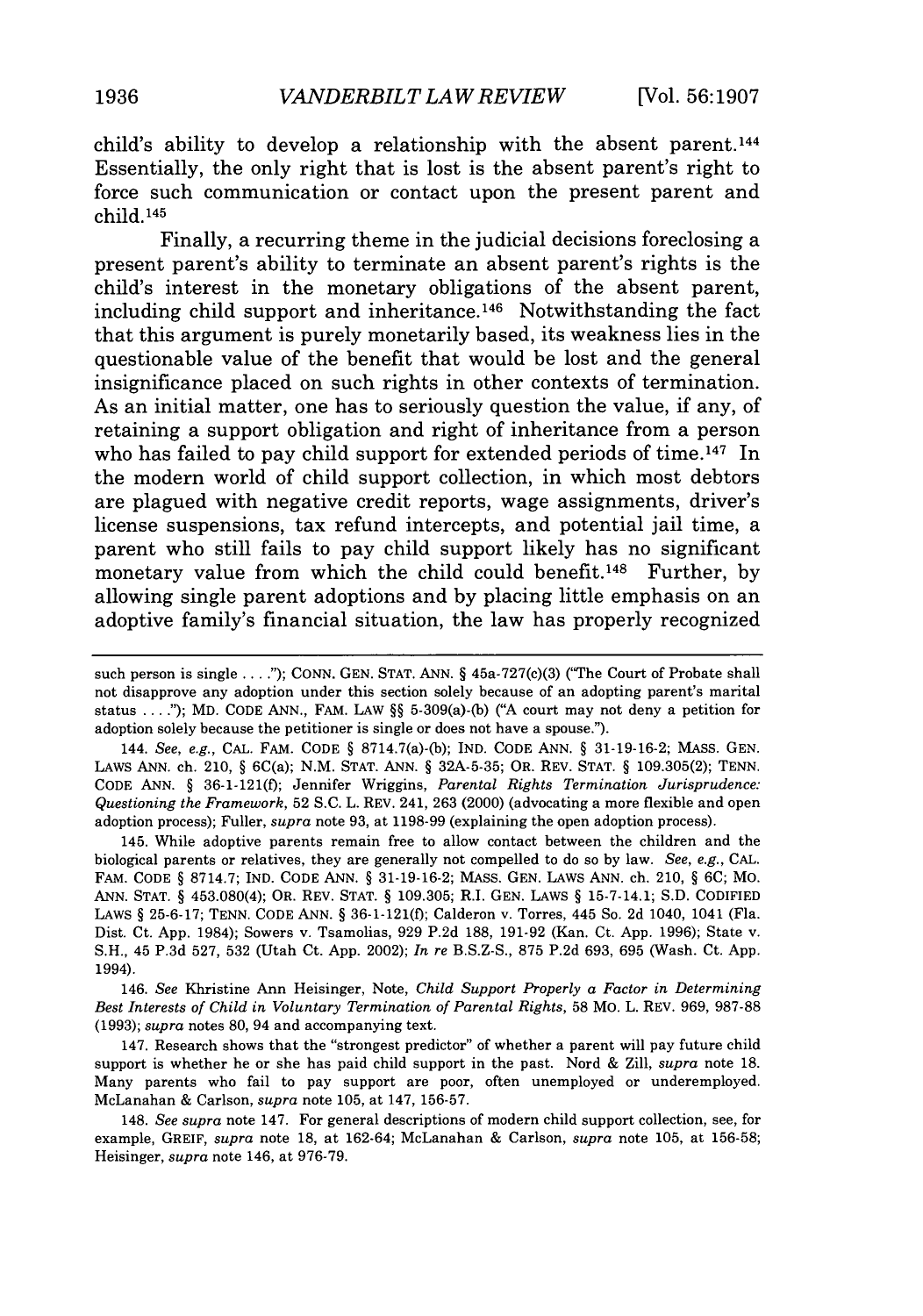child's ability to develop a relationship with the absent parent.[144] Essentially, the only right that is lost is the absent parent's right to force such communication or contact upon the present parent and child.[145]

Finally, a recurring theme in the judicial decisions foreclosing a present parent's ability to terminate an absent parent's rights is the child's interest in the monetary obligations of the absent parent, including child support and inheritance.[146] Notwithstanding the fact that this argument is purely monetarily based, its weakness lies in the questionable value of the benefit that would be lost and the general insignificance placed on such rights in other contexts of termination. As an initial matter, one has to seriously question the value, if any, of retaining a support obligation and right of inheritance from a person who has failed to pay child support for extended periods of time.[147] In the modern world of child support collection, in which most debtors are plagued with negative credit reports, wage assignments, driver's license suspensions, tax refund intercepts, and potential jail time, a parent who still fails to pay child support likely has no significant monetary value from which the child could benefit.[148] Further, by allowing single parent adoptions and by placing little emphasis on an adoptive family's financial situation, the law has properly recognized

---

such person is single . . . ."); CONN. GEN. STAT. ANN. § 45a-727(c)(3) ("The Court of Probate shall not disapprove any adoption under this section solely because of an adopting parent's marital status . . . ."); MD. CODE ANN., FAM. LAW §§ 5-309(a)-(b) ("A court may not deny a petition for adoption solely because the petitioner is single or does not have a spouse.").

144. *See, e.g.*, CAL. FAM. CODE § 8714.7(a)-(b); IND. CODE ANN. § 31-19-16-2; MASS. GEN. LAWS ANN. ch. 210, § 6C(a); N.M. STAT. ANN. § 32A-5-35; OR. REV. STAT. § 109.305(2); TENN. CODE ANN. § 36-1-121(f); Jennifer Wriggins, *Parental Rights Termination Jurisprudence: Questioning the Framework*, 52 S.C. L. REV. 241, 263 (2000) (advocating a more flexible and open adoption process); Fuller, *supra* note 93, at 1198-99 (explaining the open adoption process).

145. While adoptive parents remain free to allow contact between the children and the biological parents or relatives, they are generally not compelled to do so by law. *See, e.g.*, CAL. FAM. CODE § 8714.7; IND. CODE ANN. § 31-19-16-2; MASS. GEN. LAWS ANN. ch. 210, § 6C; MO. ANN. STAT. § 453.080(4); OR. REV. STAT. § 109.305; R.I. GEN. LAWS § 15-7-14.1; S.D. CODIFIED LAWS § 25-6-17; TENN. CODE ANN. § 36-1-121(f); Calderon v. Torres, 445 So. 2d 1040, 1041 (Fla. Dist. Ct. App. 1984); Sowers v. Tsamolias, 929 P.2d 188, 191-92 (Kan. Ct. App. 1996); State v. S.H., 45 P.3d 527, 532 (Utah Ct. App. 2002); *In re* B.S.Z-S., 875 P.2d 693, 695 (Wash. Ct. App. 1994).

146. *See* Khristine Ann Heisinger, Note, *Child Support Properly a Factor in Determining Best Interests of Child in Voluntary Termination of Parental Rights*, 58 MO. L. REV. 969, 987-88 (1993); *supra* notes 80, 94 and accompanying text.

147. Research shows that the "strongest predictor" of whether a parent will pay future child support is whether he or she has paid child support in the past. Nord & Zill, *supra* note 18. Many parents who fail to pay support are poor, often unemployed or underemployed. McLanahan & Carlson, *supra* note 105, at 147, 156-57.

148. *See supra* note 147. For general descriptions of modern child support collection, see, for example, GREIF, *supra* note 18, at 162-64; McLanahan & Carlson, *supra* note 105, at 156-58; Heisinger, *supra* note 146, at 976-79.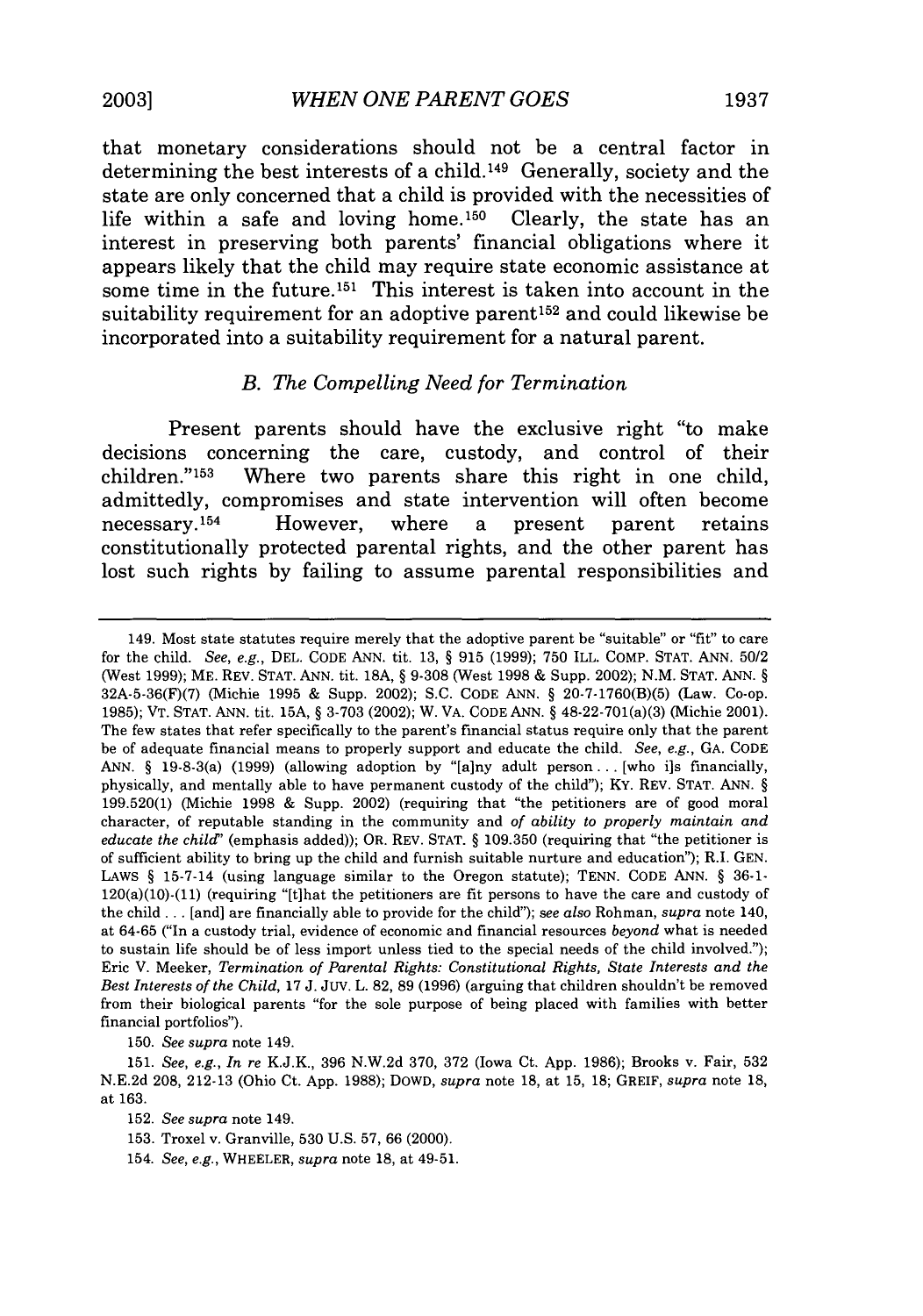that monetary considerations should not be a central factor in determining the best interests of a child.[149] Generally, society and the state are only concerned that a child is provided with the necessities of life within a safe and loving home.[150] Clearly, the state has an interest in preserving both parents' financial obligations where it appears likely that the child may require state economic assistance at some time in the future.[151] This interest is taken into account in the suitability requirement for an adoptive parent[152] and could likewise be incorporated into a suitability requirement for a natural parent.

### *B. The Compelling Need for Termination*

Present parents should have the exclusive right "to make decisions concerning the care, custody, and control of their children."[153] Where two parents share this right in one child, admittedly, compromises and state intervention will often become necessary.[154] However, where a present parent retains constitutionally protected parental rights, and the other parent has lost such rights by failing to assume parental responsibilities and

---

149. Most state statutes require merely that the adoptive parent be "suitable" or "fit" to care for the child. *See, e.g.*, DEL. CODE ANN. tit. 13, § 915 (1999); 750 ILL. COMP. STAT. ANN. 50/2 (West 1999); ME. REV. STAT. ANN. tit. 18A, § 9-308 (West 1998 & Supp. 2002); N.M. STAT. ANN. § 32A-5-36(F)(7) (Michie 1995 & Supp. 2002); S.C. CODE ANN. § 20-7-1760(B)(5) (Law. Co-op. 1985); VT. STAT. ANN. tit. 15A, § 3-703 (2002); W. VA. CODE ANN. § 48-22-701(a)(3) (Michie 2001). The few states that refer specifically to the parent's financial status require only that the parent be of adequate financial means to properly support and educate the child. *See, e.g.*, GA. CODE ANN. § 19-8-3(a) (1999) (allowing adoption by "[a]ny adult person . . . [who i]s financially, physically, and mentally able to have permanent custody of the child"); KY. REV. STAT. ANN. § 199.520(1) (Michie 1998 & Supp. 2002) (requiring that "the petitioners are of good moral character, of reputable standing in the community and *of ability to properly maintain and educate the child*" (emphasis added)); OR. REV. STAT. § 109.350 (requiring that "the petitioner is of sufficient ability to bring up the child and furnish suitable nurture and education"); R.I. GEN. LAWS § 15-7-14 (using language similar to the Oregon statute); TENN. CODE ANN. § 36-1-120(a)(10)-(11) (requiring "[t]hat the petitioners are fit persons to have the care and custody of the child . . . [and] are financially able to provide for the child"); *see also* Rohman, *supra* note 140, at 64-65 ("In a custody trial, evidence of economic and financial resources *beyond* what is needed to sustain life should be of less import unless tied to the special needs of the child involved."); Eric V. Meeker, *Termination of Parental Rights: Constitutional Rights, State Interests and the Best Interests of the Child*, 17 J. JUV. L. 82, 89 (1996) (arguing that children shouldn't be removed from their biological parents "for the sole purpose of being placed with families with better financial portfolios").

150. *See supra* note 149.

151. *See, e.g.*, *In re* K.J.K., 396 N.W.2d 370, 372 (Iowa Ct. App. 1986); Brooks v. Fair, 532 N.E.2d 208, 212-13 (Ohio Ct. App. 1988); DOWD, *supra* note 18, at 15, 18; GREIF, *supra* note 18, at 163.

152. *See supra* note 149.

153. Troxel v. Granville, 530 U.S. 57, 66 (2000).

154. *See, e.g.*, WHEELER, *supra* note 18, at 49-51.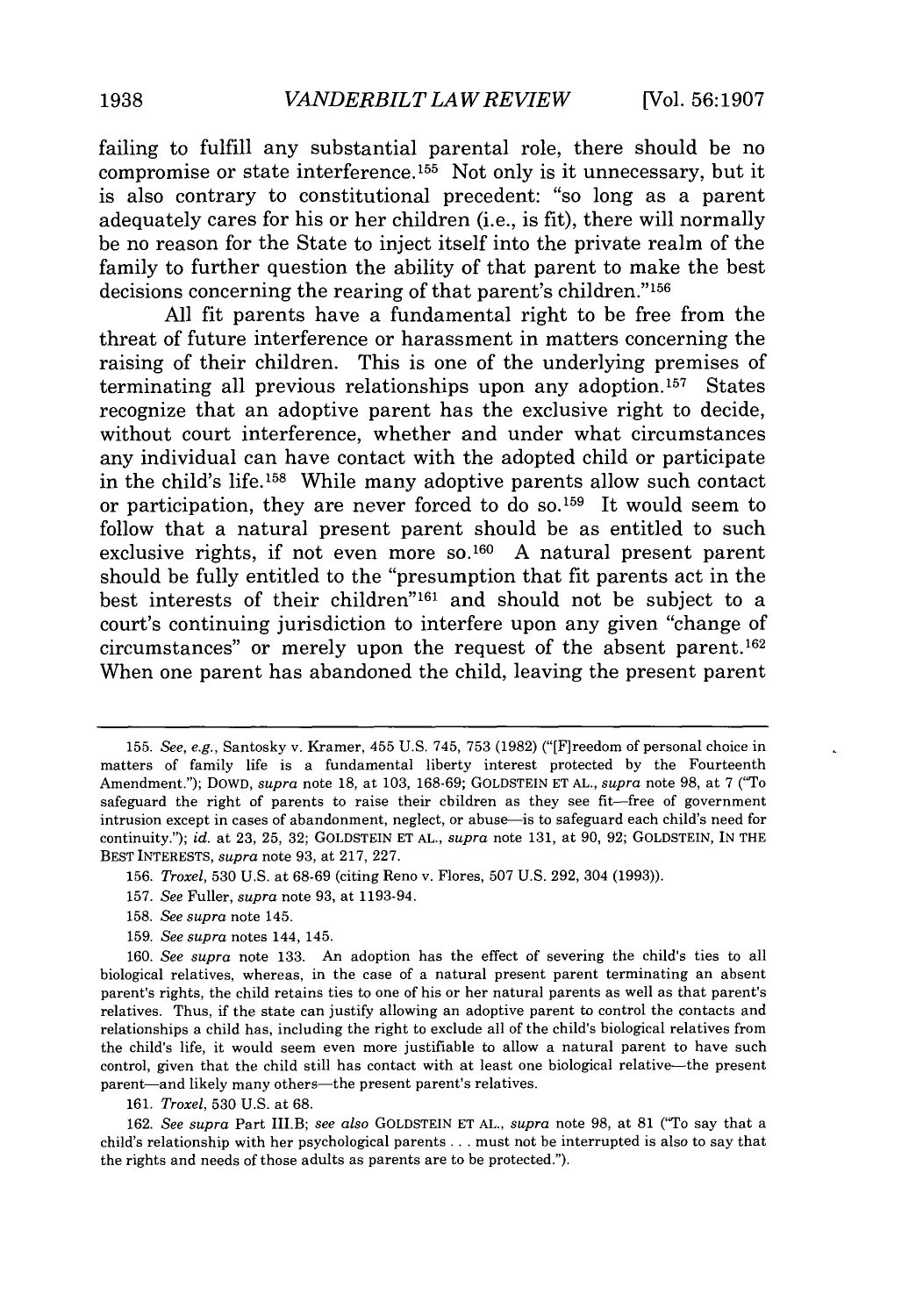failing to fulfill any substantial parental role, there should be no compromise or state interference.[155] Not only is it unnecessary, but it is also contrary to constitutional precedent: "so long as a parent adequately cares for his or her children (i.e., is fit), there will normally be no reason for the State to inject itself into the private realm of the family to further question the ability of that parent to make the best decisions concerning the rearing of that parent's children."[156]

All fit parents have a fundamental right to be free from the threat of future interference or harassment in matters concerning the raising of their children. This is one of the underlying premises of terminating all previous relationships upon any adoption.[157] States recognize that an adoptive parent has the exclusive right to decide, without court interference, whether and under what circumstances any individual can have contact with the adopted child or participate in the child's life.[158] While many adoptive parents allow such contact or participation, they are never forced to do so.[159] It would seem to follow that a natural present parent should be as entitled to such exclusive rights, if not even more so.[160] A natural present parent should be fully entitled to the "presumption that fit parents act in the best interests of their children"[161] and should not be subject to a court's continuing jurisdiction to interfere upon any given "change of circumstances" or merely upon the request of the absent parent.[162] When one parent has abandoned the child, leaving the present parent

---

155. *See, e.g.*, Santosky v. Kramer, 455 U.S. 745, 753 (1982) ("[F]reedom of personal choice in matters of family life is a fundamental liberty interest protected by the Fourteenth Amendment."); DOWD, *supra* note 18, at 103, 168-69; GOLDSTEIN ET AL., *supra* note 98, at 7 ("To safeguard the right of parents to raise their children as they see fit—free of government intrusion except in cases of abandonment, neglect, or abuse—is to safeguard each child's need for continuity."); *id.* at 23, 25, 32; GOLDSTEIN ET AL., *supra* note 131, at 90, 92; GOLDSTEIN, IN THE BEST INTERESTS, *supra* note 93, at 217, 227.

156. *Troxel*, 530 U.S. at 68-69 (citing Reno v. Flores, 507 U.S. 292, 304 (1993)).

157. *See* Fuller, *supra* note 93, at 1193-94.

158. *See supra* note 145.

159. *See supra* notes 144, 145.

160. *See supra* note 133. An adoption has the effect of severing the child's ties to all biological relatives, whereas, in the case of a natural present parent terminating an absent parent's rights, the child retains ties to one of his or her natural parents as well as that parent's relatives. Thus, if the state can justify allowing an adoptive parent to control the contacts and relationships a child has, including the right to exclude all of the child's biological relatives from the child's life, it would seem even more justifiable to allow a natural parent to have such control, given that the child still has contact with at least one biological relative—the present parent—and likely many others—the present parent's relatives.

161. *Troxel*, 530 U.S. at 68.

162. *See supra* Part III.B; *see also* GOLDSTEIN ET AL., *supra* note 98, at 81 ("To say that a child's relationship with her psychological parents . . . must not be interrupted is also to say that the rights and needs of those adults as parents are to be protected.").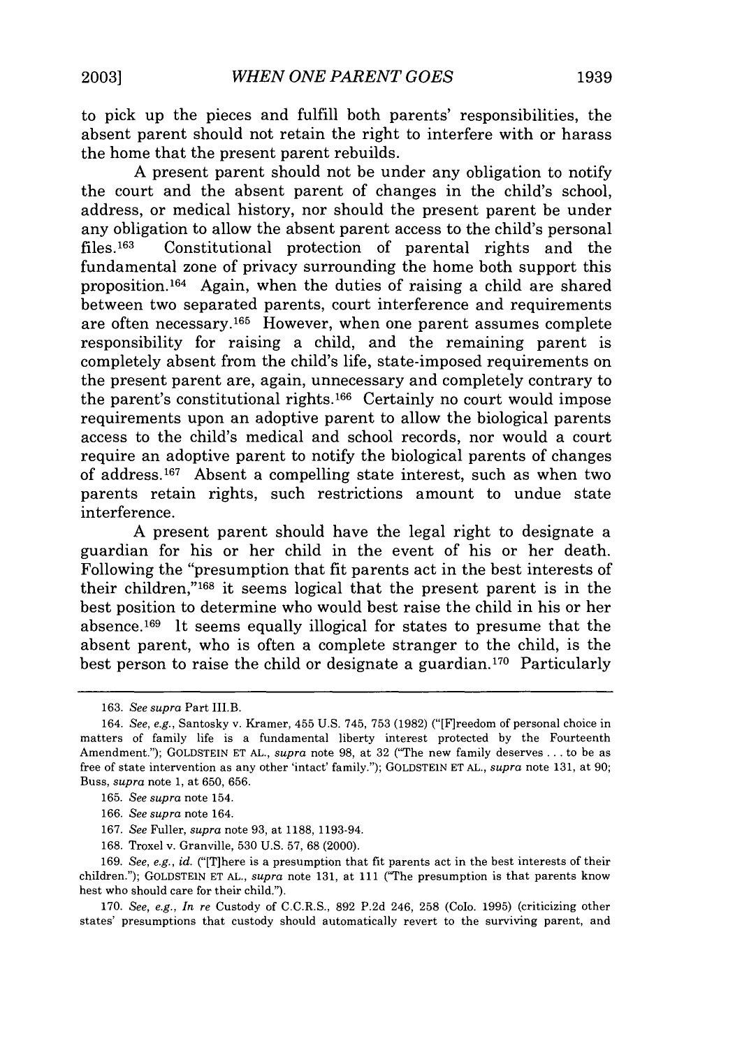to pick up the pieces and fulfill both parents' responsibilities, the absent parent should not retain the right to interfere with or harass the home that the present parent rebuilds.

A present parent should not be under any obligation to notify the court and the absent parent of changes in the child's school, address, or medical history, nor should the present parent be under any obligation to allow the absent parent access to the child's personal files.[163] Constitutional protection of parental rights and the fundamental zone of privacy surrounding the home both support this proposition.[164] Again, when the duties of raising a child are shared between two separated parents, court interference and requirements are often necessary.[165] However, when one parent assumes complete responsibility for raising a child, and the remaining parent is completely absent from the child's life, state-imposed requirements on the present parent are, again, unnecessary and completely contrary to the parent's constitutional rights.[166] Certainly no court would impose requirements upon an adoptive parent to allow the biological parents access to the child's medical and school records, nor would a court require an adoptive parent to notify the biological parents of changes of address.[167] Absent a compelling state interest, such as when two parents retain rights, such restrictions amount to undue state interference.

A present parent should have the legal right to designate a guardian for his or her child in the event of his or her death. Following the "presumption that fit parents act in the best interests of their children,"[168] it seems logical that the present parent is in the best position to determine who would best raise the child in his or her absence.[169] It seems equally illogical for states to presume that the absent parent, who is often a complete stranger to the child, is the best person to raise the child or designate a guardian.[170] Particularly

---

163. *See supra* Part III.B.

164. *See, e.g.*, Santosky v. Kramer, 455 U.S. 745, 753 (1982) ("[F]reedom of personal choice in matters of family life is a fundamental liberty interest protected by the Fourteenth Amendment."); GOLDSTEIN ET AL., *supra* note 98, at 32 ("The new family deserves . . . to be as free of state intervention as any other 'intact' family."); GOLDSTEIN ET AL., *supra* note 131, at 90; Buss, *supra* note 1, at 650, 656.

165. *See supra* note 154.

166. *See supra* note 164.

167. *See* Fuller, *supra* note 93, at 1188, 1193-94.

168. Troxel v. Granville, 530 U.S. 57, 68 (2000).

169. *See, e.g.*, *id.* ("[T]here is a presumption that fit parents act in the best interests of their children."); GOLDSTEIN ET AL., *supra* note 131, at 111 ("The presumption is that parents know best who should care for their child.").

170. *See, e.g.*, *In re* Custody of C.C.R.S., 892 P.2d 246, 258 (Colo. 1995) (criticizing other states' presumptions that custody should automatically revert to the surviving parent, and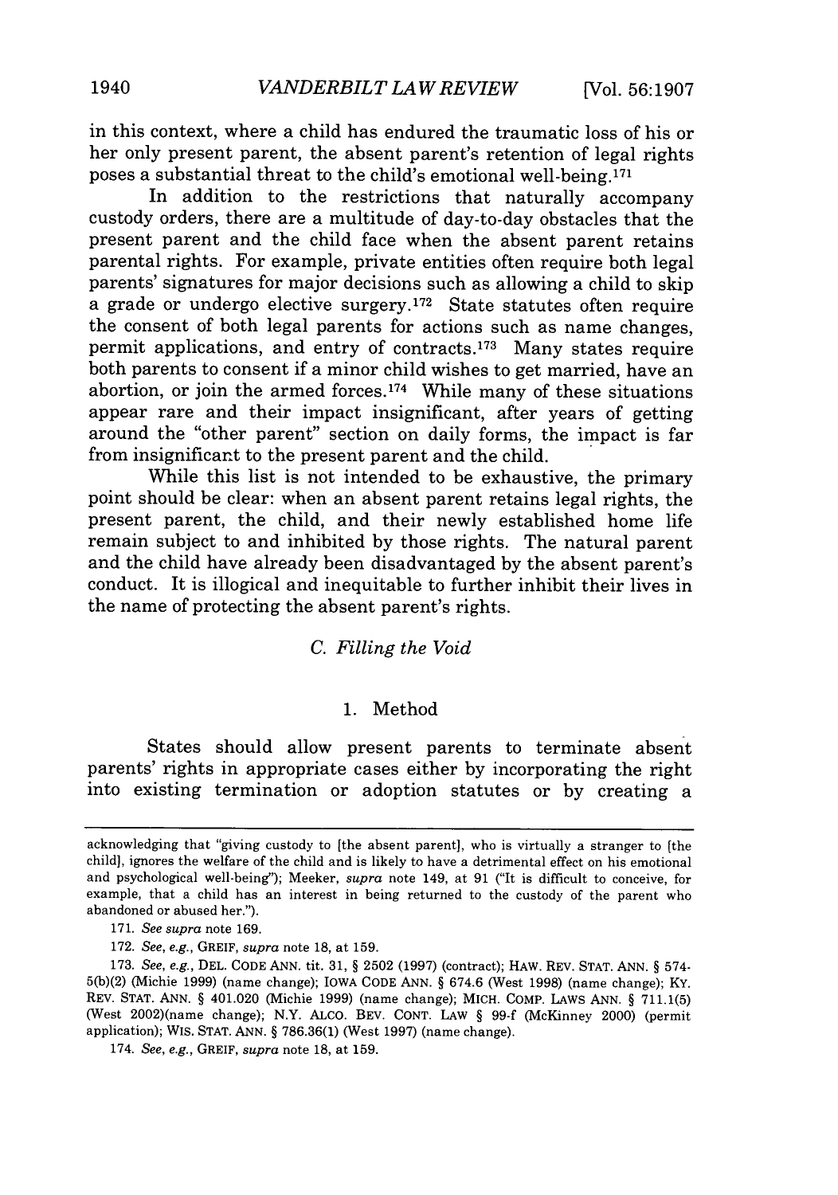in this context, where a child has endured the traumatic loss of his or her only present parent, the absent parent's retention of legal rights poses a substantial threat to the child's emotional well-being.[171]

In addition to the restrictions that naturally accompany custody orders, there are a multitude of day-to-day obstacles that the present parent and the child face when the absent parent retains parental rights. For example, private entities often require both legal parents' signatures for major decisions such as allowing a child to skip a grade or undergo elective surgery.[172] State statutes often require the consent of both legal parents for actions such as name changes, permit applications, and entry of contracts.[173] Many states require both parents to consent if a minor child wishes to get married, have an abortion, or join the armed forces.[174] While many of these situations appear rare and their impact insignificant, after years of getting around the "other parent" section on daily forms, the impact is far from insignificant to the present parent and the child.

While this list is not intended to be exhaustive, the primary point should be clear: when an absent parent retains legal rights, the present parent, the child, and their newly established home life remain subject to and inhibited by those rights. The natural parent and the child have already been disadvantaged by the absent parent's conduct. It is illogical and inequitable to further inhibit their lives in the name of protecting the absent parent's rights.

### *C. Filling the Void*

#### 1. Method

States should allow present parents to terminate absent parents' rights in appropriate cases either by incorporating the right into existing termination or adoption statutes or by creating a

---

acknowledging that "giving custody to [the absent parent], who is virtually a stranger to [the child], ignores the welfare of the child and is likely to have a detrimental effect on his emotional and psychological well-being"); Meeker, *supra* note 149, at 91 ("It is difficult to conceive, for example, that a child has an interest in being returned to the custody of the parent who abandoned or abused her.").

171. *See supra* note 169.

172. *See, e.g.*, GREIF, *supra* note 18, at 159.

173. *See, e.g.*, DEL. CODE ANN. tit. 31, § 2502 (1997) (contract); HAW. REV. STAT. ANN. § 574-5(b)(2) (Michie 1999) (name change); IOWA CODE ANN. § 674.6 (West 1998) (name change); KY. REV. STAT. ANN. § 401.020 (Michie 1999) (name change); MICH. COMP. LAWS ANN. § 711.1(5) (West 2002)(name change); N.Y. ALCO. BEV. CONT. LAW § 99-f (McKinney 2000) (permit application); WIS. STAT. ANN. § 786.36(1) (West 1997) (name change).

174. *See, e.g.*, GREIF, *supra* note 18, at 159.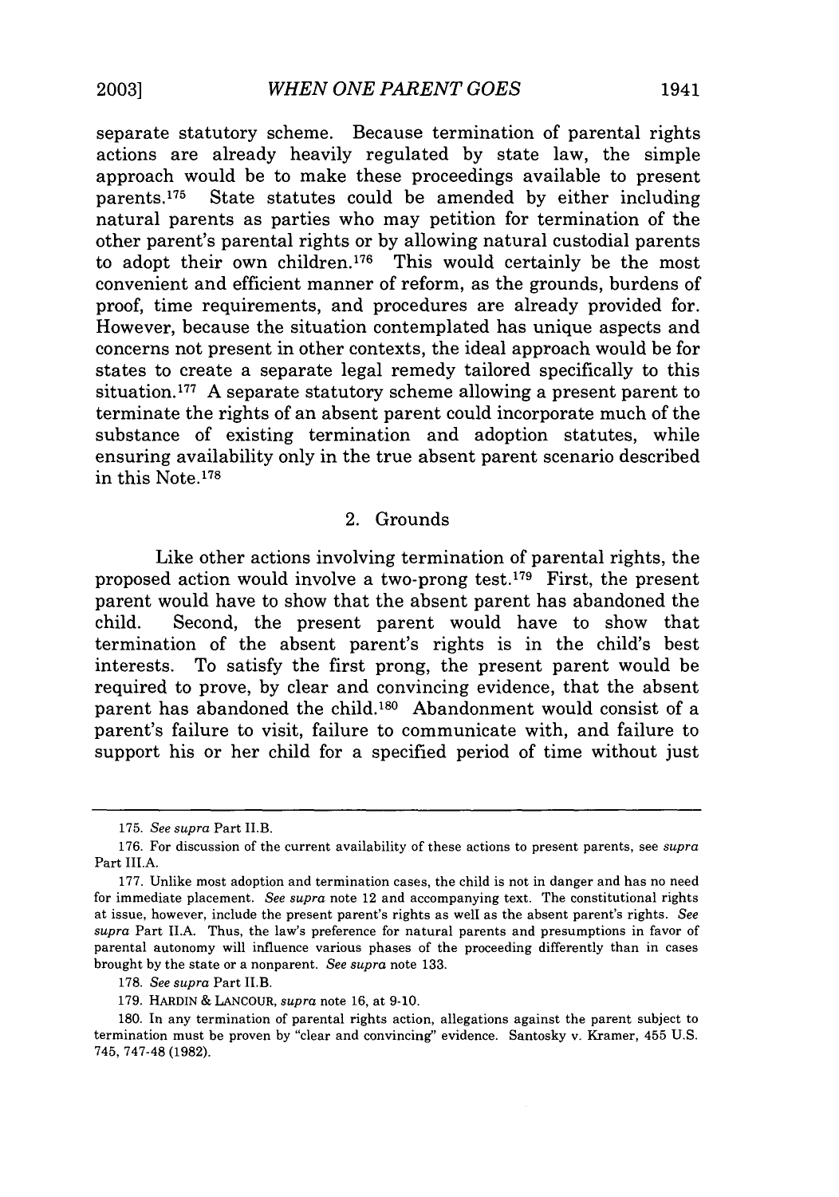separate statutory scheme. Because termination of parental rights actions are already heavily regulated by state law, the simple approach would be to make these proceedings available to present parents.[175] State statutes could be amended by either including natural parents as parties who may petition for termination of the other parent's parental rights or by allowing natural custodial parents to adopt their own children.[176] This would certainly be the most convenient and efficient manner of reform, as the grounds, burdens of proof, time requirements, and procedures are already provided for. However, because the situation contemplated has unique aspects and concerns not present in other contexts, the ideal approach would be for states to create a separate legal remedy tailored specifically to this situation.[177] A separate statutory scheme allowing a present parent to terminate the rights of an absent parent could incorporate much of the substance of existing termination and adoption statutes, while ensuring availability only in the true absent parent scenario described in this Note.[178]

### 2. Grounds

Like other actions involving termination of parental rights, the proposed action would involve a two-prong test.[179] First, the present parent would have to show that the absent parent has abandoned the child. Second, the present parent would have to show that termination of the absent parent's rights is in the child's best interests. To satisfy the first prong, the present parent would be required to prove, by clear and convincing evidence, that the absent parent has abandoned the child.[180] Abandonment would consist of a parent's failure to visit, failure to communicate with, and failure to support his or her child for a specified period of time without just

---

175. *See supra* Part II.B.

176. For discussion of the current availability of these actions to present parents, see *supra* Part III.A.

177. Unlike most adoption and termination cases, the child is not in danger and has no need for immediate placement. *See supra* note 12 and accompanying text. The constitutional rights at issue, however, include the present parent's rights as well as the absent parent's rights. *See supra* Part II.A. Thus, the law's preference for natural parents and presumptions in favor of parental autonomy will influence various phases of the proceeding differently than in cases brought by the state or a nonparent. *See supra* note 133.

178. *See supra* Part II.B.

179. HARDIN & LANCOUR, *supra* note 16, at 9-10.

180. In any termination of parental rights action, allegations against the parent subject to termination must be proven by "clear and convincing" evidence. Santosky v. Kramer, 455 U.S. 745, 747-48 (1982).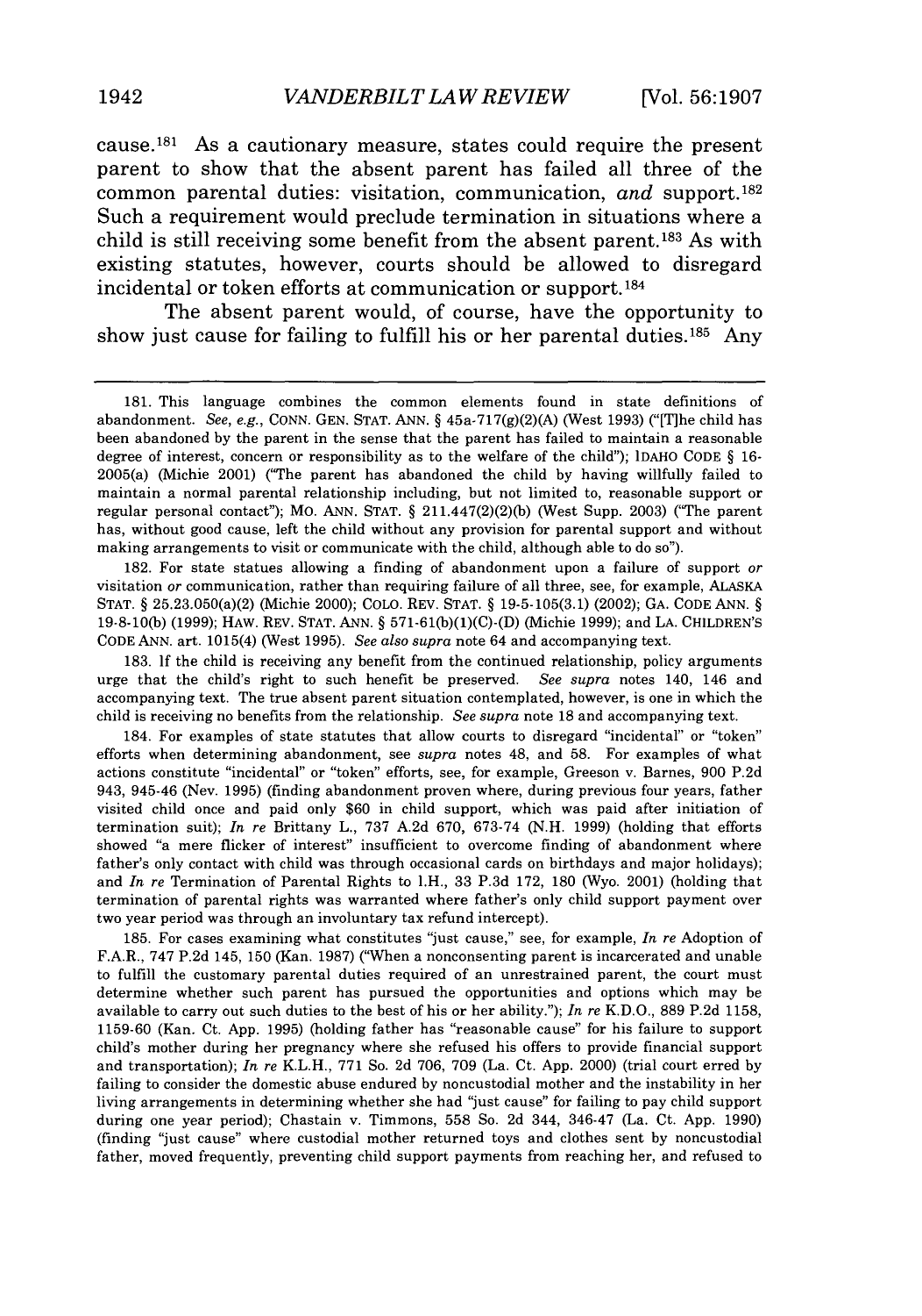cause.[181] As a cautionary measure, states could require the present parent to show that the absent parent has failed all three of the common parental duties: visitation, communication, *and* support.[182] Such a requirement would preclude termination in situations where a child is still receiving some benefit from the absent parent.[183] As with existing statutes, however, courts should be allowed to disregard incidental or token efforts at communication or support.[184]

The absent parent would, of course, have the opportunity to show just cause for failing to fulfill his or her parental duties.[185] Any

---

181. This language combines the common elements found in state definitions of abandonment. *See, e.g.*, CONN. GEN. STAT. ANN. § 45a-717(g)(2)(A) (West 1993) ("[T]he child has been abandoned by the parent in the sense that the parent has failed to maintain a reasonable degree of interest, concern or responsibility as to the welfare of the child"); IDAHO CODE § 16-2005(a) (Michie 2001) ("The parent has abandoned the child by having willfully failed to maintain a normal parental relationship including, but not limited to, reasonable support or regular personal contact"); MO. ANN. STAT. § 211.447(2)(2)(b) (West Supp. 2003) ("The parent has, without good cause, left the child without any provision for parental support and without making arrangements to visit or communicate with the child, although able to do so").

182. For state statues allowing a finding of abandonment upon a failure of support *or* visitation *or* communication, rather than requiring failure of all three, see, for example, ALASKA STAT. § 25.23.050(a)(2) (Michie 2000); COLO. REV. STAT. § 19-5-105(3.1) (2002); GA. CODE ANN. § 19-8-10(b) (1999); HAW. REV. STAT. ANN. § 571-61(b)(1)(C)-(D) (Michie 1999); and LA. CHILDREN'S CODE ANN. art. 1015(4) (West 1995). *See also supra* note 64 and accompanying text.

183. If the child is receiving any benefit from the continued relationship, policy arguments urge that the child's right to such benefit be preserved. *See supra* notes 140, 146 and accompanying text. The true absent parent situation contemplated, however, is one in which the child is receiving no benefits from the relationship. *See supra* note 18 and accompanying text.

184. For examples of state statutes that allow courts to disregard "incidental" or "token" efforts when determining abandonment, see *supra* notes 48, and 58. For examples of what actions constitute "incidental" or "token" efforts, see, for example, Greeson v. Barnes, 900 P.2d 943, 945-46 (Nev. 1995) (finding abandonment proven where, during previous four years, father visited child once and paid only $60 in child support, which was paid after initiation of termination suit); *In re* Brittany L., 737 A.2d 670, 673-74 (N.H. 1999) (holding that efforts showed "a mere flicker of interest" insufficient to overcome finding of abandonment where father's only contact with child was through occasional cards on birthdays and major holidays); and *In re* Termination of Parental Rights to I.H., 33 P.3d 172, 180 (Wyo. 2001) (holding that termination of parental rights was warranted where father's only child support payment over two year period was through an involuntary tax refund intercept).

185. For cases examining what constitutes "just cause," see, for example, *In re* Adoption of F.A.R., 747 P.2d 145, 150 (Kan. 1987) ("When a nonconsenting parent is incarcerated and unable to fulfill the customary parental duties required of an unrestrained parent, the court must determine whether such parent has pursued the opportunities and options which may be available to carry out such duties to the best of his or her ability."); *In re* K.D.O., 889 P.2d 1158, 1159-60 (Kan. Ct. App. 1995) (holding father has "reasonable cause" for his failure to support child's mother during her pregnancy where she refused his offers to provide financial support and transportation); *In re* K.L.H., 771 So. 2d 706, 709 (La. Ct. App. 2000) (trial court erred by failing to consider the domestic abuse endured by noncustodial mother and the instability in her living arrangements in determining whether she had "just cause" for failing to pay child support during one year period); Chastain v. Timmons, 558 So. 2d 344, 346-47 (La. Ct. App. 1990) (finding "just cause" where custodial mother returned toys and clothes sent by noncustodial father, moved frequently, preventing child support payments from reaching her, and refused to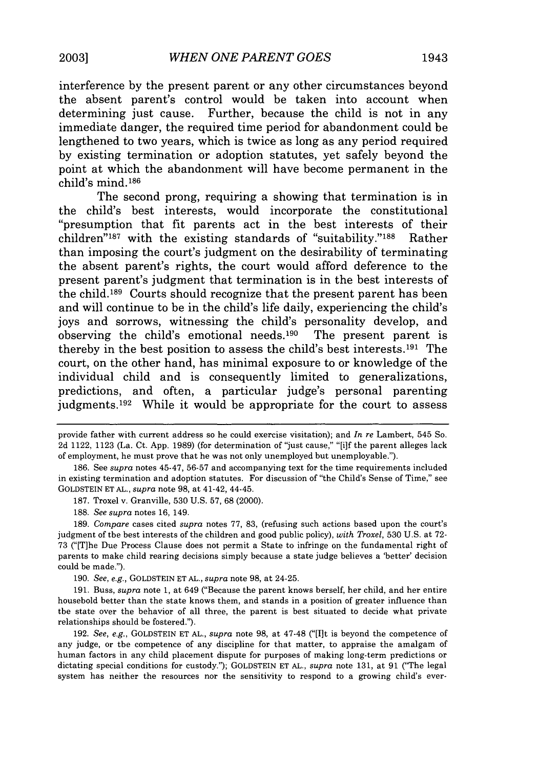interference by the present parent or any other circumstances beyond the absent parent's control would be taken into account when determining just cause. Further, because the child is not in any immediate danger, the required time period for abandonment could be lengthened to two years, which is twice as long as any period required by existing termination or adoption statutes, yet safely beyond the point at which the abandonment will have become permanent in the child's mind.[186]

The second prong, requiring a showing that termination is in the child's best interests, would incorporate the constitutional "presumption that fit parents act in the best interests of their children"[187] with the existing standards of "suitability."[188] Rather than imposing the court's judgment on the desirability of terminating the absent parent's rights, the court would afford deference to the present parent's judgment that termination is in the best interests of the child.[189] Courts should recognize that the present parent has been and will continue to be in the child's life daily, experiencing the child's joys and sorrows, witnessing the child's personality develop, and observing the child's emotional needs.[190] The present parent is thereby in the best position to assess the child's best interests.[191] The court, on the other hand, has minimal exposure to or knowledge of the individual child and is consequently limited to generalizations, predictions, and often, a particular judge's personal parenting judgments.[192] While it would be appropriate for the court to assess

---

provide father with current address so he could exercise visitation); and *In re* Lambert, 545 So. 2d 1122, 1123 (La. Ct. App. 1989) (for determination of "just cause," "[i]f the parent alleges lack of employment, he must prove that he was not only unemployed but unemployable.").

186. See *supra* notes 45-47, 56-57 and accompanying text for the time requirements included in existing termination and adoption statutes. For discussion of "the Child's Sense of Time," see GOLDSTEIN ET AL., *supra* note 98, at 41-42, 44-45.

187. Troxel v. Granville, 530 U.S. 57, 68 (2000).

188. *See supra* notes 16, 149.

189. *Compare* cases cited *supra* notes 77, 83, (refusing such actions based upon the court's judgment of the best interests of the children and good public policy), *with Troxel*, 530 U.S. at 72-73 ("[T]he Due Process Clause does not permit a State to infringe on the fundamental right of parents to make child rearing decisions simply because a state judge believes a 'better' decision could be made.").

190. *See, e.g.*, GOLDSTEIN ET AL., *supra* note 98, at 24-25.

191. Buss, *supra* note 1, at 649 ("Because the parent knows herself, her child, and her entire household better than the state knows them, and stands in a position of greater influence than the state over the behavior of all three, the parent is best situated to decide what private relationships should be fostered.").

192. *See, e.g.*, GOLDSTEIN ET AL., *supra* note 98, at 47-48 ("[I]t is beyond the competence of any judge, or the competence of any discipline for that matter, to appraise the amalgam of human factors in any child placement dispute for purposes of making long-term predictions or dictating special conditions for custody."); GOLDSTEIN ET AL., *supra* note 131, at 91 ("The legal system has neither the resources nor the sensitivity to respond to a growing child's ever-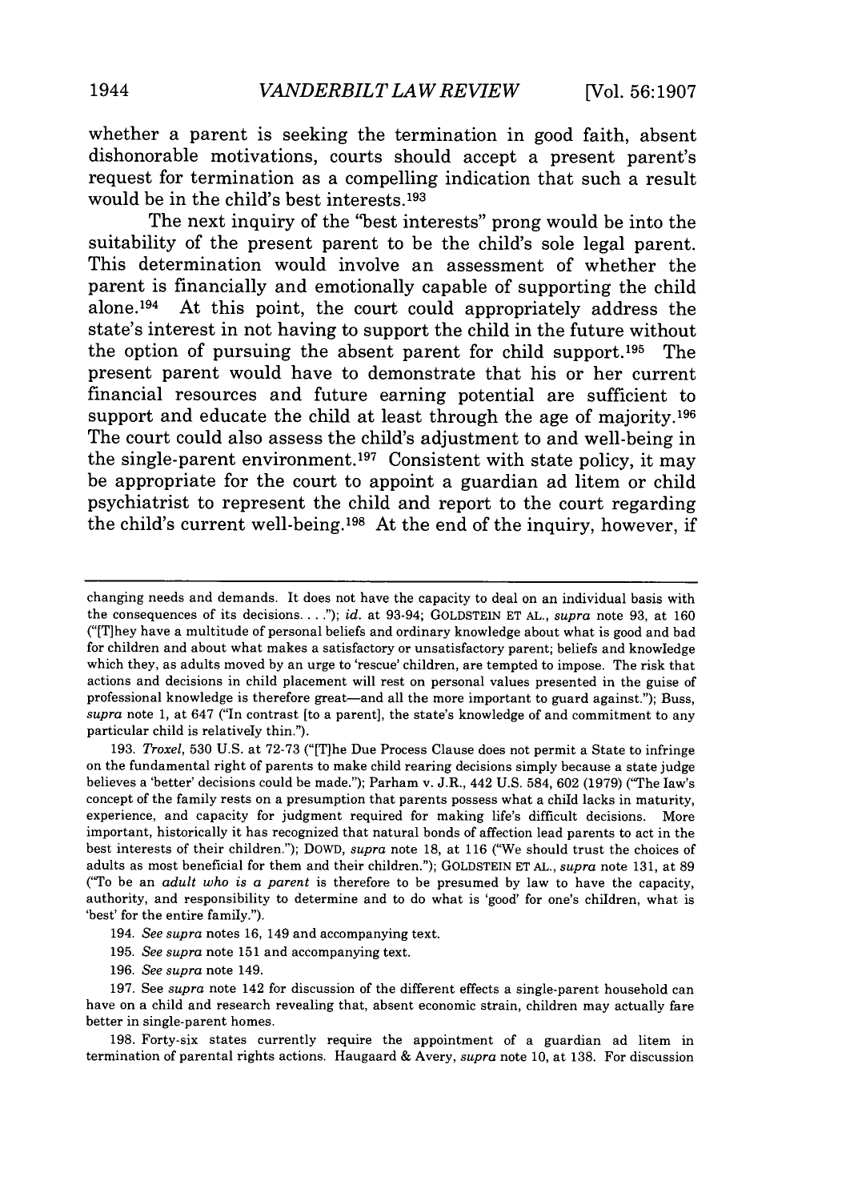whether a parent is seeking the termination in good faith, absent dishonorable motivations, courts should accept a present parent's request for termination as a compelling indication that such a result would be in the child's best interests.[193]

The next inquiry of the "best interests" prong would be into the suitability of the present parent to be the child's sole legal parent. This determination would involve an assessment of whether the parent is financially and emotionally capable of supporting the child alone.[194] At this point, the court could appropriately address the state's interest in not having to support the child in the future without the option of pursuing the absent parent for child support.[195] The present parent would have to demonstrate that his or her current financial resources and future earning potential are sufficient to support and educate the child at least through the age of majority.[196] The court could also assess the child's adjustment to and well-being in the single-parent environment.[197] Consistent with state policy, it may be appropriate for the court to appoint a guardian ad litem or child psychiatrist to represent the child and report to the court regarding the child's current well-being.[198] At the end of the inquiry, however, if

---

changing needs and demands. It does not have the capacity to deal on an individual basis with the consequences of its decisions. . . ."); *id.* at 93-94; GOLDSTEIN ET AL., *supra* note 93, at 160 ("[T]hey have a multitude of personal beliefs and ordinary knowledge about what is good and bad for children and about what makes a satisfactory or unsatisfactory parent; beliefs and knowledge which they, as adults moved by an urge to 'rescue' children, are tempted to impose. The risk that actions and decisions in child placement will rest on personal values presented in the guise of professional knowledge is therefore great—and all the more important to guard against."); Buss, *supra* note 1, at 647 ("In contrast [to a parent], the state's knowledge of and commitment to any particular child is relatively thin.").

193. *Troxel*, 530 U.S. at 72-73 ("[T]he Due Process Clause does not permit a State to infringe on the fundamental right of parents to make child rearing decisions simply because a state judge believes a 'better' decisions could be made."); Parham v. J.R., 442 U.S. 584, 602 (1979) ("The law's concept of the family rests on a presumption that parents possess what a child lacks in maturity, experience, and capacity for judgment required for making life's difficult decisions. More important, historically it has recognized that natural bonds of affection lead parents to act in the best interests of their children."); DOWD, *supra* note 18, at 116 ("We should trust the choices of adults as most beneficial for them and their children."); GOLDSTEIN ET AL., *supra* note 131, at 89 ("To be an *adult who is a parent* is therefore to be presumed by law to have the capacity, authority, and responsibility to determine and to do what is 'good' for one's children, what is 'best' for the entire family.").

194. *See supra* notes 16, 149 and accompanying text.

195. *See supra* note 151 and accompanying text.

196. *See supra* note 149.

197. See *supra* note 142 for discussion of the different effects a single-parent household can have on a child and research revealing that, absent economic strain, children may actually fare better in single-parent homes.

198. Forty-six states currently require the appointment of a guardian ad litem in termination of parental rights actions. Haugaard & Avery, *supra* note 10, at 138. For discussion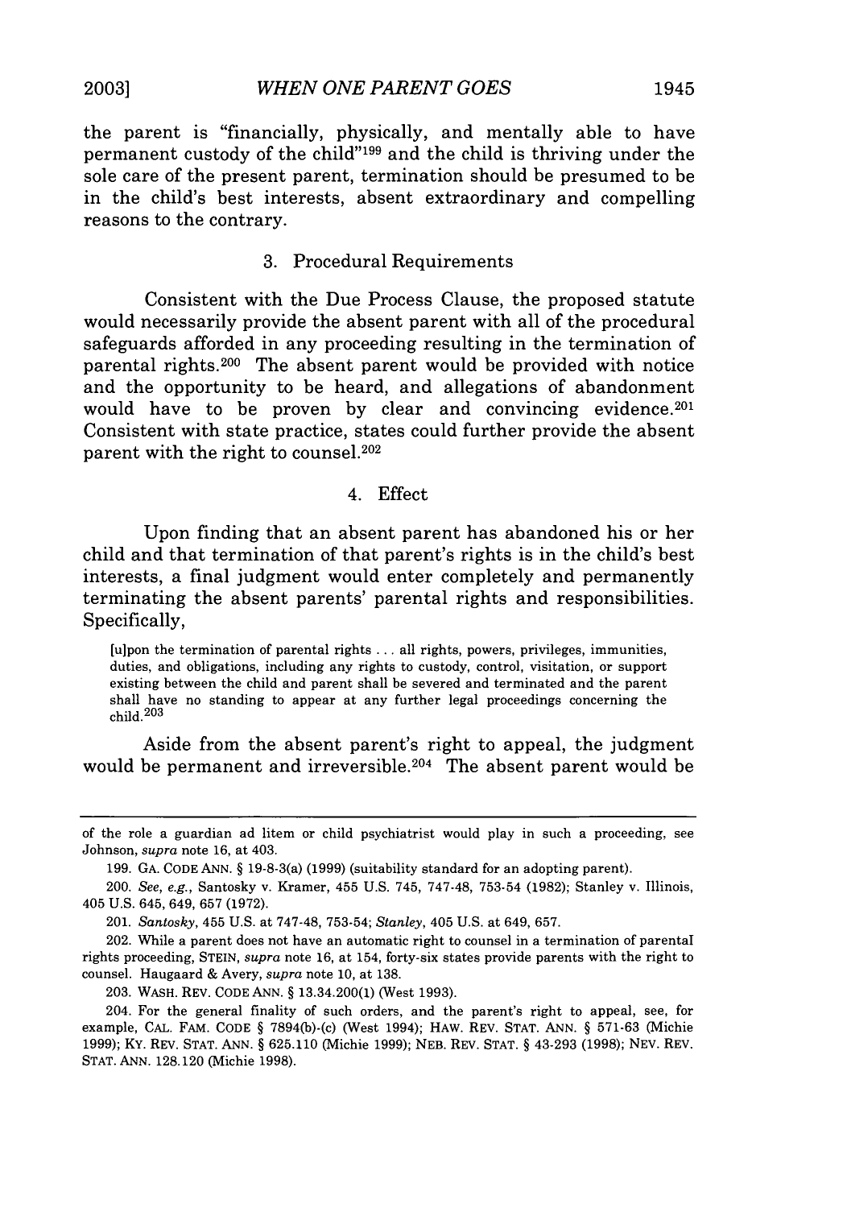the parent is "financially, physically, and mentally able to have permanent custody of the child"[199] and the child is thriving under the sole care of the present parent, termination should be presumed to be in the child's best interests, absent extraordinary and compelling reasons to the contrary.

### 3. Procedural Requirements

Consistent with the Due Process Clause, the proposed statute would necessarily provide the absent parent with all of the procedural safeguards afforded in any proceeding resulting in the termination of parental rights.[200] The absent parent would be provided with notice and the opportunity to be heard, and allegations of abandonment would have to be proven by clear and convincing evidence.[201] Consistent with state practice, states could further provide the absent parent with the right to counsel.[202]

### 4. Effect

Upon finding that an absent parent has abandoned his or her child and that termination of that parent's rights is in the child's best interests, a final judgment would enter completely and permanently terminating the absent parents' parental rights and responsibilities. Specifically,

> [u]pon the termination of parental rights . . . all rights, powers, privileges, immunities, duties, and obligations, including any rights to custody, control, visitation, or support existing between the child and parent shall be severed and terminated and the parent shall have no standing to appear at any further legal proceedings concerning the child.[203]

Aside from the absent parent's right to appeal, the judgment would be permanent and irreversible.[204] The absent parent would be

---

of the role a guardian ad litem or child psychiatrist would play in such a proceeding, see Johnson, *supra* note 16, at 403.

199. GA. CODE ANN. § 19-8-3(a) (1999) (suitability standard for an adopting parent).

200. *See, e.g.*, Santosky v. Kramer, 455 U.S. 745, 747-48, 753-54 (1982); Stanley v. Illinois, 405 U.S. 645, 649, 657 (1972).

201. *Santosky*, 455 U.S. at 747-48, 753-54; *Stanley*, 405 U.S. at 649, 657.

202. While a parent does not have an automatic right to counsel in a termination of parental rights proceeding, STEIN, *supra* note 16, at 154, forty-six states provide parents with the right to counsel. Haugaard & Avery, *supra* note 10, at 138.

203. WASH. REV. CODE ANN. § 13.34.200(1) (West 1993).

204. For the general finality of such orders, and the parent's right to appeal, see, for example, CAL. FAM. CODE § 7894(b)-(c) (West 1994); HAW. REV. STAT. ANN. § 571-63 (Michie 1999); KY. REV. STAT. ANN. § 625.110 (Michie 1999); NEB. REV. STAT. § 43-293 (1998); NEV. REV. STAT. ANN. 128.120 (Michie 1998).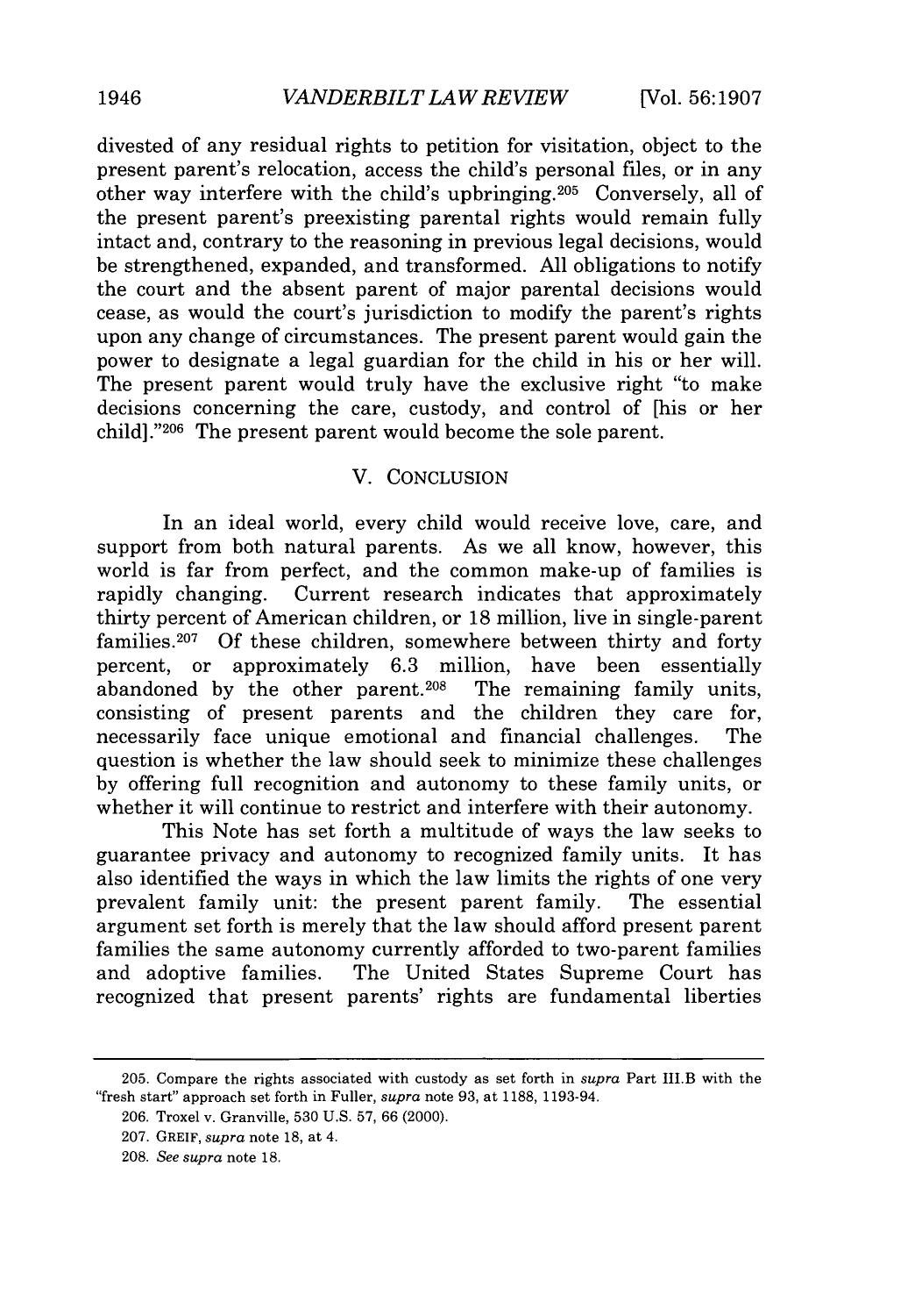divested of any residual rights to petition for visitation, object to the present parent's relocation, access the child's personal files, or in any other way interfere with the child's upbringing.[205] Conversely, all of the present parent's preexisting parental rights would remain fully intact and, contrary to the reasoning in previous legal decisions, would be strengthened, expanded, and transformed. All obligations to notify the court and the absent parent of major parental decisions would cease, as would the court's jurisdiction to modify the parent's rights upon any change of circumstances. The present parent would gain the power to designate a legal guardian for the child in his or her will. The present parent would truly have the exclusive right "to make decisions concerning the care, custody, and control of [his or her child]."[206] The present parent would become the sole parent.

## V. CONCLUSION

In an ideal world, every child would receive love, care, and support from both natural parents. As we all know, however, this world is far from perfect, and the common make-up of families is rapidly changing. Current research indicates that approximately thirty percent of American children, or 18 million, live in single-parent families.[207] Of these children, somewhere between thirty and forty percent, or approximately 6.3 million, have been essentially abandoned by the other parent.[208] The remaining family units, consisting of present parents and the children they care for, necessarily face unique emotional and financial challenges. The question is whether the law should seek to minimize these challenges by offering full recognition and autonomy to these family units, or whether it will continue to restrict and interfere with their autonomy.

This Note has set forth a multitude of ways the law seeks to guarantee privacy and autonomy to recognized family units. It has also identified the ways in which the law limits the rights of one very prevalent family unit: the present parent family. The essential argument set forth is merely that the law should afford present parent families the same autonomy currently afforded to two-parent families and adoptive families. The United States Supreme Court has recognized that present parents' rights are fundamental liberties

---

205. Compare the rights associated with custody as set forth in *supra* Part III.B with the "fresh start" approach set forth in Fuller, *supra* note 93, at 1188, 1193-94.

206. Troxel v. Granville, 530 U.S. 57, 66 (2000).

207. GREIF, *supra* note 18, at 4.

208. *See supra* note 18.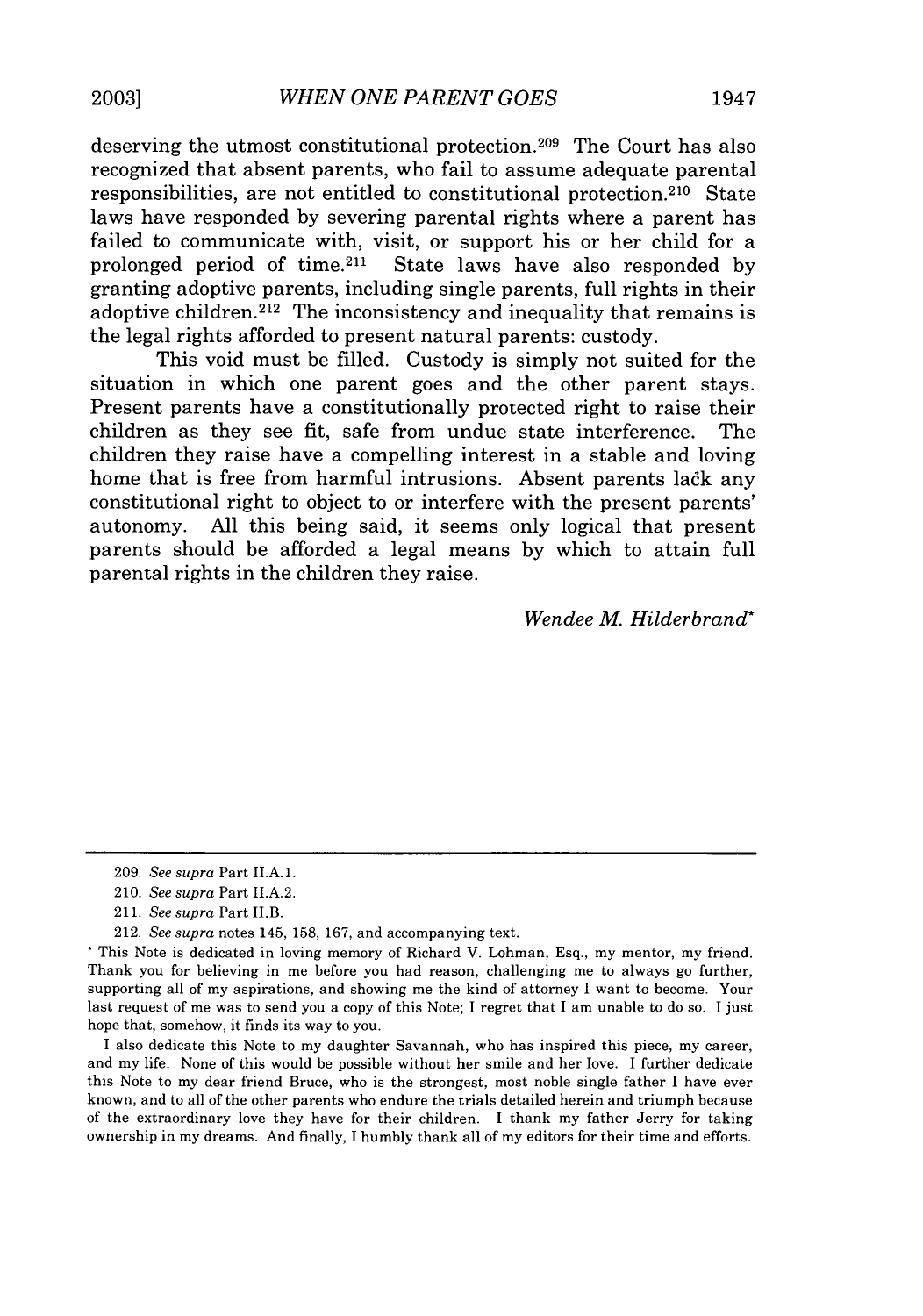deserving the utmost constitutional protection.[209] The Court has also recognized that absent parents, who fail to assume adequate parental responsibilities, are not entitled to constitutional protection.[210] State laws have responded by severing parental rights where a parent has failed to communicate with, visit, or support his or her child for a prolonged period of time.[211] State laws have also responded by granting adoptive parents, including single parents, full rights in their adoptive children.[212] The inconsistency and inequality that remains is the legal rights afforded to present natural parents: custody.

This void must be filled. Custody is simply not suited for the situation in which one parent goes and the other parent stays. Present parents have a constitutionally protected right to raise their children as they see fit, safe from undue state interference. The children they raise have a compelling interest in a stable and loving home that is free from harmful intrusions. Absent parents lack any constitutional right to object to or interfere with the present parents' autonomy. All this being said, it seems only logical that present parents should be afforded a legal means by which to attain full parental rights in the children they raise.

*Wendee M. Hilderbrand**

---

209. *See supra* Part II.A.1.

210. *See supra* Part II.A.2.

211. *See supra* Part II.B.

212. *See supra* notes 145, 158, 167, and accompanying text.

\* This Note is dedicated in loving memory of Richard V. Lohman, Esq., my mentor, my friend. Thank you for believing in me before you had reason, challenging me to always go further, supporting all of my aspirations, and showing me the kind of attorney I want to become. Your last request of me was to send you a copy of this Note; I regret that I am unable to do so. I just hope that, somehow, it finds its way to you.

I also dedicate this Note to my daughter Savannah, who has inspired this piece, my career, and my life. None of this would be possible without her smile and her love. I further dedicate this Note to my dear friend Bruce, who is the strongest, most noble single father I have ever known, and to all of the other parents who endure the trials detailed herein and triumph because of the extraordinary love they have for their children. I thank my father Jerry for taking ownership in my dreams. And finally, I humbly thank all of my editors for their time and efforts.